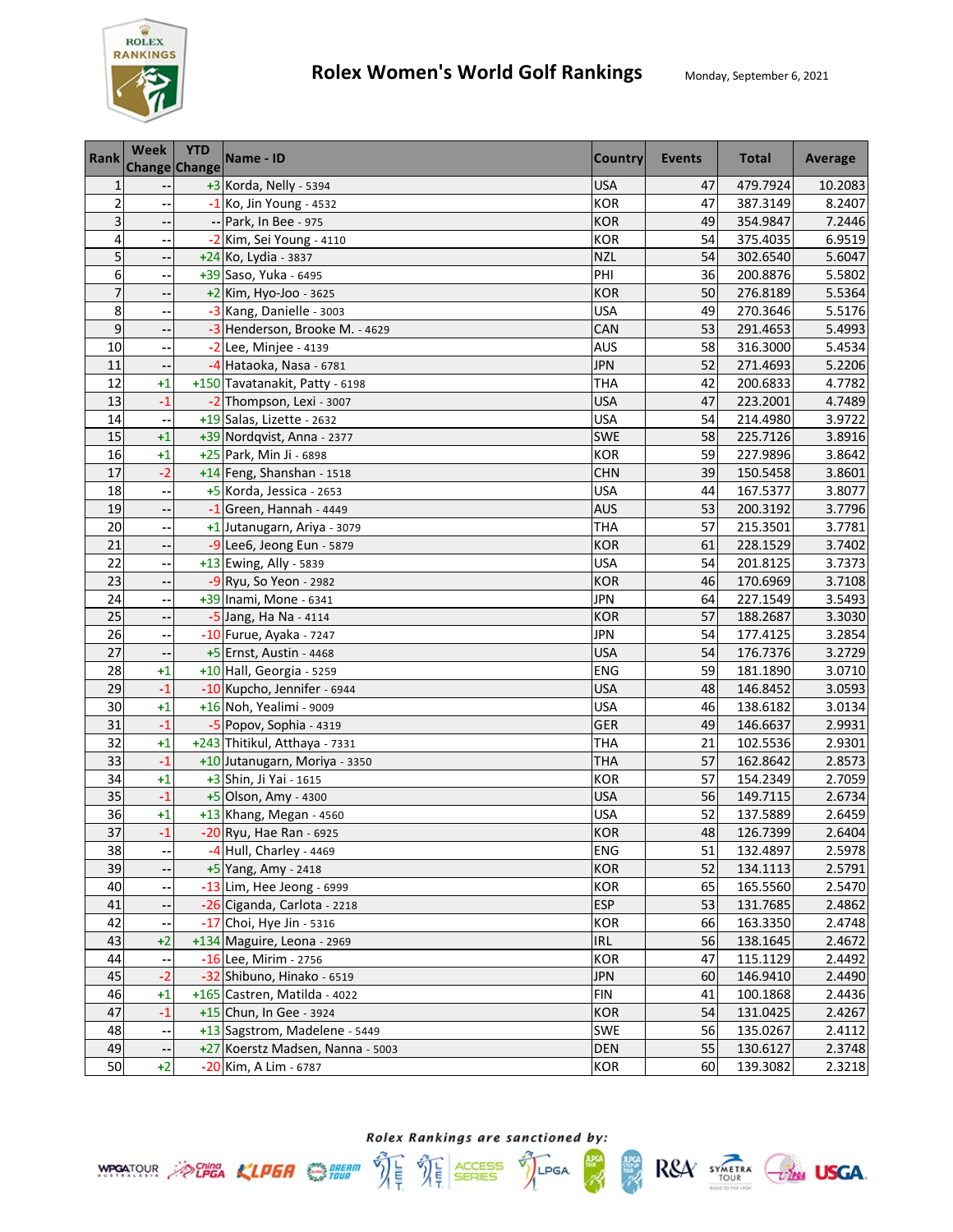# Rolex Women's World Golf Rankings

Monday, September 6, 2021

| Rank | Week Change | YTD Change | Name - ID | Country | Events | Total | Average |
|---|---|---|---|---|---|---|---|
| 1 | -- | +3 | Korda, Nelly - 5394 | USA | 47 | 479.7924 | 10.2083 |
| 2 | -- | -1 | Ko, Jin Young - 4532 | KOR | 47 | 387.3149 | 8.2407 |
| 3 | -- | -- | Park, In Bee - 975 | KOR | 49 | 354.9847 | 7.2446 |
| 4 | -- | -2 | Kim, Sei Young - 4110 | KOR | 54 | 375.4035 | 6.9519 |
| 5 | -- | +24 | Ko, Lydia - 3837 | NZL | 54 | 302.6540 | 5.6047 |
| 6 | -- | +39 | Saso, Yuka - 6495 | PHI | 36 | 200.8876 | 5.5802 |
| 7 | -- | +2 | Kim, Hyo-Joo - 3625 | KOR | 50 | 276.8189 | 5.5364 |
| 8 | -- | -3 | Kang, Danielle - 3003 | USA | 49 | 270.3646 | 5.5176 |
| 9 | -- | -3 | Henderson, Brooke M. - 4629 | CAN | 53 | 291.4653 | 5.4993 |
| 10 | -- | -2 | Lee, Minjee - 4139 | AUS | 58 | 316.3000 | 5.4534 |
| 11 | -- | -4 | Hataoka, Nasa - 6781 | JPN | 52 | 271.4693 | 5.2206 |
| 12 | +1 | +150 | Tavatanakit, Patty - 6198 | THA | 42 | 200.6833 | 4.7782 |
| 13 | -1 | -2 | Thompson, Lexi - 3007 | USA | 47 | 223.2001 | 4.7489 |
| 14 | -- | +19 | Salas, Lizette - 2632 | USA | 54 | 214.4980 | 3.9722 |
| 15 | +1 | +39 | Nordqvist, Anna - 2377 | SWE | 58 | 225.7126 | 3.8916 |
| 16 | +1 | +25 | Park, Min Ji - 6898 | KOR | 59 | 227.9896 | 3.8642 |
| 17 | -2 | +14 | Feng, Shanshan - 1518 | CHN | 39 | 150.5458 | 3.8601 |
| 18 | -- | +5 | Korda, Jessica - 2653 | USA | 44 | 167.5377 | 3.8077 |
| 19 | -- | -1 | Green, Hannah - 4449 | AUS | 53 | 200.3192 | 3.7796 |
| 20 | -- | +1 | Jutanugarn, Ariya - 3079 | THA | 57 | 215.3501 | 3.7781 |
| 21 | -- | -9 | Lee6, Jeong Eun - 5879 | KOR | 61 | 228.1529 | 3.7402 |
| 22 | -- | +13 | Ewing, Ally - 5839 | USA | 54 | 201.8125 | 3.7373 |
| 23 | -- | -9 | Ryu, So Yeon - 2982 | KOR | 46 | 170.6969 | 3.7108 |
| 24 | -- | +39 | Inami, Mone - 6341 | JPN | 64 | 227.1549 | 3.5493 |
| 25 | -- | -5 | Jang, Ha Na - 4114 | KOR | 57 | 188.2687 | 3.3030 |
| 26 | -- | -10 | Furue, Ayaka - 7247 | JPN | 54 | 177.4125 | 3.2854 |
| 27 | -- | +5 | Ernst, Austin - 4468 | USA | 54 | 176.7376 | 3.2729 |
| 28 | +1 | +10 | Hall, Georgia - 5259 | ENG | 59 | 181.1890 | 3.0710 |
| 29 | -1 | -10 | Kupcho, Jennifer - 6944 | USA | 48 | 146.8452 | 3.0593 |
| 30 | +1 | +16 | Noh, Yealimi - 9009 | USA | 46 | 138.6182 | 3.0134 |
| 31 | -1 | -5 | Popov, Sophia - 4319 | GER | 49 | 146.6637 | 2.9931 |
| 32 | +1 | +243 | Thitikul, Atthaya - 7331 | THA | 21 | 102.5536 | 2.9301 |
| 33 | -1 | +10 | Jutanugarn, Moriya - 3350 | THA | 57 | 162.8642 | 2.8573 |
| 34 | +1 | +3 | Shin, Ji Yai - 1615 | KOR | 57 | 154.2349 | 2.7059 |
| 35 | -1 | +5 | Olson, Amy - 4300 | USA | 56 | 149.7115 | 2.6734 |
| 36 | +1 | +13 | Khang, Megan - 4560 | USA | 52 | 137.5889 | 2.6459 |
| 37 | -1 | -20 | Ryu, Hae Ran - 6925 | KOR | 48 | 126.7399 | 2.6404 |
| 38 | -- | -4 | Hull, Charley - 4469 | ENG | 51 | 132.4897 | 2.5978 |
| 39 | -- | +5 | Yang, Amy - 2418 | KOR | 52 | 134.1113 | 2.5791 |
| 40 | -- | -13 | Lim, Hee Jeong - 6999 | KOR | 65 | 165.5560 | 2.5470 |
| 41 | -- | -26 | Ciganda, Carlota - 2218 | ESP | 53 | 131.7685 | 2.4862 |
| 42 | -- | -17 | Choi, Hye Jin - 5316 | KOR | 66 | 163.3350 | 2.4748 |
| 43 | +2 | +134 | Maguire, Leona - 2969 | IRL | 56 | 138.1645 | 2.4672 |
| 44 | -- | -16 | Lee, Mirim - 2756 | KOR | 47 | 115.1129 | 2.4492 |
| 45 | -2 | -32 | Shibuno, Hinako - 6519 | JPN | 60 | 146.9410 | 2.4490 |
| 46 | +1 | +165 | Castren, Matilda - 4022 | FIN | 41 | 100.1868 | 2.4436 |
| 47 | -1 | +15 | Chun, In Gee - 3924 | KOR | 54 | 131.0425 | 2.4267 |
| 48 | -- | +13 | Sagstrom, Madelene - 5449 | SWE | 56 | 135.0267 | 2.4112 |
| 49 | -- | +27 | Koerstz Madsen, Nanna - 5003 | DEN | 55 | 130.6127 | 2.3748 |
| 50 | +2 | -20 | Kim, A Lim - 6787 | KOR | 60 | 139.3082 | 2.3218 |

*Rolex Rankings are sanctioned by:*

WPGA TOUR, China LPGA, KLPGA, Dream Tour, LET, LET Access Series, LPGA, JLPGA, JLPGA Step Up Tour, R&A, Symetra Tour, LPGA, USGA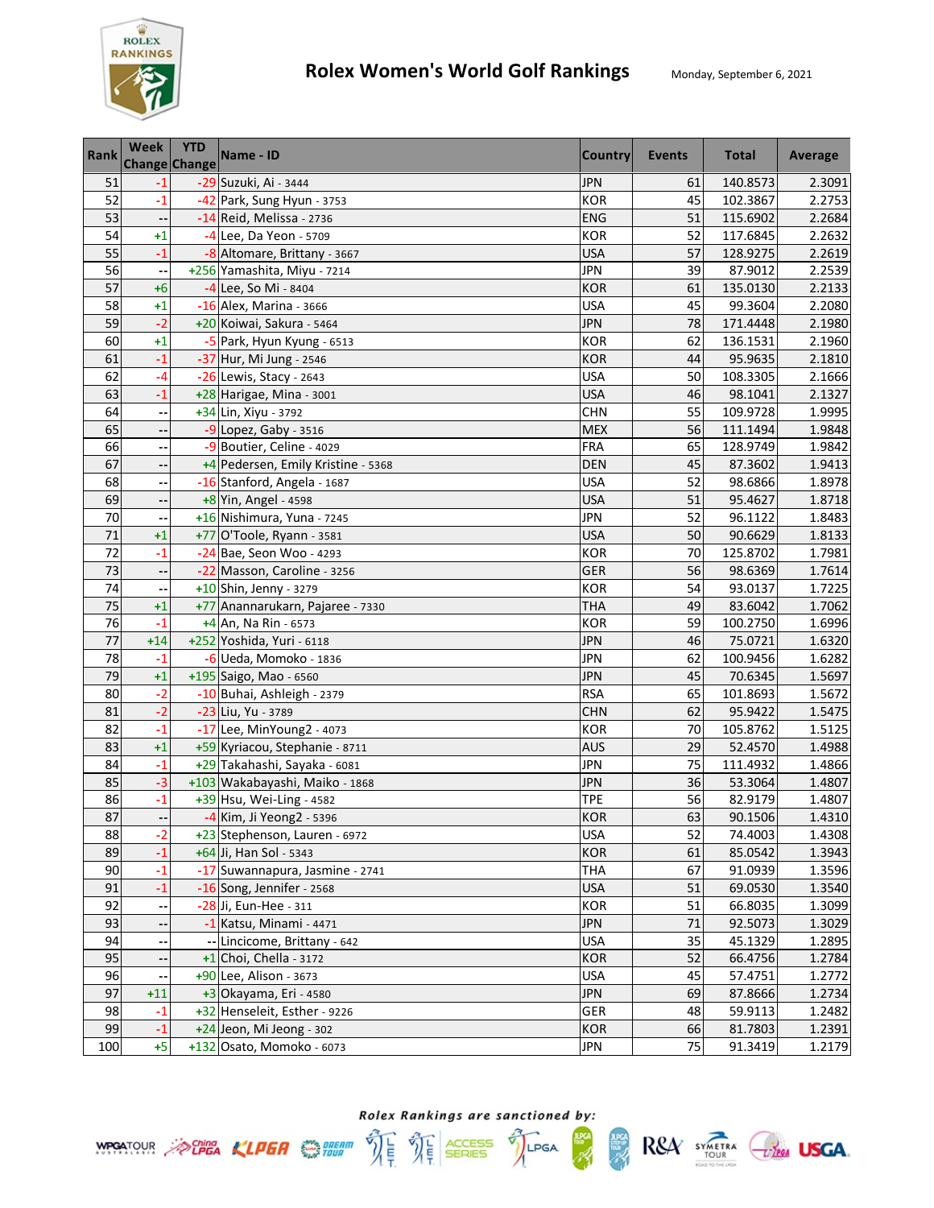# Rolex Women's World Golf Rankings

Monday, September 6, 2021

| Rank | Week Change | YTD Change | Name - ID | Country | Events | Total | Average |
|---|---|---|---|---|---|---|---|
| 51 | -1 | -29 | Suzuki, Ai - 3444 | JPN | 61 | 140.8573 | 2.3091 |
| 52 | -1 | -42 | Park, Sung Hyun - 3753 | KOR | 45 | 102.3867 | 2.2753 |
| 53 | -- | -14 | Reid, Melissa - 2736 | ENG | 51 | 115.6902 | 2.2684 |
| 54 | +1 | -4 | Lee, Da Yeon - 5709 | KOR | 52 | 117.6845 | 2.2632 |
| 55 | -1 | -8 | Altomare, Brittany - 3667 | USA | 57 | 128.9275 | 2.2619 |
| 56 | -- | +256 | Yamashita, Miyu - 7214 | JPN | 39 | 87.9012 | 2.2539 |
| 57 | +6 | -4 | Lee, So Mi - 8404 | KOR | 61 | 135.0130 | 2.2133 |
| 58 | +1 | -16 | Alex, Marina - 3666 | USA | 45 | 99.3604 | 2.2080 |
| 59 | -2 | +20 | Koiwai, Sakura - 5464 | JPN | 78 | 171.4448 | 2.1980 |
| 60 | +1 | -5 | Park, Hyun Kyung - 6513 | KOR | 62 | 136.1531 | 2.1960 |
| 61 | -1 | -37 | Hur, Mi Jung - 2546 | KOR | 44 | 95.9635 | 2.1810 |
| 62 | -4 | -26 | Lewis, Stacy - 2643 | USA | 50 | 108.3305 | 2.1666 |
| 63 | -1 | +28 | Harigae, Mina - 3001 | USA | 46 | 98.1041 | 2.1327 |
| 64 | -- | +34 | Lin, Xiyu - 3792 | CHN | 55 | 109.9728 | 1.9995 |
| 65 | -- | -9 | Lopez, Gaby - 3516 | MEX | 56 | 111.1494 | 1.9848 |
| 66 | -- | -9 | Boutier, Celine - 4029 | FRA | 65 | 128.9749 | 1.9842 |
| 67 | -- | +4 | Pedersen, Emily Kristine - 5368 | DEN | 45 | 87.3602 | 1.9413 |
| 68 | -- | -16 | Stanford, Angela - 1687 | USA | 52 | 98.6866 | 1.8978 |
| 69 | -- | +8 | Yin, Angel - 4598 | USA | 51 | 95.4627 | 1.8718 |
| 70 | -- | +16 | Nishimura, Yuna - 7245 | JPN | 52 | 96.1122 | 1.8483 |
| 71 | +1 | +77 | O'Toole, Ryann - 3581 | USA | 50 | 90.6629 | 1.8133 |
| 72 | -1 | -24 | Bae, Seon Woo - 4293 | KOR | 70 | 125.8702 | 1.7981 |
| 73 | -- | -22 | Masson, Caroline - 3256 | GER | 56 | 98.6369 | 1.7614 |
| 74 | -- | +10 | Shin, Jenny - 3279 | KOR | 54 | 93.0137 | 1.7225 |
| 75 | +1 | +77 | Anannarukarn, Pajaree - 7330 | THA | 49 | 83.6042 | 1.7062 |
| 76 | -1 | +4 | An, Na Rin - 6573 | KOR | 59 | 100.2750 | 1.6996 |
| 77 | +14 | +252 | Yoshida, Yuri - 6118 | JPN | 46 | 75.0721 | 1.6320 |
| 78 | -1 | -6 | Ueda, Momoko - 1836 | JPN | 62 | 100.9456 | 1.6282 |
| 79 | +1 | +195 | Saigo, Mao - 6560 | JPN | 45 | 70.6345 | 1.5697 |
| 80 | -2 | -10 | Buhai, Ashleigh - 2379 | RSA | 65 | 101.8693 | 1.5672 |
| 81 | -2 | -23 | Liu, Yu - 3789 | CHN | 62 | 95.9422 | 1.5475 |
| 82 | -1 | -17 | Lee, MinYoung2 - 4073 | KOR | 70 | 105.8762 | 1.5125 |
| 83 | +1 | +59 | Kyriacou, Stephanie - 8711 | AUS | 29 | 52.4570 | 1.4988 |
| 84 | -1 | +29 | Takahashi, Sayaka - 6081 | JPN | 75 | 111.4932 | 1.4866 |
| 85 | -3 | +103 | Wakabayashi, Maiko - 1868 | JPN | 36 | 53.3064 | 1.4807 |
| 86 | -1 | +39 | Hsu, Wei-Ling - 4582 | TPE | 56 | 82.9179 | 1.4807 |
| 87 | -- | -4 | Kim, Ji Yeong2 - 5396 | KOR | 63 | 90.1506 | 1.4310 |
| 88 | -2 | +23 | Stephenson, Lauren - 6972 | USA | 52 | 74.4003 | 1.4308 |
| 89 | -1 | +64 | Ji, Han Sol - 5343 | KOR | 61 | 85.0542 | 1.3943 |
| 90 | -1 | -17 | Suwannapura, Jasmine - 2741 | THA | 67 | 91.0939 | 1.3596 |
| 91 | -1 | -16 | Song, Jennifer - 2568 | USA | 51 | 69.0530 | 1.3540 |
| 92 | -- | -28 | Ji, Eun-Hee - 311 | KOR | 51 | 66.8035 | 1.3099 |
| 93 | -- | -1 | Katsu, Minami - 4471 | JPN | 71 | 92.5073 | 1.3029 |
| 94 | -- | -- | Lincicome, Brittany - 642 | USA | 35 | 45.1329 | 1.2895 |
| 95 | -- | +1 | Choi, Chella - 3172 | KOR | 52 | 66.4756 | 1.2784 |
| 96 | -- | +90 | Lee, Alison - 3673 | USA | 45 | 57.4751 | 1.2772 |
| 97 | +11 | +3 | Okayama, Eri - 4580 | JPN | 69 | 87.8666 | 1.2734 |
| 98 | -1 | +32 | Henseleit, Esther - 9226 | GER | 48 | 59.9113 | 1.2482 |
| 99 | -1 | +24 | Jeon, Mi Jeong - 302 | KOR | 66 | 81.7803 | 1.2391 |
| 100 | +5 | +132 | Osato, Momoko - 6073 | JPN | 75 | 91.3419 | 1.2179 |

*Rolex Rankings are sanctioned by:*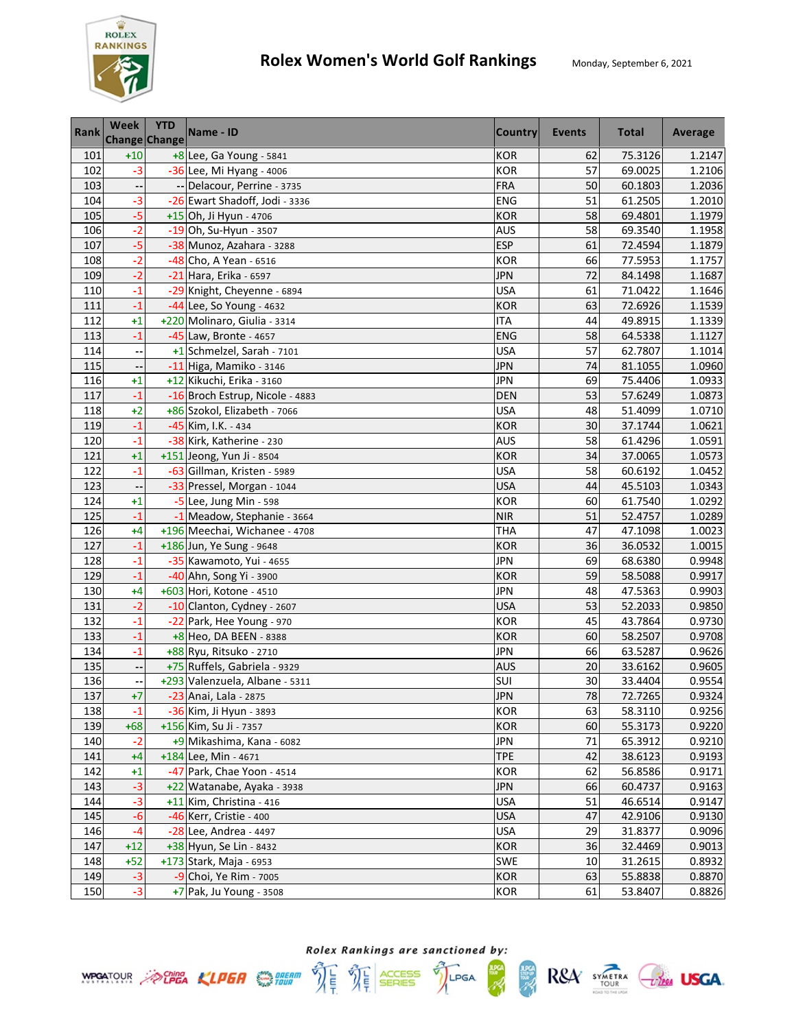# Rolex Women's World Golf Rankings

Monday, September 6, 2021

| Rank | Week Change | YTD Change | Name - ID | Country | Events | Total | Average |
|---|---|---|---|---|---|---|---|
| 101 | +10 | +8 | Lee, Ga Young - 5841 | KOR | 62 | 75.3126 | 1.2147 |
| 102 | -3 | -36 | Lee, Mi Hyang - 4006 | KOR | 57 | 69.0025 | 1.2106 |
| 103 | -- | -- | Delacour, Perrine - 3735 | FRA | 50 | 60.1803 | 1.2036 |
| 104 | -3 | -26 | Ewart Shadoff, Jodi - 3336 | ENG | 51 | 61.2505 | 1.2010 |
| 105 | -5 | +15 | Oh, Ji Hyun - 4706 | KOR | 58 | 69.4801 | 1.1979 |
| 106 | -2 | -19 | Oh, Su-Hyun - 3507 | AUS | 58 | 69.3540 | 1.1958 |
| 107 | -5 | -38 | Munoz, Azahara - 3288 | ESP | 61 | 72.4594 | 1.1879 |
| 108 | -2 | -48 | Cho, A Yean - 6516 | KOR | 66 | 77.5953 | 1.1757 |
| 109 | -2 | -21 | Hara, Erika - 6597 | JPN | 72 | 84.1498 | 1.1687 |
| 110 | -1 | -29 | Knight, Cheyenne - 6894 | USA | 61 | 71.0422 | 1.1646 |
| 111 | -1 | -44 | Lee, So Young - 4632 | KOR | 63 | 72.6926 | 1.1539 |
| 112 | +1 | +220 | Molinaro, Giulia - 3314 | ITA | 44 | 49.8915 | 1.1339 |
| 113 | -1 | -45 | Law, Bronte - 4657 | ENG | 58 | 64.5338 | 1.1127 |
| 114 | -- | +1 | Schmelzel, Sarah - 7101 | USA | 57 | 62.7807 | 1.1014 |
| 115 | -- | -11 | Higa, Mamiko - 3146 | JPN | 74 | 81.1055 | 1.0960 |
| 116 | +1 | +12 | Kikuchi, Erika - 3160 | JPN | 69 | 75.4406 | 1.0933 |
| 117 | -1 | -16 | Broch Estrup, Nicole - 4883 | DEN | 53 | 57.6249 | 1.0873 |
| 118 | +2 | +86 | Szokol, Elizabeth - 7066 | USA | 48 | 51.4099 | 1.0710 |
| 119 | -1 | -45 | Kim, I.K. - 434 | KOR | 30 | 37.1744 | 1.0621 |
| 120 | -1 | -38 | Kirk, Katherine - 230 | AUS | 58 | 61.4296 | 1.0591 |
| 121 | +1 | +151 | Jeong, Yun Ji - 8504 | KOR | 34 | 37.0065 | 1.0573 |
| 122 | -1 | -63 | Gillman, Kristen - 5989 | USA | 58 | 60.6192 | 1.0452 |
| 123 | -- | -33 | Pressel, Morgan - 1044 | USA | 44 | 45.5103 | 1.0343 |
| 124 | +1 | -5 | Lee, Jung Min - 598 | KOR | 60 | 61.7540 | 1.0292 |
| 125 | -1 | -1 | Meadow, Stephanie - 3664 | NIR | 51 | 52.4757 | 1.0289 |
| 126 | +4 | +196 | Meechai, Wichanee - 4708 | THA | 47 | 47.1098 | 1.0023 |
| 127 | -1 | +186 | Jun, Ye Sung - 9648 | KOR | 36 | 36.0532 | 1.0015 |
| 128 | -1 | -35 | Kawamoto, Yui - 4655 | JPN | 69 | 68.6380 | 0.9948 |
| 129 | -1 | -40 | Ahn, Song Yi - 3900 | KOR | 59 | 58.5088 | 0.9917 |
| 130 | +4 | +603 | Hori, Kotone - 4510 | JPN | 48 | 47.5363 | 0.9903 |
| 131 | -2 | -10 | Clanton, Cydney - 2607 | USA | 53 | 52.2033 | 0.9850 |
| 132 | -1 | -22 | Park, Hee Young - 970 | KOR | 45 | 43.7864 | 0.9730 |
| 133 | -1 | +8 | Heo, DA BEEN - 8388 | KOR | 60 | 58.2507 | 0.9708 |
| 134 | -1 | +88 | Ryu, Ritsuko - 2710 | JPN | 66 | 63.5287 | 0.9626 |
| 135 | -- | +75 | Ruffels, Gabriela - 9329 | AUS | 20 | 33.6162 | 0.9605 |
| 136 | -- | +293 | Valenzuela, Albane - 5311 | SUI | 30 | 33.4404 | 0.9554 |
| 137 | +7 | -23 | Anai, Lala - 2875 | JPN | 78 | 72.7265 | 0.9324 |
| 138 | -1 | -36 | Kim, Ji Hyun - 3893 | KOR | 63 | 58.3110 | 0.9256 |
| 139 | +68 | +156 | Kim, Su Ji - 7357 | KOR | 60 | 55.3173 | 0.9220 |
| 140 | -2 | +9 | Mikashima, Kana - 6082 | JPN | 71 | 65.3912 | 0.9210 |
| 141 | +4 | +184 | Lee, Min - 4671 | TPE | 42 | 38.6123 | 0.9193 |
| 142 | +1 | -47 | Park, Chae Yoon - 4514 | KOR | 62 | 56.8586 | 0.9171 |
| 143 | -3 | +22 | Watanabe, Ayaka - 3938 | JPN | 66 | 60.4737 | 0.9163 |
| 144 | -3 | +11 | Kim, Christina - 416 | USA | 51 | 46.6514 | 0.9147 |
| 145 | -6 | -46 | Kerr, Cristie - 400 | USA | 47 | 42.9106 | 0.9130 |
| 146 | -4 | -28 | Lee, Andrea - 4497 | USA | 29 | 31.8377 | 0.9096 |
| 147 | +12 | +38 | Hyun, Se Lin - 8432 | KOR | 36 | 32.4469 | 0.9013 |
| 148 | +52 | +173 | Stark, Maja - 6953 | SWE | 10 | 31.2615 | 0.8932 |
| 149 | -3 | -9 | Choi, Ye Rim - 7005 | KOR | 63 | 55.8838 | 0.8870 |
| 150 | -3 | +7 | Pak, Ju Young - 3508 | KOR | 61 | 53.8407 | 0.8826 |

*Rolex Rankings are sanctioned by:*

WPGA TOUR · China LPGA · KLPGA · DREAM TOUR · LET · LET ACCESS SERIES · LPGA · JLPGA · JLPGA STEP UP TOUR · R&A · SYMETRA TOUR · JLPGA · USGA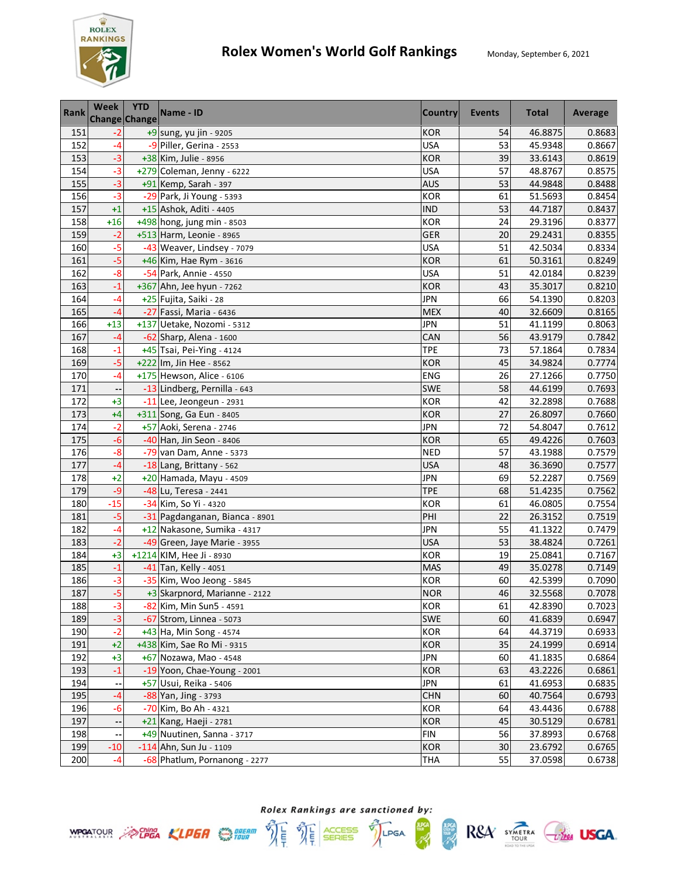# Rolex Women's World Golf Rankings

Monday, September 6, 2021

| Rank | Week Change | YTD Change | Name - ID | Country | Events | Total | Average |
|---|---|---|---|---|---|---|---|
| 151 | -2 | +9 | sung, yu jin - 9205 | KOR | 54 | 46.8875 | 0.8683 |
| 152 | -4 | -9 | Piller, Gerina - 2553 | USA | 53 | 45.9348 | 0.8667 |
| 153 | -3 | +38 | Kim, Julie - 8956 | KOR | 39 | 33.6143 | 0.8619 |
| 154 | -3 | +279 | Coleman, Jenny - 6222 | USA | 57 | 48.8767 | 0.8575 |
| 155 | -3 | +91 | Kemp, Sarah - 397 | AUS | 53 | 44.9848 | 0.8488 |
| 156 | -3 | -29 | Park, Ji Young - 5393 | KOR | 61 | 51.5693 | 0.8454 |
| 157 | +1 | +15 | Ashok, Aditi - 4405 | IND | 53 | 44.7187 | 0.8437 |
| 158 | +16 | +498 | hong, jung min - 8503 | KOR | 24 | 29.3196 | 0.8377 |
| 159 | -2 | +513 | Harm, Leonie - 8965 | GER | 20 | 29.2431 | 0.8355 |
| 160 | -5 | -43 | Weaver, Lindsey - 7079 | USA | 51 | 42.5034 | 0.8334 |
| 161 | -5 | +46 | Kim, Hae Rym - 3616 | KOR | 61 | 50.3161 | 0.8249 |
| 162 | -8 | -54 | Park, Annie - 4550 | USA | 51 | 42.0184 | 0.8239 |
| 163 | -1 | +367 | Ahn, Jee hyun - 7262 | KOR | 43 | 35.3017 | 0.8210 |
| 164 | -4 | +25 | Fujita, Saiki - 28 | JPN | 66 | 54.1390 | 0.8203 |
| 165 | -4 | -27 | Fassi, Maria - 6436 | MEX | 40 | 32.6609 | 0.8165 |
| 166 | +13 | +137 | Uetake, Nozomi - 5312 | JPN | 51 | 41.1199 | 0.8063 |
| 167 | -4 | -62 | Sharp, Alena - 1600 | CAN | 56 | 43.9179 | 0.7842 |
| 168 | -1 | +45 | Tsai, Pei-Ying - 4124 | TPE | 73 | 57.1864 | 0.7834 |
| 169 | -5 | +222 | Im, Jin Hee - 8562 | KOR | 45 | 34.9824 | 0.7774 |
| 170 | -4 | +175 | Hewson, Alice - 6106 | ENG | 26 | 27.1266 | 0.7750 |
| 171 | -- | -13 | Lindberg, Pernilla - 643 | SWE | 58 | 44.6199 | 0.7693 |
| 172 | +3 | -11 | Lee, Jeongeun - 2931 | KOR | 42 | 32.2898 | 0.7688 |
| 173 | +4 | +311 | Song, Ga Eun - 8405 | KOR | 27 | 26.8097 | 0.7660 |
| 174 | -2 | +57 | Aoki, Serena - 2746 | JPN | 72 | 54.8047 | 0.7612 |
| 175 | -6 | -40 | Han, Jin Seon - 8406 | KOR | 65 | 49.4226 | 0.7603 |
| 176 | -8 | -79 | van Dam, Anne - 5373 | NED | 57 | 43.1988 | 0.7579 |
| 177 | -4 | -18 | Lang, Brittany - 562 | USA | 48 | 36.3690 | 0.7577 |
| 178 | +2 | +20 | Hamada, Mayu - 4509 | JPN | 69 | 52.2287 | 0.7569 |
| 179 | -9 | -48 | Lu, Teresa - 2441 | TPE | 68 | 51.4235 | 0.7562 |
| 180 | -15 | -34 | Kim, So Yi - 4320 | KOR | 61 | 46.0805 | 0.7554 |
| 181 | -5 | -31 | Pagdanganan, Bianca - 8901 | PHI | 22 | 26.3152 | 0.7519 |
| 182 | -4 | +12 | Nakasone, Sumika - 4317 | JPN | 55 | 41.1322 | 0.7479 |
| 183 | -2 | -49 | Green, Jaye Marie - 3955 | USA | 53 | 38.4824 | 0.7261 |
| 184 | +3 | +1214 | KIM, Hee Ji - 8930 | KOR | 19 | 25.0841 | 0.7167 |
| 185 | -1 | -41 | Tan, Kelly - 4051 | MAS | 49 | 35.0278 | 0.7149 |
| 186 | -3 | -35 | Kim, Woo Jeong - 5845 | KOR | 60 | 42.5399 | 0.7090 |
| 187 | -5 | +3 | Skarpnord, Marianne - 2122 | NOR | 46 | 32.5568 | 0.7078 |
| 188 | -3 | -82 | Kim, Min Sun5 - 4591 | KOR | 61 | 42.8390 | 0.7023 |
| 189 | -3 | -67 | Strom, Linnea - 5073 | SWE | 60 | 41.6839 | 0.6947 |
| 190 | -2 | +43 | Ha, Min Song - 4574 | KOR | 64 | 44.3719 | 0.6933 |
| 191 | +2 | +438 | Kim, Sae Ro Mi - 9315 | KOR | 35 | 24.1999 | 0.6914 |
| 192 | +3 | +67 | Nozawa, Mao - 4548 | JPN | 60 | 41.1835 | 0.6864 |
| 193 | -1 | -19 | Yoon, Chae-Young - 2001 | KOR | 63 | 43.2226 | 0.6861 |
| 194 | -- | +57 | Usui, Reika - 5406 | JPN | 61 | 41.6953 | 0.6835 |
| 195 | -4 | -88 | Yan, Jing - 3793 | CHN | 60 | 40.7564 | 0.6793 |
| 196 | -6 | -70 | Kim, Bo Ah - 4321 | KOR | 64 | 43.4436 | 0.6788 |
| 197 | -- | +21 | Kang, Haeji - 2781 | KOR | 45 | 30.5129 | 0.6781 |
| 198 | -- | +49 | Nuutinen, Sanna - 3717 | FIN | 56 | 37.8993 | 0.6768 |
| 199 | -10 | -114 | Ahn, Sun Ju - 1109 | KOR | 30 | 23.6792 | 0.6765 |
| 200 | -4 | -68 | Phatlum, Pornanong - 2277 | THA | 55 | 37.0598 | 0.6738 |

*Rolex Rankings are sanctioned by:*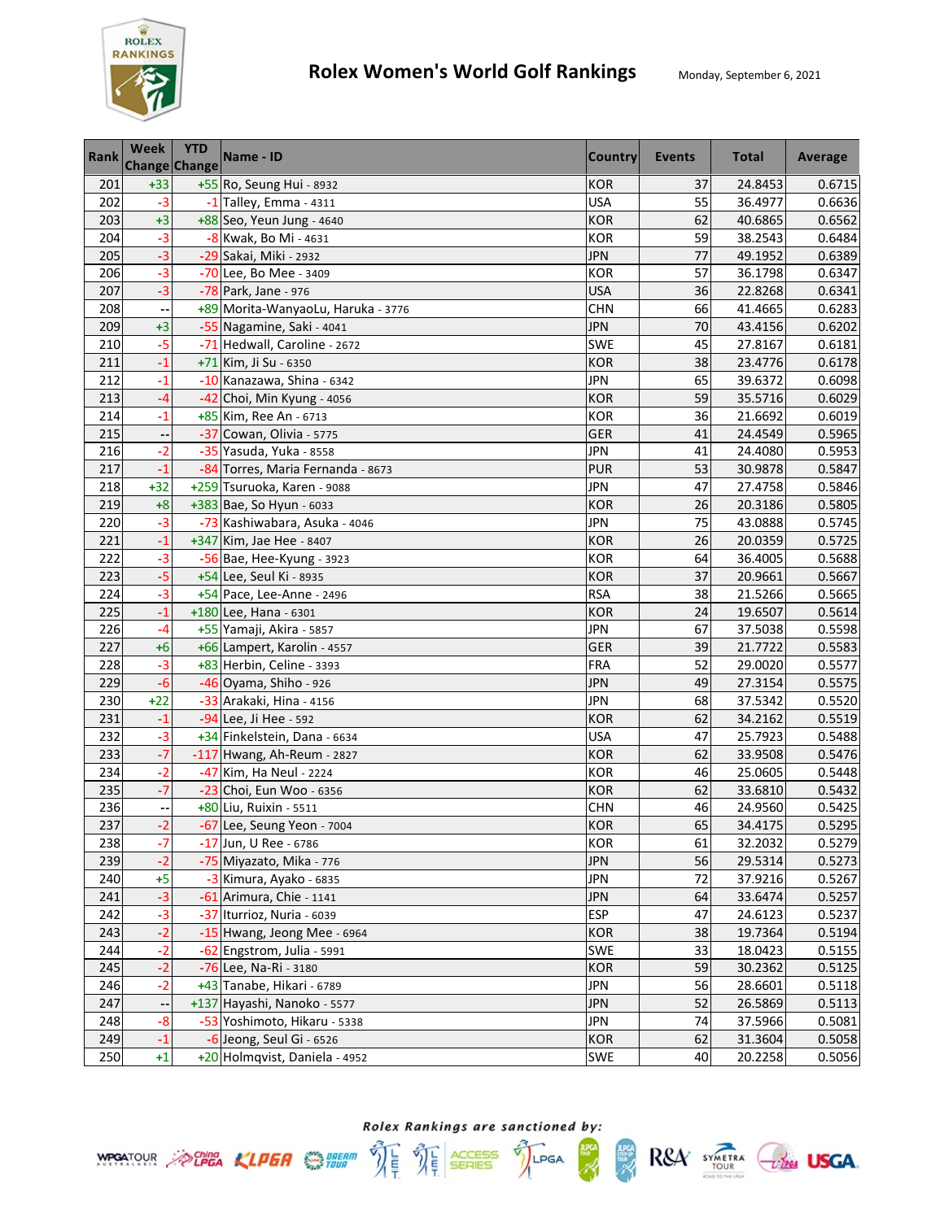# Rolex Women's World Golf Rankings

Monday, September 6, 2021

| Rank | Week Change | YTD Change | Name - ID | Country | Events | Total | Average |
|---|---|---|---|---|---|---|---|
| 201 | +33 | +55 | Ro, Seung Hui - 8932 | KOR | 37 | 24.8453 | 0.6715 |
| 202 | -3 | -1 | Talley, Emma - 4311 | USA | 55 | 36.4977 | 0.6636 |
| 203 | +3 | +88 | Seo, Yeun Jung - 4640 | KOR | 62 | 40.6865 | 0.6562 |
| 204 | -3 | -8 | Kwak, Bo Mi - 4631 | KOR | 59 | 38.2543 | 0.6484 |
| 205 | -3 | -29 | Sakai, Miki - 2932 | JPN | 77 | 49.1952 | 0.6389 |
| 206 | -3 | -70 | Lee, Bo Mee - 3409 | KOR | 57 | 36.1798 | 0.6347 |
| 207 | -3 | -78 | Park, Jane - 976 | USA | 36 | 22.8268 | 0.6341 |
| 208 | -- | +89 | Morita-WanyaoLu, Haruka - 3776 | CHN | 66 | 41.4665 | 0.6283 |
| 209 | +3 | -55 | Nagamine, Saki - 4041 | JPN | 70 | 43.4156 | 0.6202 |
| 210 | -5 | -71 | Hedwall, Caroline - 2672 | SWE | 45 | 27.8167 | 0.6181 |
| 211 | -1 | +71 | Kim, Ji Su - 6350 | KOR | 38 | 23.4776 | 0.6178 |
| 212 | -1 | -10 | Kanazawa, Shina - 6342 | JPN | 65 | 39.6372 | 0.6098 |
| 213 | -4 | -42 | Choi, Min Kyung - 4056 | KOR | 59 | 35.5716 | 0.6029 |
| 214 | -1 | +85 | Kim, Ree An - 6713 | KOR | 36 | 21.6692 | 0.6019 |
| 215 | -- | -37 | Cowan, Olivia - 5775 | GER | 41 | 24.4549 | 0.5965 |
| 216 | -2 | -35 | Yasuda, Yuka - 8558 | JPN | 41 | 24.4080 | 0.5953 |
| 217 | -1 | -84 | Torres, Maria Fernanda - 8673 | PUR | 53 | 30.9878 | 0.5847 |
| 218 | +32 | +259 | Tsuruoka, Karen - 9088 | JPN | 47 | 27.4758 | 0.5846 |
| 219 | +8 | +383 | Bae, So Hyun - 6033 | KOR | 26 | 20.3186 | 0.5805 |
| 220 | -3 | -73 | Kashiwabara, Asuka - 4046 | JPN | 75 | 43.0888 | 0.5745 |
| 221 | -1 | +347 | Kim, Jae Hee - 8407 | KOR | 26 | 20.0359 | 0.5725 |
| 222 | -3 | -56 | Bae, Hee-Kyung - 3923 | KOR | 64 | 36.4005 | 0.5688 |
| 223 | -5 | +54 | Lee, Seul Ki - 8935 | KOR | 37 | 20.9661 | 0.5667 |
| 224 | -3 | +54 | Pace, Lee-Anne - 2496 | RSA | 38 | 21.5266 | 0.5665 |
| 225 | -1 | +180 | Lee, Hana - 6301 | KOR | 24 | 19.6507 | 0.5614 |
| 226 | -4 | +55 | Yamaji, Akira - 5857 | JPN | 67 | 37.5038 | 0.5598 |
| 227 | +6 | +66 | Lampert, Karolin - 4557 | GER | 39 | 21.7722 | 0.5583 |
| 228 | -3 | +83 | Herbin, Celine - 3393 | FRA | 52 | 29.0020 | 0.5577 |
| 229 | -6 | -46 | Oyama, Shiho - 926 | JPN | 49 | 27.3154 | 0.5575 |
| 230 | +22 | -33 | Arakaki, Hina - 4156 | JPN | 68 | 37.5342 | 0.5520 |
| 231 | -1 | -94 | Lee, Ji Hee - 592 | KOR | 62 | 34.2162 | 0.5519 |
| 232 | -3 | +34 | Finkelstein, Dana - 6634 | USA | 47 | 25.7923 | 0.5488 |
| 233 | -7 | -117 | Hwang, Ah-Reum - 2827 | KOR | 62 | 33.9508 | 0.5476 |
| 234 | -2 | -47 | Kim, Ha Neul - 2224 | KOR | 46 | 25.0605 | 0.5448 |
| 235 | -7 | -23 | Choi, Eun Woo - 6356 | KOR | 62 | 33.6810 | 0.5432 |
| 236 | -- | +80 | Liu, Ruixin - 5511 | CHN | 46 | 24.9560 | 0.5425 |
| 237 | -2 | -67 | Lee, Seung Yeon - 7004 | KOR | 65 | 34.4175 | 0.5295 |
| 238 | -7 | -17 | Jun, U Ree - 6786 | KOR | 61 | 32.2032 | 0.5279 |
| 239 | -2 | -75 | Miyazato, Mika - 776 | JPN | 56 | 29.5314 | 0.5273 |
| 240 | +5 | -3 | Kimura, Ayako - 6835 | JPN | 72 | 37.9216 | 0.5267 |
| 241 | -3 | -61 | Arimura, Chie - 1141 | JPN | 64 | 33.6474 | 0.5257 |
| 242 | -3 | -37 | Iturrioz, Nuria - 6039 | ESP | 47 | 24.6123 | 0.5237 |
| 243 | -2 | -15 | Hwang, Jeong Mee - 6964 | KOR | 38 | 19.7364 | 0.5194 |
| 244 | -2 | -62 | Engstrom, Julia - 5991 | SWE | 33 | 18.0423 | 0.5155 |
| 245 | -2 | -76 | Lee, Na-Ri - 3180 | KOR | 59 | 30.2362 | 0.5125 |
| 246 | -2 | +43 | Tanabe, Hikari - 6789 | JPN | 56 | 28.6601 | 0.5118 |
| 247 | -- | +137 | Hayashi, Nanoko - 5577 | JPN | 52 | 26.5869 | 0.5113 |
| 248 | -8 | -53 | Yoshimoto, Hikaru - 5338 | JPN | 74 | 37.5966 | 0.5081 |
| 249 | -1 | -6 | Jeong, Seul Gi - 6526 | KOR | 62 | 31.3604 | 0.5058 |
| 250 | +1 | +20 | Holmqvist, Daniela - 4952 | SWE | 40 | 20.2258 | 0.5056 |

*Rolex Rankings are sanctioned by:*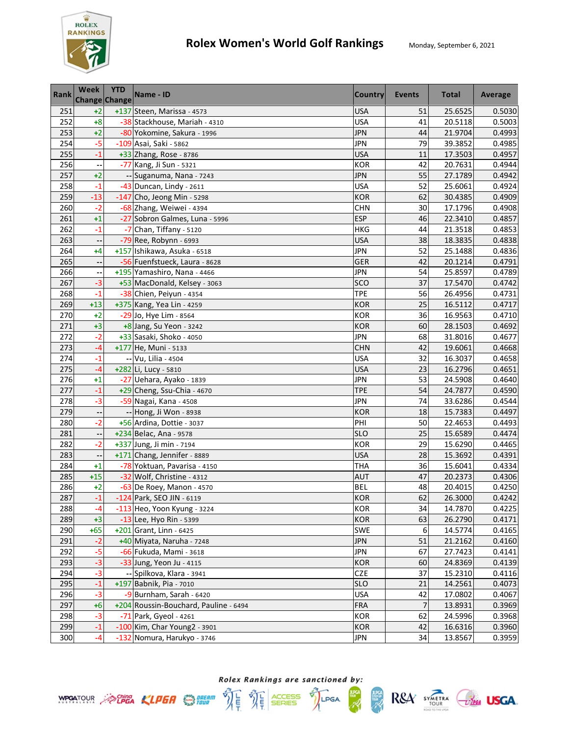# Rolex Women's World Golf Rankings

Monday, September 6, 2021

| Rank | Week Change | YTD Change | Name - ID | Country | Events | Total | Average |
|---|---|---|---|---|---|---|---|
| 251 | +2 | +137 | Steen, Marissa - 4573 | USA | 51 | 25.6525 | 0.5030 |
| 252 | +8 | -38 | Stackhouse, Mariah - 4310 | USA | 41 | 20.5118 | 0.5003 |
| 253 | +2 | -80 | Yokomine, Sakura - 1996 | JPN | 44 | 21.9704 | 0.4993 |
| 254 | -5 | -109 | Asai, Saki - 5862 | JPN | 79 | 39.3852 | 0.4985 |
| 255 | -1 | +33 | Zhang, Rose - 8786 | USA | 11 | 17.3503 | 0.4957 |
| 256 | -- | -77 | Kang, Ji Sun - 5321 | KOR | 42 | 20.7631 | 0.4944 |
| 257 | +2 | -- | Suganuma, Nana - 7243 | JPN | 55 | 27.1789 | 0.4942 |
| 258 | -1 | -43 | Duncan, Lindy - 2611 | USA | 52 | 25.6061 | 0.4924 |
| 259 | -13 | -147 | Cho, Jeong Min - 5298 | KOR | 62 | 30.4385 | 0.4909 |
| 260 | -2 | -68 | Zhang, Weiwei - 4394 | CHN | 30 | 17.1796 | 0.4908 |
| 261 | +1 | -27 | Sobron Galmes, Luna - 5996 | ESP | 46 | 22.3410 | 0.4857 |
| 262 | -1 | -7 | Chan, Tiffany - 5120 | HKG | 44 | 21.3518 | 0.4853 |
| 263 | -- | -79 | Ree, Robynn - 6993 | USA | 38 | 18.3835 | 0.4838 |
| 264 | +4 | +157 | Ishikawa, Asuka - 6518 | JPN | 52 | 25.1488 | 0.4836 |
| 265 | -- | -56 | Fuenfstueck, Laura - 8628 | GER | 42 | 20.1214 | 0.4791 |
| 266 | -- | +195 | Yamashiro, Nana - 4466 | JPN | 54 | 25.8597 | 0.4789 |
| 267 | -3 | +53 | MacDonald, Kelsey - 3063 | SCO | 37 | 17.5470 | 0.4742 |
| 268 | -1 | -38 | Chien, Peiyun - 4354 | TPE | 56 | 26.4956 | 0.4731 |
| 269 | +13 | +375 | Kang, Yea Lin - 4259 | KOR | 25 | 16.5112 | 0.4717 |
| 270 | +2 | -29 | Jo, Hye Lim - 8564 | KOR | 36 | 16.9563 | 0.4710 |
| 271 | +3 | +8 | Jang, Su Yeon - 3242 | KOR | 60 | 28.1503 | 0.4692 |
| 272 | -2 | +33 | Sasaki, Shoko - 4050 | JPN | 68 | 31.8016 | 0.4677 |
| 273 | -4 | +177 | He, Muni - 5133 | CHN | 42 | 19.6061 | 0.4668 |
| 274 | -1 | -- | Vu, Lilia - 4504 | USA | 32 | 16.3037 | 0.4658 |
| 275 | -4 | +282 | Li, Lucy - 5810 | USA | 23 | 16.2796 | 0.4651 |
| 276 | +1 | -27 | Uehara, Ayako - 1839 | JPN | 53 | 24.5908 | 0.4640 |
| 277 | -1 | +29 | Cheng, Ssu-Chia - 4670 | TPE | 54 | 24.7877 | 0.4590 |
| 278 | -3 | -59 | Nagai, Kana - 4508 | JPN | 74 | 33.6286 | 0.4544 |
| 279 | -- | -- | Hong, Ji Won - 8938 | KOR | 18 | 15.7383 | 0.4497 |
| 280 | -2 | +56 | Ardina, Dottie - 3037 | PHI | 50 | 22.4653 | 0.4493 |
| 281 | -- | +234 | Belac, Ana - 9578 | SLO | 25 | 15.6589 | 0.4474 |
| 282 | -2 | +337 | Jung, Ji min - 7194 | KOR | 29 | 15.6290 | 0.4465 |
| 283 | -- | +171 | Chang, Jennifer - 8889 | USA | 28 | 15.3692 | 0.4391 |
| 284 | +1 | -78 | Yoktuan, Pavarisa - 4150 | THA | 36 | 15.6041 | 0.4334 |
| 285 | +15 | -32 | Wolf, Christine - 4312 | AUT | 47 | 20.2373 | 0.4306 |
| 286 | +2 | -63 | De Roey, Manon - 4570 | BEL | 48 | 20.4015 | 0.4250 |
| 287 | -1 | -124 | Park, SEO JIN - 6119 | KOR | 62 | 26.3000 | 0.4242 |
| 288 | -4 | -113 | Heo, Yoon Kyung - 3224 | KOR | 34 | 14.7870 | 0.4225 |
| 289 | +3 | -13 | Lee, Hyo Rin - 5399 | KOR | 63 | 26.2790 | 0.4171 |
| 290 | +65 | +201 | Grant, Linn - 6425 | SWE | 6 | 14.5774 | 0.4165 |
| 291 | -2 | +40 | Miyata, Naruha - 7248 | JPN | 51 | 21.2162 | 0.4160 |
| 292 | -5 | -66 | Fukuda, Mami - 3618 | JPN | 67 | 27.7423 | 0.4141 |
| 293 | -3 | -33 | Jung, Yeon Ju - 4115 | KOR | 60 | 24.8369 | 0.4139 |
| 294 | -3 | -- | Spilkova, Klara - 3941 | CZE | 37 | 15.2310 | 0.4116 |
| 295 | -1 | +197 | Babnik, Pia - 7010 | SLO | 21 | 14.2561 | 0.4073 |
| 296 | -3 | -9 | Burnham, Sarah - 6420 | USA | 42 | 17.0802 | 0.4067 |
| 297 | +6 | +204 | Roussin-Bouchard, Pauline - 6494 | FRA | 7 | 13.8931 | 0.3969 |
| 298 | -3 | -71 | Park, Gyeol - 4261 | KOR | 62 | 24.5996 | 0.3968 |
| 299 | -1 | -100 | Kim, Char Young2 - 3901 | KOR | 42 | 16.6316 | 0.3960 |
| 300 | -4 | -132 | Nomura, Harukyo - 3746 | JPN | 34 | 13.8567 | 0.3959 |

*Rolex Rankings are sanctioned by:*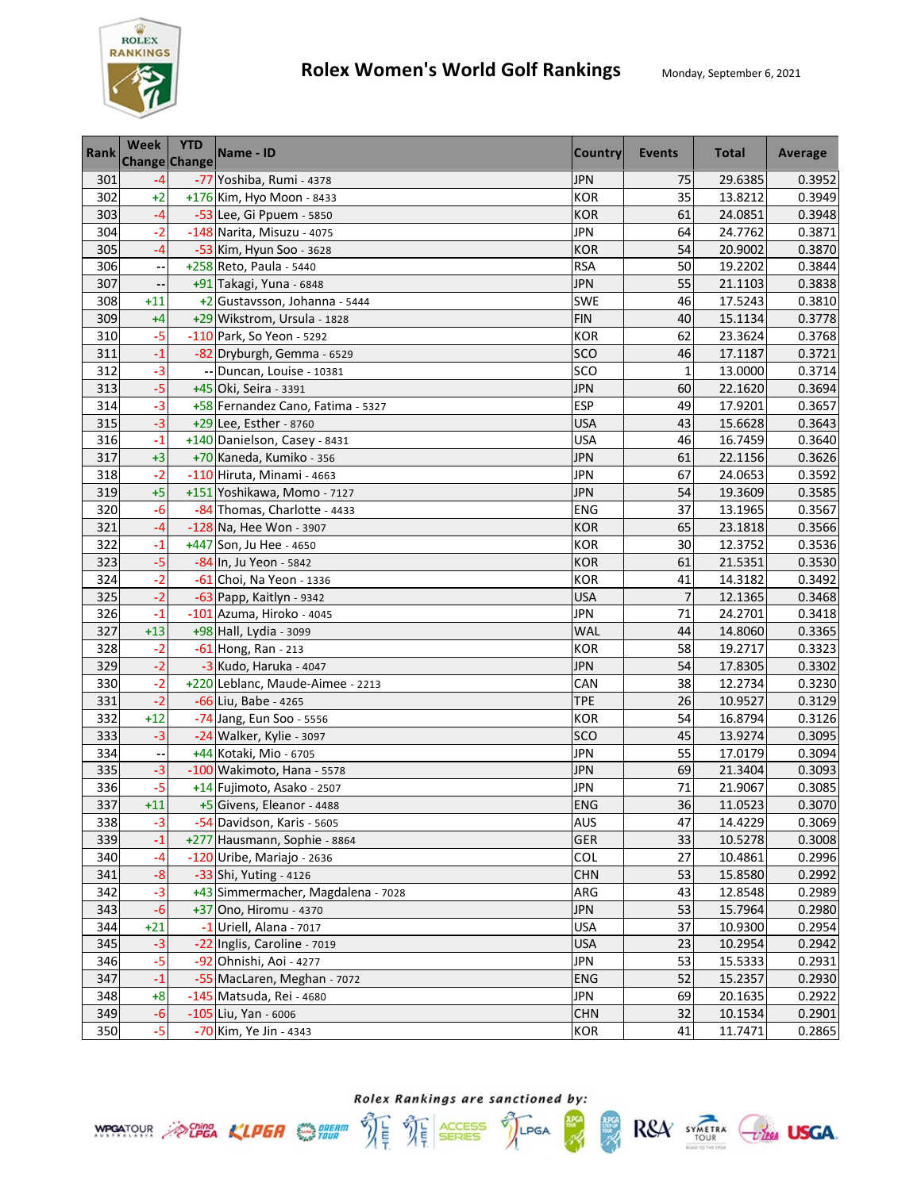# Rolex Women's World Golf Rankings

Monday, September 6, 2021

| Rank | Week Change | YTD Change | Name - ID | Country | Events | Total | Average |
|---|---|---|---|---|---|---|---|
| 301 | -4 | -77 | Yoshiba, Rumi - 4378 | JPN | 75 | 29.6385 | 0.3952 |
| 302 | +2 | +176 | Kim, Hyo Moon - 8433 | KOR | 35 | 13.8212 | 0.3949 |
| 303 | -4 | -53 | Lee, Gi Ppuem - 5850 | KOR | 61 | 24.0851 | 0.3948 |
| 304 | -2 | -148 | Narita, Misuzu - 4075 | JPN | 64 | 24.7762 | 0.3871 |
| 305 | -4 | -53 | Kim, Hyun Soo - 3628 | KOR | 54 | 20.9002 | 0.3870 |
| 306 | -- | +258 | Reto, Paula - 5440 | RSA | 50 | 19.2202 | 0.3844 |
| 307 | -- | +91 | Takagi, Yuna - 6848 | JPN | 55 | 21.1103 | 0.3838 |
| 308 | +11 | +2 | Gustavsson, Johanna - 5444 | SWE | 46 | 17.5243 | 0.3810 |
| 309 | +4 | +29 | Wikstrom, Ursula - 1828 | FIN | 40 | 15.1134 | 0.3778 |
| 310 | -5 | -110 | Park, So Yeon - 5292 | KOR | 62 | 23.3624 | 0.3768 |
| 311 | -1 | -82 | Dryburgh, Gemma - 6529 | SCO | 46 | 17.1187 | 0.3721 |
| 312 | -3 | -- | Duncan, Louise - 10381 | SCO | 1 | 13.0000 | 0.3714 |
| 313 | -5 | +45 | Oki, Seira - 3391 | JPN | 60 | 22.1620 | 0.3694 |
| 314 | -3 | +58 | Fernandez Cano, Fatima - 5327 | ESP | 49 | 17.9201 | 0.3657 |
| 315 | -3 | +29 | Lee, Esther - 8760 | USA | 43 | 15.6628 | 0.3643 |
| 316 | -1 | +140 | Danielson, Casey - 8431 | USA | 46 | 16.7459 | 0.3640 |
| 317 | +3 | +70 | Kaneda, Kumiko - 356 | JPN | 61 | 22.1156 | 0.3626 |
| 318 | -2 | -110 | Hiruta, Minami - 4663 | JPN | 67 | 24.0653 | 0.3592 |
| 319 | +5 | +151 | Yoshikawa, Momo - 7127 | JPN | 54 | 19.3609 | 0.3585 |
| 320 | -6 | -84 | Thomas, Charlotte - 4433 | ENG | 37 | 13.1965 | 0.3567 |
| 321 | -4 | -128 | Na, Hee Won - 3907 | KOR | 65 | 23.1818 | 0.3566 |
| 322 | -1 | +447 | Son, Ju Hee - 4650 | KOR | 30 | 12.3752 | 0.3536 |
| 323 | -5 | -84 | In, Ju Yeon - 5842 | KOR | 61 | 21.5351 | 0.3530 |
| 324 | -2 | -61 | Choi, Na Yeon - 1336 | KOR | 41 | 14.3182 | 0.3492 |
| 325 | -2 | -63 | Papp, Kaitlyn - 9342 | USA | 7 | 12.1365 | 0.3468 |
| 326 | -1 | -101 | Azuma, Hiroko - 4045 | JPN | 71 | 24.2701 | 0.3418 |
| 327 | +13 | +98 | Hall, Lydia - 3099 | WAL | 44 | 14.8060 | 0.3365 |
| 328 | -2 | -61 | Hong, Ran - 213 | KOR | 58 | 19.2717 | 0.3323 |
| 329 | -2 | -3 | Kudo, Haruka - 4047 | JPN | 54 | 17.8305 | 0.3302 |
| 330 | -2 | +220 | Leblanc, Maude-Aimee - 2213 | CAN | 38 | 12.2734 | 0.3230 |
| 331 | -2 | -66 | Liu, Babe - 4265 | TPE | 26 | 10.9527 | 0.3129 |
| 332 | +12 | -74 | Jang, Eun Soo - 5556 | KOR | 54 | 16.8794 | 0.3126 |
| 333 | -3 | -24 | Walker, Kylie - 3097 | SCO | 45 | 13.9274 | 0.3095 |
| 334 | -- | +44 | Kotaki, Mio - 6705 | JPN | 55 | 17.0179 | 0.3094 |
| 335 | -3 | -100 | Wakimoto, Hana - 5578 | JPN | 69 | 21.3404 | 0.3093 |
| 336 | -5 | +14 | Fujimoto, Asako - 2507 | JPN | 71 | 21.9067 | 0.3085 |
| 337 | +11 | +5 | Givens, Eleanor - 4488 | ENG | 36 | 11.0523 | 0.3070 |
| 338 | -3 | -54 | Davidson, Karis - 5605 | AUS | 47 | 14.4229 | 0.3069 |
| 339 | -1 | +277 | Hausmann, Sophie - 8864 | GER | 33 | 10.5278 | 0.3008 |
| 340 | -4 | -120 | Uribe, Mariajo - 2636 | COL | 27 | 10.4861 | 0.2996 |
| 341 | -8 | -33 | Shi, Yuting - 4126 | CHN | 53 | 15.8580 | 0.2992 |
| 342 | -3 | +43 | Simmermacher, Magdalena - 7028 | ARG | 43 | 12.8548 | 0.2989 |
| 343 | -6 | +37 | Ono, Hiromu - 4370 | JPN | 53 | 15.7964 | 0.2980 |
| 344 | +21 | -1 | Uriell, Alana - 7017 | USA | 37 | 10.9300 | 0.2954 |
| 345 | -3 | -22 | Inglis, Caroline - 7019 | USA | 23 | 10.2954 | 0.2942 |
| 346 | -5 | -92 | Ohnishi, Aoi - 4277 | JPN | 53 | 15.5333 | 0.2931 |
| 347 | -1 | -55 | MacLaren, Meghan - 7072 | ENG | 52 | 15.2357 | 0.2930 |
| 348 | +8 | -145 | Matsuda, Rei - 4680 | JPN | 69 | 20.1635 | 0.2922 |
| 349 | -6 | -105 | Liu, Yan - 6006 | CHN | 32 | 10.1534 | 0.2901 |
| 350 | -5 | -70 | Kim, Ye Jin - 4343 | KOR | 41 | 11.7471 | 0.2865 |

*Rolex Rankings are sanctioned by:*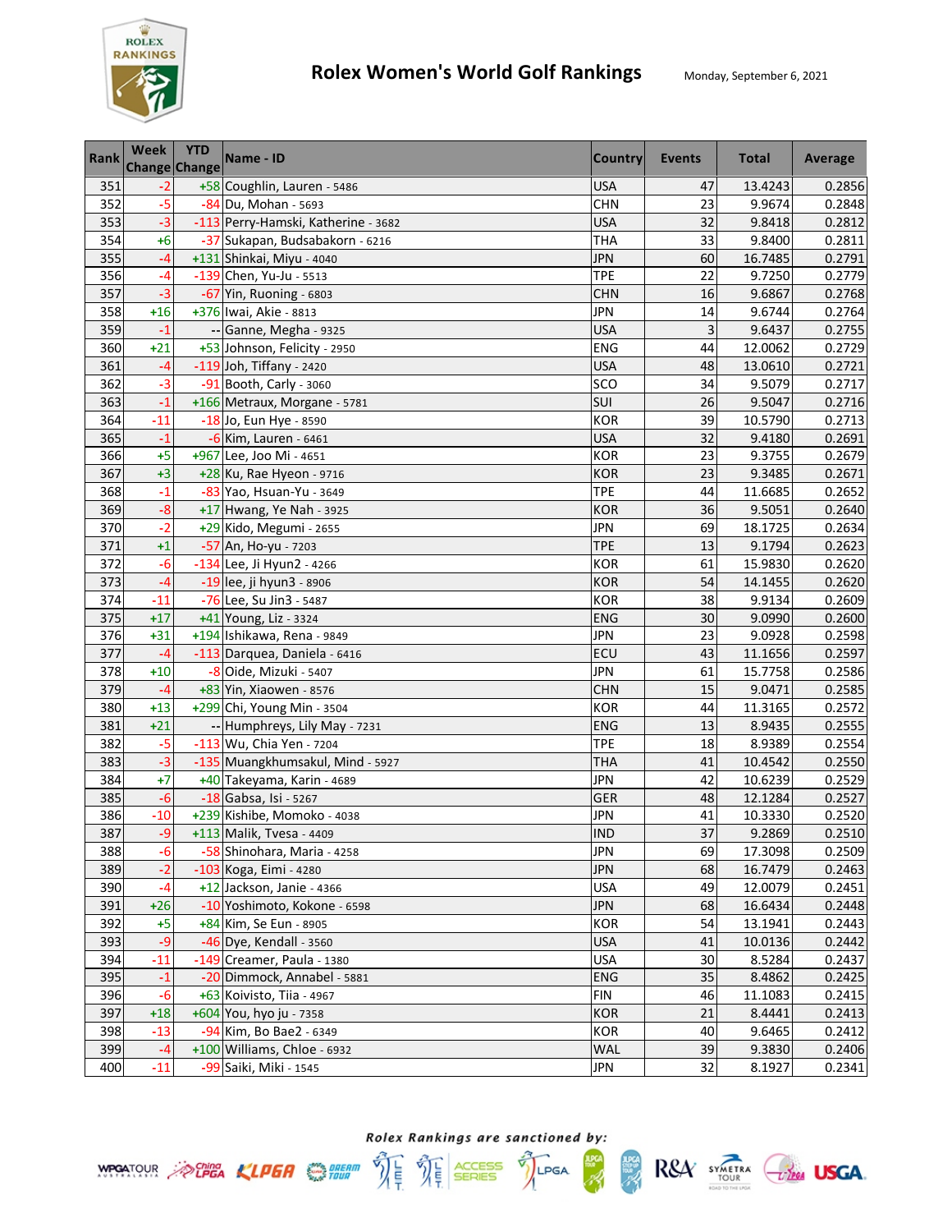# Rolex Women's World Golf Rankings

Monday, September 6, 2021

| Rank | Week Change | YTD Change | Name - ID | Country | Events | Total | Average |
|---|---|---|---|---|---|---|---|
| 351 | -2 | +58 | Coughlin, Lauren - 5486 | USA | 47 | 13.4243 | 0.2856 |
| 352 | -5 | -84 | Du, Mohan - 5693 | CHN | 23 | 9.9674 | 0.2848 |
| 353 | -3 | -113 | Perry-Hamski, Katherine - 3682 | USA | 32 | 9.8418 | 0.2812 |
| 354 | +6 | -37 | Sukapan, Budsabakorn - 6216 | THA | 33 | 9.8400 | 0.2811 |
| 355 | -4 | +131 | Shinkai, Miyu - 4040 | JPN | 60 | 16.7485 | 0.2791 |
| 356 | -4 | -139 | Chen, Yu-Ju - 5513 | TPE | 22 | 9.7250 | 0.2779 |
| 357 | -3 | -67 | Yin, Ruoning - 6803 | CHN | 16 | 9.6867 | 0.2768 |
| 358 | +16 | +376 | Iwai, Akie - 8813 | JPN | 14 | 9.6744 | 0.2764 |
| 359 | -1 | -- | Ganne, Megha - 9325 | USA | 3 | 9.6437 | 0.2755 |
| 360 | +21 | +53 | Johnson, Felicity - 2950 | ENG | 44 | 12.0062 | 0.2729 |
| 361 | -4 | -119 | Joh, Tiffany - 2420 | USA | 48 | 13.0610 | 0.2721 |
| 362 | -3 | -91 | Booth, Carly - 3060 | SCO | 34 | 9.5079 | 0.2717 |
| 363 | -1 | +166 | Metraux, Morgane - 5781 | SUI | 26 | 9.5047 | 0.2716 |
| 364 | -11 | -18 | Jo, Eun Hye - 8590 | KOR | 39 | 10.5790 | 0.2713 |
| 365 | -1 | -6 | Kim, Lauren - 6461 | USA | 32 | 9.4180 | 0.2691 |
| 366 | +5 | +967 | Lee, Joo Mi - 4651 | KOR | 23 | 9.3755 | 0.2679 |
| 367 | +3 | +28 | Ku, Rae Hyeon - 9716 | KOR | 23 | 9.3485 | 0.2671 |
| 368 | -1 | -83 | Yao, Hsuan-Yu - 3649 | TPE | 44 | 11.6685 | 0.2652 |
| 369 | -8 | +17 | Hwang, Ye Nah - 3925 | KOR | 36 | 9.5051 | 0.2640 |
| 370 | -2 | +29 | Kido, Megumi - 2655 | JPN | 69 | 18.1725 | 0.2634 |
| 371 | +1 | -57 | An, Ho-yu - 7203 | TPE | 13 | 9.1794 | 0.2623 |
| 372 | -6 | -134 | Lee, Ji Hyun2 - 4266 | KOR | 61 | 15.9830 | 0.2620 |
| 373 | -4 | -19 | lee, ji hyun3 - 8906 | KOR | 54 | 14.1455 | 0.2620 |
| 374 | -11 | -76 | Lee, Su Jin3 - 5487 | KOR | 38 | 9.9134 | 0.2609 |
| 375 | +17 | +41 | Young, Liz - 3324 | ENG | 30 | 9.0990 | 0.2600 |
| 376 | +31 | +194 | Ishikawa, Rena - 9849 | JPN | 23 | 9.0928 | 0.2598 |
| 377 | -4 | -113 | Darquea, Daniela - 6416 | ECU | 43 | 11.1656 | 0.2597 |
| 378 | +10 | -8 | Oide, Mizuki - 5407 | JPN | 61 | 15.7758 | 0.2586 |
| 379 | -4 | +83 | Yin, Xiaowen - 8576 | CHN | 15 | 9.0471 | 0.2585 |
| 380 | +13 | +299 | Chi, Young Min - 3504 | KOR | 44 | 11.3165 | 0.2572 |
| 381 | +21 | -- | Humphreys, Lily May - 7231 | ENG | 13 | 8.9435 | 0.2555 |
| 382 | -5 | -113 | Wu, Chia Yen - 7204 | TPE | 18 | 8.9389 | 0.2554 |
| 383 | -3 | -135 | Muangkhumsakul, Mind - 5927 | THA | 41 | 10.4542 | 0.2550 |
| 384 | +7 | +40 | Takeyama, Karin - 4689 | JPN | 42 | 10.6239 | 0.2529 |
| 385 | -6 | -18 | Gabsa, Isi - 5267 | GER | 48 | 12.1284 | 0.2527 |
| 386 | -10 | +239 | Kishibe, Momoko - 4038 | JPN | 41 | 10.3330 | 0.2520 |
| 387 | -9 | +113 | Malik, Tvesa - 4409 | IND | 37 | 9.2869 | 0.2510 |
| 388 | -6 | -58 | Shinohara, Maria - 4258 | JPN | 69 | 17.3098 | 0.2509 |
| 389 | -2 | -103 | Koga, Eimi - 4280 | JPN | 68 | 16.7479 | 0.2463 |
| 390 | -4 | +12 | Jackson, Janie - 4366 | USA | 49 | 12.0079 | 0.2451 |
| 391 | +26 | -10 | Yoshimoto, Kokone - 6598 | JPN | 68 | 16.6434 | 0.2448 |
| 392 | +5 | +84 | Kim, Se Eun - 8905 | KOR | 54 | 13.1941 | 0.2443 |
| 393 | -9 | -46 | Dye, Kendall - 3560 | USA | 41 | 10.0136 | 0.2442 |
| 394 | -11 | -149 | Creamer, Paula - 1380 | USA | 30 | 8.5284 | 0.2437 |
| 395 | -1 | -20 | Dimmock, Annabel - 5881 | ENG | 35 | 8.4862 | 0.2425 |
| 396 | -6 | +63 | Koivisto, Tiia - 4967 | FIN | 46 | 11.1083 | 0.2415 |
| 397 | +18 | +604 | You, hyo ju - 7358 | KOR | 21 | 8.4441 | 0.2413 |
| 398 | -13 | -94 | Kim, Bo Bae2 - 6349 | KOR | 40 | 9.6465 | 0.2412 |
| 399 | -4 | +100 | Williams, Chloe - 6932 | WAL | 39 | 9.3830 | 0.2406 |
| 400 | -11 | -99 | Saiki, Miki - 1545 | JPN | 32 | 8.1927 | 0.2341 |

*Rolex Rankings are sanctioned by:*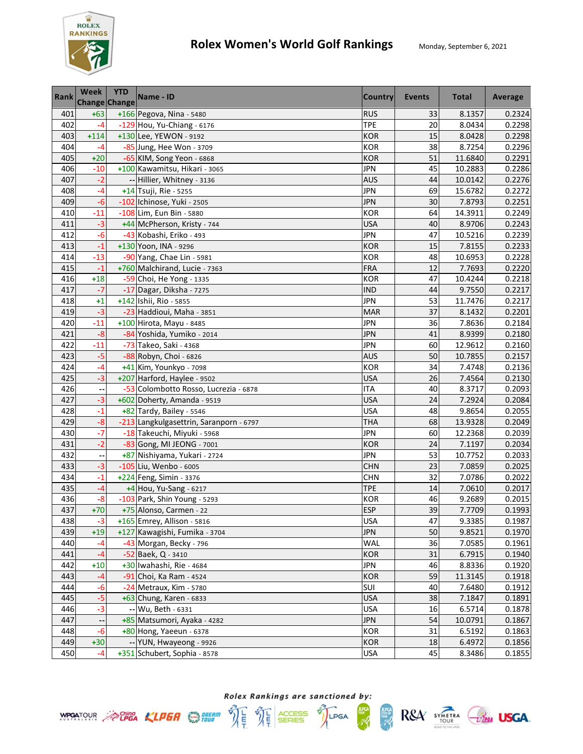# Rolex Women's World Golf Rankings

Monday, September 6, 2021

| Rank | Week Change | YTD Change | Name - ID | Country | Events | Total | Average |
|---|---|---|---|---|---|---|---|
| 401 | +63 | +166 | Pegova, Nina - 5480 | RUS | 33 | 8.1357 | 0.2324 |
| 402 | -4 | -129 | Hou, Yu-Chiang - 6176 | TPE | 20 | 8.0434 | 0.2298 |
| 403 | +114 | +130 | Lee, YEWON - 9192 | KOR | 15 | 8.0428 | 0.2298 |
| 404 | -4 | -85 | Jung, Hee Won - 3709 | KOR | 38 | 8.7254 | 0.2296 |
| 405 | +20 | -65 | KIM, Song Yeon - 6868 | KOR | 51 | 11.6840 | 0.2291 |
| 406 | -10 | +100 | Kawamitsu, Hikari - 3065 | JPN | 45 | 10.2883 | 0.2286 |
| 407 | -2 | -- | Hillier, Whitney - 3136 | AUS | 44 | 10.0142 | 0.2276 |
| 408 | -4 | +14 | Tsuji, Rie - 5255 | JPN | 69 | 15.6782 | 0.2272 |
| 409 | -6 | -102 | Ichinose, Yuki - 2505 | JPN | 30 | 7.8793 | 0.2251 |
| 410 | -11 | -108 | Lim, Eun Bin - 5880 | KOR | 64 | 14.3911 | 0.2249 |
| 411 | -3 | +44 | McPherson, Kristy - 744 | USA | 40 | 8.9706 | 0.2243 |
| 412 | -6 | -43 | Kobashi, Eriko - 493 | JPN | 47 | 10.5216 | 0.2239 |
| 413 | -1 | +130 | Yoon, INA - 9296 | KOR | 15 | 7.8155 | 0.2233 |
| 414 | -13 | -90 | Yang, Chae Lin - 5981 | KOR | 48 | 10.6953 | 0.2228 |
| 415 | -1 | +760 | Malchirand, Lucie - 7363 | FRA | 12 | 7.7693 | 0.2220 |
| 416 | +18 | -59 | Choi, He Yong - 1335 | KOR | 47 | 10.4244 | 0.2218 |
| 417 | -7 | -17 | Dagar, Diksha - 7275 | IND | 44 | 9.7550 | 0.2217 |
| 418 | +1 | +142 | Ishii, Rio - 5855 | JPN | 53 | 11.7476 | 0.2217 |
| 419 | -3 | -23 | Haddioui, Maha - 3851 | MAR | 37 | 8.1432 | 0.2201 |
| 420 | -11 | +100 | Hirota, Mayu - 8485 | JPN | 36 | 7.8636 | 0.2184 |
| 421 | -8 | -84 | Yoshida, Yumiko - 2014 | JPN | 41 | 8.9399 | 0.2180 |
| 422 | -11 | -73 | Takeo, Saki - 4368 | JPN | 60 | 12.9612 | 0.2160 |
| 423 | -5 | -88 | Robyn, Choi - 6826 | AUS | 50 | 10.7855 | 0.2157 |
| 424 | -4 | +41 | Kim, Younkyo - 7098 | KOR | 34 | 7.4748 | 0.2136 |
| 425 | -3 | +207 | Harford, Haylee - 9502 | USA | 26 | 7.4564 | 0.2130 |
| 426 | -- | -53 | Colombotto Rosso, Lucrezia - 6878 | ITA | 40 | 8.3717 | 0.2093 |
| 427 | -3 | +602 | Doherty, Amanda - 9519 | USA | 24 | 7.2924 | 0.2084 |
| 428 | -1 | +82 | Tardy, Bailey - 5546 | USA | 48 | 9.8654 | 0.2055 |
| 429 | -8 | -213 | Langkulgasettrin, Saranporn - 6797 | THA | 68 | 13.9328 | 0.2049 |
| 430 | -7 | -18 | Takeuchi, Miyuki - 5968 | JPN | 60 | 12.2368 | 0.2039 |
| 431 | -2 | -83 | Gong, MI JEONG - 7001 | KOR | 24 | 7.1197 | 0.2034 |
| 432 | -- | +87 | Nishiyama, Yukari - 2724 | JPN | 53 | 10.7752 | 0.2033 |
| 433 | -3 | -105 | Liu, Wenbo - 6005 | CHN | 23 | 7.0859 | 0.2025 |
| 434 | -1 | +224 | Feng, Simin - 3376 | CHN | 32 | 7.0786 | 0.2022 |
| 435 | -4 | +4 | Hou, Yu-Sang - 6217 | TPE | 14 | 7.0610 | 0.2017 |
| 436 | -8 | -103 | Park, Shin Young - 5293 | KOR | 46 | 9.2689 | 0.2015 |
| 437 | +70 | +75 | Alonso, Carmen - 22 | ESP | 39 | 7.7709 | 0.1993 |
| 438 | -3 | +165 | Emrey, Allison - 5816 | USA | 47 | 9.3385 | 0.1987 |
| 439 | +19 | +127 | Kawagishi, Fumika - 3704 | JPN | 50 | 9.8521 | 0.1970 |
| 440 | -4 | -43 | Morgan, Becky - 796 | WAL | 36 | 7.0585 | 0.1961 |
| 441 | -4 | -52 | Baek, Q - 3410 | KOR | 31 | 6.7915 | 0.1940 |
| 442 | +10 | +30 | Iwahashi, Rie - 4684 | JPN | 46 | 8.8336 | 0.1920 |
| 443 | -4 | -91 | Choi, Ka Ram - 4524 | KOR | 59 | 11.3145 | 0.1918 |
| 444 | -6 | -24 | Metraux, Kim - 5780 | SUI | 40 | 7.6480 | 0.1912 |
| 445 | -5 | +63 | Chung, Karen - 6833 | USA | 38 | 7.1847 | 0.1891 |
| 446 | -3 | -- | Wu, Beth - 6331 | USA | 16 | 6.5714 | 0.1878 |
| 447 | -- | +85 | Matsumori, Ayaka - 4282 | JPN | 54 | 10.0791 | 0.1867 |
| 448 | -6 | +80 | Hong, Yaeeun - 6378 | KOR | 31 | 6.5192 | 0.1863 |
| 449 | +30 | -- | YUN, Hwayeong - 9926 | KOR | 18 | 6.4972 | 0.1856 |
| 450 | -4 | +351 | Schubert, Sophia - 8578 | USA | 45 | 8.3486 | 0.1855 |

*Rolex Rankings are sanctioned by:*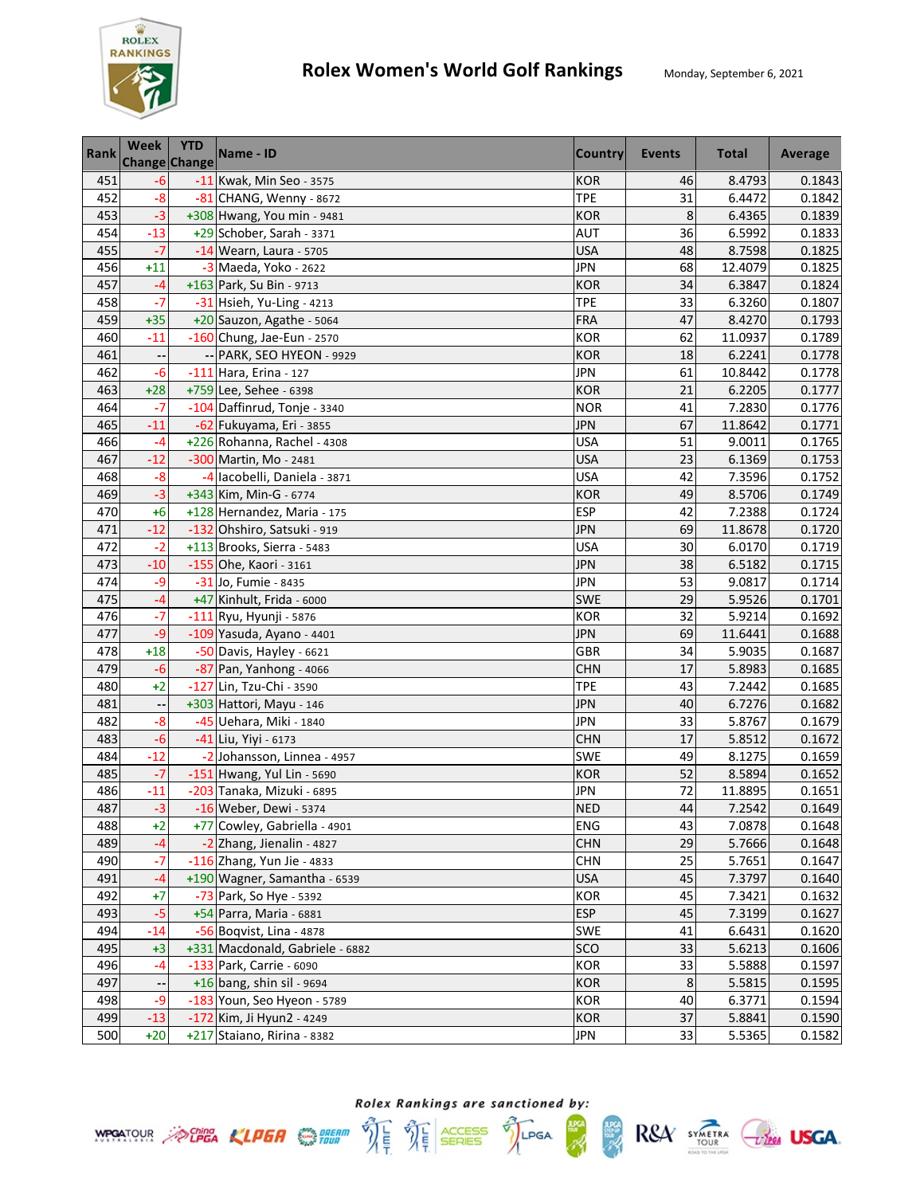# Rolex Women's World Golf Rankings

Monday, September 6, 2021

| Rank | Week Change | YTD Change | Name - ID | Country | Events | Total | Average |
|---|---|---|---|---|---|---|---|
| 451 | -6 | -11 | Kwak, Min Seo - 3575 | KOR | 46 | 8.4793 | 0.1843 |
| 452 | -8 | -81 | CHANG, Wenny - 8672 | TPE | 31 | 6.4472 | 0.1842 |
| 453 | -3 | +308 | Hwang, You min - 9481 | KOR | 8 | 6.4365 | 0.1839 |
| 454 | -13 | +29 | Schober, Sarah - 3371 | AUT | 36 | 6.5992 | 0.1833 |
| 455 | -7 | -14 | Wearn, Laura - 5705 | USA | 48 | 8.7598 | 0.1825 |
| 456 | +11 | -3 | Maeda, Yoko - 2622 | JPN | 68 | 12.4079 | 0.1825 |
| 457 | -4 | +163 | Park, Su Bin - 9713 | KOR | 34 | 6.3847 | 0.1824 |
| 458 | -7 | -31 | Hsieh, Yu-Ling - 4213 | TPE | 33 | 6.3260 | 0.1807 |
| 459 | +35 | +20 | Sauzon, Agathe - 5064 | FRA | 47 | 8.4270 | 0.1793 |
| 460 | -11 | -160 | Chung, Jae-Eun - 2570 | KOR | 62 | 11.0937 | 0.1789 |
| 461 | -- | -- | PARK, SEO HYEON - 9929 | KOR | 18 | 6.2241 | 0.1778 |
| 462 | -6 | -111 | Hara, Erina - 127 | JPN | 61 | 10.8442 | 0.1778 |
| 463 | +28 | +759 | Lee, Sehee - 6398 | KOR | 21 | 6.2205 | 0.1777 |
| 464 | -7 | -104 | Daffinrud, Tonje - 3340 | NOR | 41 | 7.2830 | 0.1776 |
| 465 | -11 | -62 | Fukuyama, Eri - 3855 | JPN | 67 | 11.8642 | 0.1771 |
| 466 | -4 | +226 | Rohanna, Rachel - 4308 | USA | 51 | 9.0011 | 0.1765 |
| 467 | -12 | -300 | Martin, Mo - 2481 | USA | 23 | 6.1369 | 0.1753 |
| 468 | -8 | -4 | Iacobelli, Daniela - 3871 | USA | 42 | 7.3596 | 0.1752 |
| 469 | -3 | +343 | Kim, Min-G - 6774 | KOR | 49 | 8.5706 | 0.1749 |
| 470 | +6 | +128 | Hernandez, Maria - 175 | ESP | 42 | 7.2388 | 0.1724 |
| 471 | -12 | -132 | Ohshiro, Satsuki - 919 | JPN | 69 | 11.8678 | 0.1720 |
| 472 | -2 | +113 | Brooks, Sierra - 5483 | USA | 30 | 6.0170 | 0.1719 |
| 473 | -10 | -155 | Ohe, Kaori - 3161 | JPN | 38 | 6.5182 | 0.1715 |
| 474 | -9 | -31 | Jo, Fumie - 8435 | JPN | 53 | 9.0817 | 0.1714 |
| 475 | -4 | +47 | Kinhult, Frida - 6000 | SWE | 29 | 5.9526 | 0.1701 |
| 476 | -7 | -111 | Ryu, Hyunji - 5876 | KOR | 32 | 5.9214 | 0.1692 |
| 477 | -9 | -109 | Yasuda, Ayano - 4401 | JPN | 69 | 11.6441 | 0.1688 |
| 478 | +18 | -50 | Davis, Hayley - 6621 | GBR | 34 | 5.9035 | 0.1687 |
| 479 | -6 | -87 | Pan, Yanhong - 4066 | CHN | 17 | 5.8983 | 0.1685 |
| 480 | +2 | -127 | Lin, Tzu-Chi - 3590 | TPE | 43 | 7.2442 | 0.1685 |
| 481 | -- | +303 | Hattori, Mayu - 146 | JPN | 40 | 6.7276 | 0.1682 |
| 482 | -8 | -45 | Uehara, Miki - 1840 | JPN | 33 | 5.8767 | 0.1679 |
| 483 | -6 | -41 | Liu, Yiyi - 6173 | CHN | 17 | 5.8512 | 0.1672 |
| 484 | -12 | -2 | Johansson, Linnea - 4957 | SWE | 49 | 8.1275 | 0.1659 |
| 485 | -7 | -151 | Hwang, Yul Lin - 5690 | KOR | 52 | 8.5894 | 0.1652 |
| 486 | -11 | -203 | Tanaka, Mizuki - 6895 | JPN | 72 | 11.8895 | 0.1651 |
| 487 | -3 | -16 | Weber, Dewi - 5374 | NED | 44 | 7.2542 | 0.1649 |
| 488 | +2 | +77 | Cowley, Gabriella - 4901 | ENG | 43 | 7.0878 | 0.1648 |
| 489 | -4 | -2 | Zhang, Jienalin - 4827 | CHN | 29 | 5.7666 | 0.1648 |
| 490 | -7 | -116 | Zhang, Yun Jie - 4833 | CHN | 25 | 5.7651 | 0.1647 |
| 491 | -4 | +190 | Wagner, Samantha - 6539 | USA | 45 | 7.3797 | 0.1640 |
| 492 | +7 | -73 | Park, So Hye - 5392 | KOR | 45 | 7.3421 | 0.1632 |
| 493 | -5 | +54 | Parra, Maria - 6881 | ESP | 45 | 7.3199 | 0.1627 |
| 494 | -14 | -56 | Boqvist, Lina - 4878 | SWE | 41 | 6.6431 | 0.1620 |
| 495 | +3 | +331 | Macdonald, Gabriele - 6882 | SCO | 33 | 5.6213 | 0.1606 |
| 496 | -4 | -133 | Park, Carrie - 6090 | KOR | 33 | 5.5888 | 0.1597 |
| 497 | -- | +16 | bang, shin sil - 9694 | KOR | 8 | 5.5815 | 0.1595 |
| 498 | -9 | -183 | Youn, Seo Hyeon - 5789 | KOR | 40 | 6.3771 | 0.1594 |
| 499 | -13 | -172 | Kim, Ji Hyun2 - 4249 | KOR | 37 | 5.8841 | 0.1590 |
| 500 | +20 | +217 | Staiano, Ririna - 8382 | JPN | 33 | 5.5365 | 0.1582 |

*Rolex Rankings are sanctioned by:*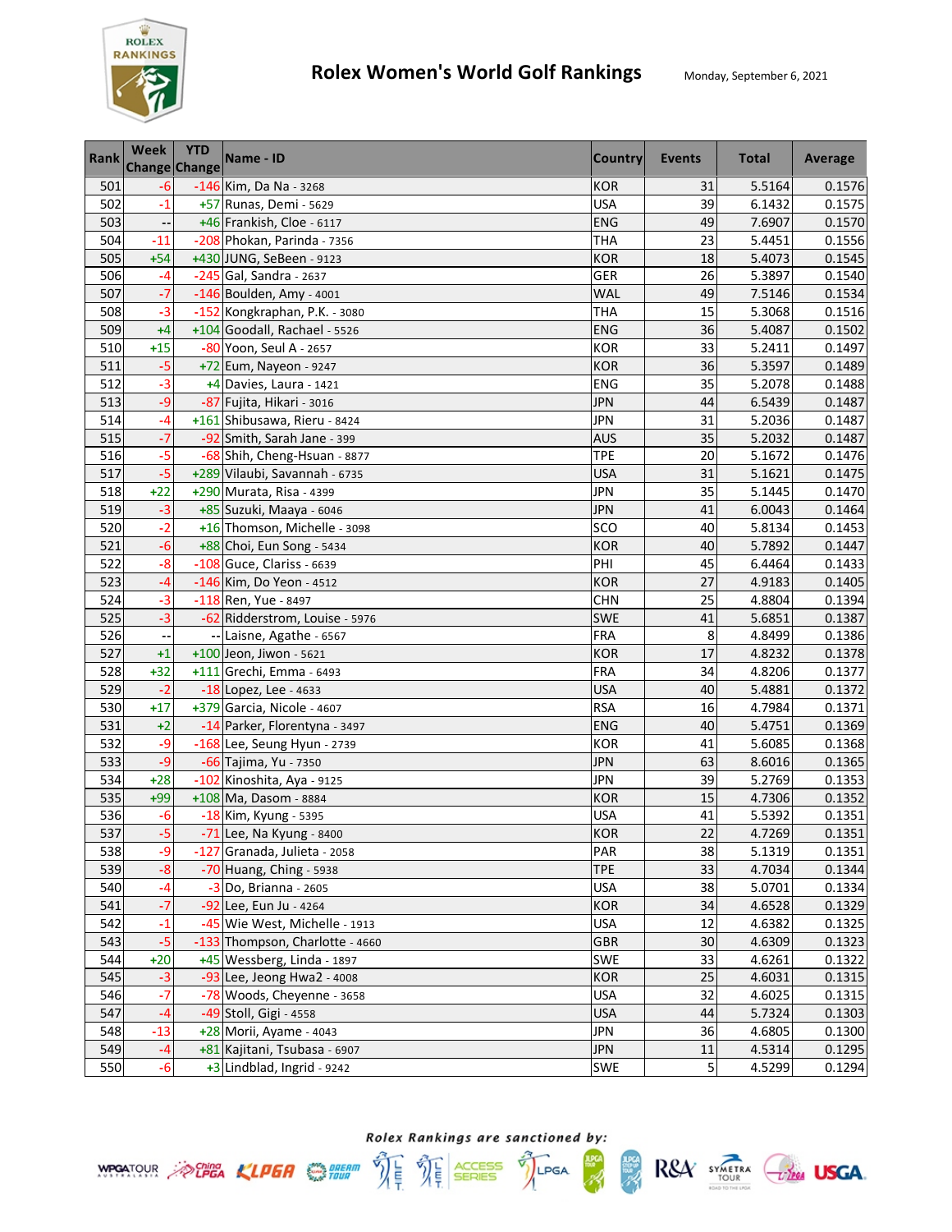# Rolex Women's World Golf Rankings

Monday, September 6, 2021

| Rank | Week Change | YTD Change | Name - ID | Country | Events | Total | Average |
|---|---|---|---|---|---|---|---|
| 501 | -6 | -146 | Kim, Da Na - 3268 | KOR | 31 | 5.5164 | 0.1576 |
| 502 | -1 | +57 | Runas, Demi - 5629 | USA | 39 | 6.1432 | 0.1575 |
| 503 | -- | +46 | Frankish, Cloe - 6117 | ENG | 49 | 7.6907 | 0.1570 |
| 504 | -11 | -208 | Phokan, Parinda - 7356 | THA | 23 | 5.4451 | 0.1556 |
| 505 | +54 | +430 | JUNG, SeBeen - 9123 | KOR | 18 | 5.4073 | 0.1545 |
| 506 | -4 | -245 | Gal, Sandra - 2637 | GER | 26 | 5.3897 | 0.1540 |
| 507 | -7 | -146 | Boulden, Amy - 4001 | WAL | 49 | 7.5146 | 0.1534 |
| 508 | -3 | -152 | Kongkraphan, P.K. - 3080 | THA | 15 | 5.3068 | 0.1516 |
| 509 | +4 | +104 | Goodall, Rachael - 5526 | ENG | 36 | 5.4087 | 0.1502 |
| 510 | +15 | -80 | Yoon, Seul A - 2657 | KOR | 33 | 5.2411 | 0.1497 |
| 511 | -5 | +72 | Eum, Nayeon - 9247 | KOR | 36 | 5.3597 | 0.1489 |
| 512 | -3 | +4 | Davies, Laura - 1421 | ENG | 35 | 5.2078 | 0.1488 |
| 513 | -9 | -87 | Fujita, Hikari - 3016 | JPN | 44 | 6.5439 | 0.1487 |
| 514 | -4 | +161 | Shibusawa, Rieru - 8424 | JPN | 31 | 5.2036 | 0.1487 |
| 515 | -7 | -92 | Smith, Sarah Jane - 399 | AUS | 35 | 5.2032 | 0.1487 |
| 516 | -5 | -68 | Shih, Cheng-Hsuan - 8877 | TPE | 20 | 5.1672 | 0.1476 |
| 517 | -5 | +289 | Vilaubi, Savannah - 6735 | USA | 31 | 5.1621 | 0.1475 |
| 518 | +22 | +290 | Murata, Risa - 4399 | JPN | 35 | 5.1445 | 0.1470 |
| 519 | -3 | +85 | Suzuki, Maaya - 6046 | JPN | 41 | 6.0043 | 0.1464 |
| 520 | -2 | +16 | Thomson, Michelle - 3098 | SCO | 40 | 5.8134 | 0.1453 |
| 521 | -6 | +88 | Choi, Eun Song - 5434 | KOR | 40 | 5.7892 | 0.1447 |
| 522 | -8 | -108 | Guce, Clariss - 6639 | PHI | 45 | 6.4464 | 0.1433 |
| 523 | -4 | -146 | Kim, Do Yeon - 4512 | KOR | 27 | 4.9183 | 0.1405 |
| 524 | -3 | -118 | Ren, Yue - 8497 | CHN | 25 | 4.8804 | 0.1394 |
| 525 | -3 | -62 | Ridderstrom, Louise - 5976 | SWE | 41 | 5.6851 | 0.1387 |
| 526 | -- | -- | Laisne, Agathe - 6567 | FRA | 8 | 4.8499 | 0.1386 |
| 527 | +1 | +100 | Jeon, Jiwon - 5621 | KOR | 17 | 4.8232 | 0.1378 |
| 528 | +32 | +111 | Grechi, Emma - 6493 | FRA | 34 | 4.8206 | 0.1377 |
| 529 | -2 | -18 | Lopez, Lee - 4633 | USA | 40 | 5.4881 | 0.1372 |
| 530 | +17 | +379 | Garcia, Nicole - 4607 | RSA | 16 | 4.7984 | 0.1371 |
| 531 | +2 | -14 | Parker, Florentyna - 3497 | ENG | 40 | 5.4751 | 0.1369 |
| 532 | -9 | -168 | Lee, Seung Hyun - 2739 | KOR | 41 | 5.6085 | 0.1368 |
| 533 | -9 | -66 | Tajima, Yu - 7350 | JPN | 63 | 8.6016 | 0.1365 |
| 534 | +28 | -102 | Kinoshita, Aya - 9125 | JPN | 39 | 5.2769 | 0.1353 |
| 535 | +99 | +108 | Ma, Dasom - 8884 | KOR | 15 | 4.7306 | 0.1352 |
| 536 | -6 | -18 | Kim, Kyung - 5395 | USA | 41 | 5.5392 | 0.1351 |
| 537 | -5 | -71 | Lee, Na Kyung - 8400 | KOR | 22 | 4.7269 | 0.1351 |
| 538 | -9 | -127 | Granada, Julieta - 2058 | PAR | 38 | 5.1319 | 0.1351 |
| 539 | -8 | -70 | Huang, Ching - 5938 | TPE | 33 | 4.7034 | 0.1344 |
| 540 | -4 | -3 | Do, Brianna - 2605 | USA | 38 | 5.0701 | 0.1334 |
| 541 | -7 | -92 | Lee, Eun Ju - 4264 | KOR | 34 | 4.6528 | 0.1329 |
| 542 | -1 | -45 | Wie West, Michelle - 1913 | USA | 12 | 4.6382 | 0.1325 |
| 543 | -5 | -133 | Thompson, Charlotte - 4660 | GBR | 30 | 4.6309 | 0.1323 |
| 544 | +20 | +45 | Wessberg, Linda - 1897 | SWE | 33 | 4.6261 | 0.1322 |
| 545 | -3 | -93 | Lee, Jeong Hwa2 - 4008 | KOR | 25 | 4.6031 | 0.1315 |
| 546 | -7 | -78 | Woods, Cheyenne - 3658 | USA | 32 | 4.6025 | 0.1315 |
| 547 | -4 | -49 | Stoll, Gigi - 4558 | USA | 44 | 5.7324 | 0.1303 |
| 548 | -13 | +28 | Morii, Ayame - 4043 | JPN | 36 | 4.6805 | 0.1300 |
| 549 | -4 | +81 | Kajitani, Tsubasa - 6907 | JPN | 11 | 4.5314 | 0.1295 |
| 550 | -6 | +3 | Lindblad, Ingrid - 9242 | SWE | 5 | 4.5299 | 0.1294 |

*Rolex Rankings are sanctioned by:*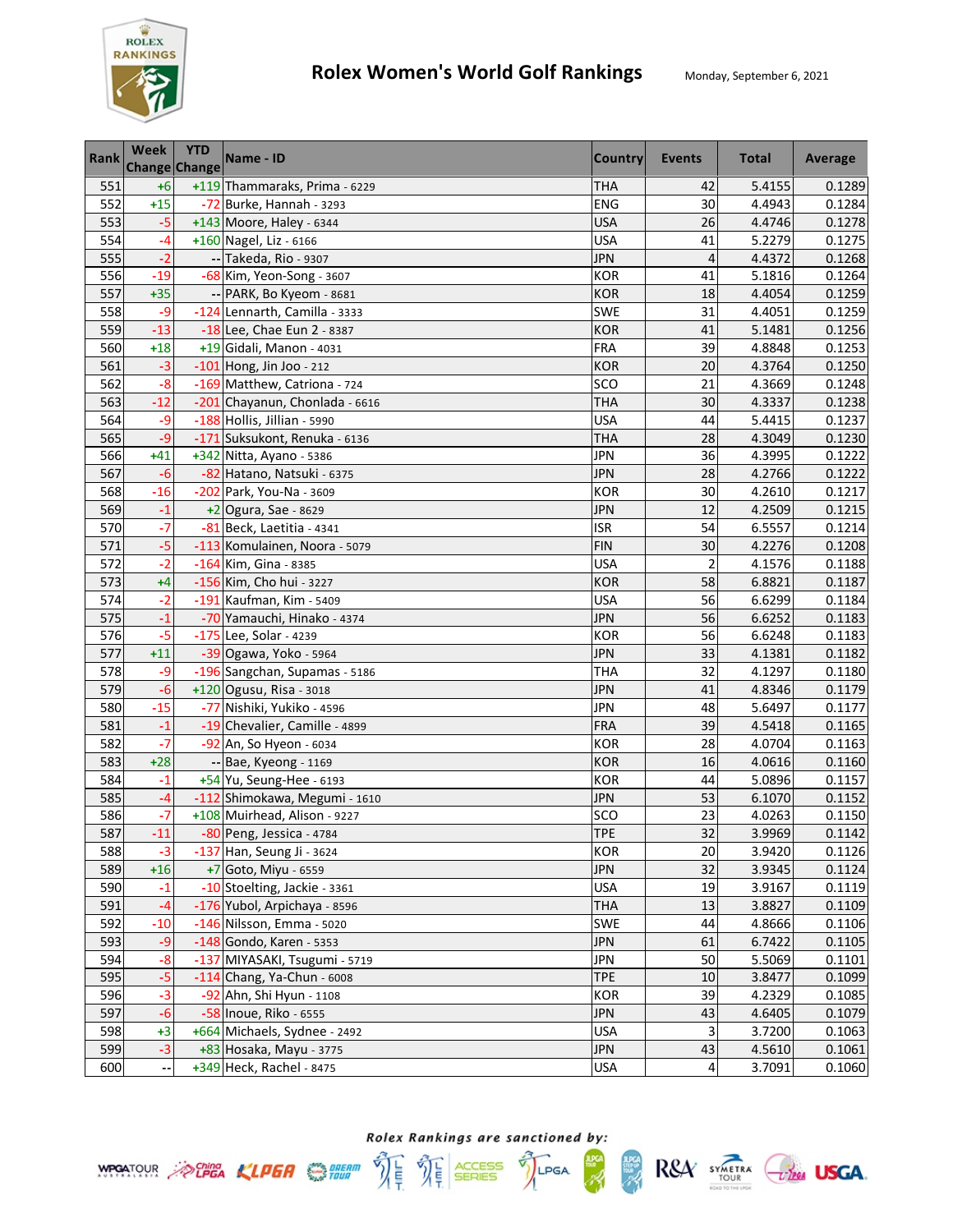# Rolex Women's World Golf Rankings

Monday, September 6, 2021

| Rank | Week Change | YTD Change | Name - ID | Country | Events | Total | Average |
|---|---|---|---|---|---|---|---|
| 551 | +6 | +119 | Thammaraks, Prima - 6229 | THA | 42 | 5.4155 | 0.1289 |
| 552 | +15 | -72 | Burke, Hannah - 3293 | ENG | 30 | 4.4943 | 0.1284 |
| 553 | -5 | +143 | Moore, Haley - 6344 | USA | 26 | 4.4746 | 0.1278 |
| 554 | -4 | +160 | Nagel, Liz - 6166 | USA | 41 | 5.2279 | 0.1275 |
| 555 | -2 | -- | Takeda, Rio - 9307 | JPN | 4 | 4.4372 | 0.1268 |
| 556 | -19 | -68 | Kim, Yeon-Song - 3607 | KOR | 41 | 5.1816 | 0.1264 |
| 557 | +35 | -- | PARK, Bo Kyeom - 8681 | KOR | 18 | 4.4054 | 0.1259 |
| 558 | -9 | -124 | Lennarth, Camilla - 3333 | SWE | 31 | 4.4051 | 0.1259 |
| 559 | -13 | -18 | Lee, Chae Eun 2 - 8387 | KOR | 41 | 5.1481 | 0.1256 |
| 560 | +18 | +19 | Gidali, Manon - 4031 | FRA | 39 | 4.8848 | 0.1253 |
| 561 | -3 | -101 | Hong, Jin Joo - 212 | KOR | 20 | 4.3764 | 0.1250 |
| 562 | -8 | -169 | Matthew, Catriona - 724 | SCO | 21 | 4.3669 | 0.1248 |
| 563 | -12 | -201 | Chayanun, Chonlada - 6616 | THA | 30 | 4.3337 | 0.1238 |
| 564 | -9 | -188 | Hollis, Jillian - 5990 | USA | 44 | 5.4415 | 0.1237 |
| 565 | -9 | -171 | Suksukont, Renuka - 6136 | THA | 28 | 4.3049 | 0.1230 |
| 566 | +41 | +342 | Nitta, Ayano - 5386 | JPN | 36 | 4.3995 | 0.1222 |
| 567 | -6 | -82 | Hatano, Natsuki - 6375 | JPN | 28 | 4.2766 | 0.1222 |
| 568 | -16 | -202 | Park, You-Na - 3609 | KOR | 30 | 4.2610 | 0.1217 |
| 569 | -1 | +2 | Ogura, Sae - 8629 | JPN | 12 | 4.2509 | 0.1215 |
| 570 | -7 | -81 | Beck, Laetitia - 4341 | ISR | 54 | 6.5557 | 0.1214 |
| 571 | -5 | -113 | Komulainen, Noora - 5079 | FIN | 30 | 4.2276 | 0.1208 |
| 572 | -2 | -164 | Kim, Gina - 8385 | USA | 2 | 4.1576 | 0.1188 |
| 573 | +4 | -156 | Kim, Cho hui - 3227 | KOR | 58 | 6.8821 | 0.1187 |
| 574 | -2 | -191 | Kaufman, Kim - 5409 | USA | 56 | 6.6299 | 0.1184 |
| 575 | -1 | -70 | Yamauchi, Hinako - 4374 | JPN | 56 | 6.6252 | 0.1183 |
| 576 | -5 | -175 | Lee, Solar - 4239 | KOR | 56 | 6.6248 | 0.1183 |
| 577 | +11 | -39 | Ogawa, Yoko - 5964 | JPN | 33 | 4.1381 | 0.1182 |
| 578 | -9 | -196 | Sangchan, Supamas - 5186 | THA | 32 | 4.1297 | 0.1180 |
| 579 | -6 | +120 | Ogusu, Risa - 3018 | JPN | 41 | 4.8346 | 0.1179 |
| 580 | -15 | -77 | Nishiki, Yukiko - 4596 | JPN | 48 | 5.6497 | 0.1177 |
| 581 | -1 | -19 | Chevalier, Camille - 4899 | FRA | 39 | 4.5418 | 0.1165 |
| 582 | -7 | -92 | An, So Hyeon - 6034 | KOR | 28 | 4.0704 | 0.1163 |
| 583 | +28 | -- | Bae, Kyeong - 1169 | KOR | 16 | 4.0616 | 0.1160 |
| 584 | -1 | +54 | Yu, Seung-Hee - 6193 | KOR | 44 | 5.0896 | 0.1157 |
| 585 | -4 | -112 | Shimokawa, Megumi - 1610 | JPN | 53 | 6.1070 | 0.1152 |
| 586 | -7 | +108 | Muirhead, Alison - 9227 | SCO | 23 | 4.0263 | 0.1150 |
| 587 | -11 | -80 | Peng, Jessica - 4784 | TPE | 32 | 3.9969 | 0.1142 |
| 588 | -3 | -137 | Han, Seung Ji - 3624 | KOR | 20 | 3.9420 | 0.1126 |
| 589 | +16 | +7 | Goto, Miyu - 6559 | JPN | 32 | 3.9345 | 0.1124 |
| 590 | -1 | -10 | Stoelting, Jackie - 3361 | USA | 19 | 3.9167 | 0.1119 |
| 591 | -4 | -176 | Yubol, Arpichaya - 8596 | THA | 13 | 3.8827 | 0.1109 |
| 592 | -10 | -146 | Nilsson, Emma - 5020 | SWE | 44 | 4.8666 | 0.1106 |
| 593 | -9 | -148 | Gondo, Karen - 5353 | JPN | 61 | 6.7422 | 0.1105 |
| 594 | -8 | -137 | MIYASAKI, Tsugumi - 5719 | JPN | 50 | 5.5069 | 0.1101 |
| 595 | -5 | -114 | Chang, Ya-Chun - 6008 | TPE | 10 | 3.8477 | 0.1099 |
| 596 | -3 | -92 | Ahn, Shi Hyun - 1108 | KOR | 39 | 4.2329 | 0.1085 |
| 597 | -6 | -58 | Inoue, Riko - 6555 | JPN | 43 | 4.6405 | 0.1079 |
| 598 | +3 | +664 | Michaels, Sydnee - 2492 | USA | 3 | 3.7200 | 0.1063 |
| 599 | -3 | +83 | Hosaka, Mayu - 3775 | JPN | 43 | 4.5610 | 0.1061 |
| 600 | -- | +349 | Heck, Rachel - 8475 | USA | 4 | 3.7091 | 0.1060 |

*Rolex Rankings are sanctioned by:*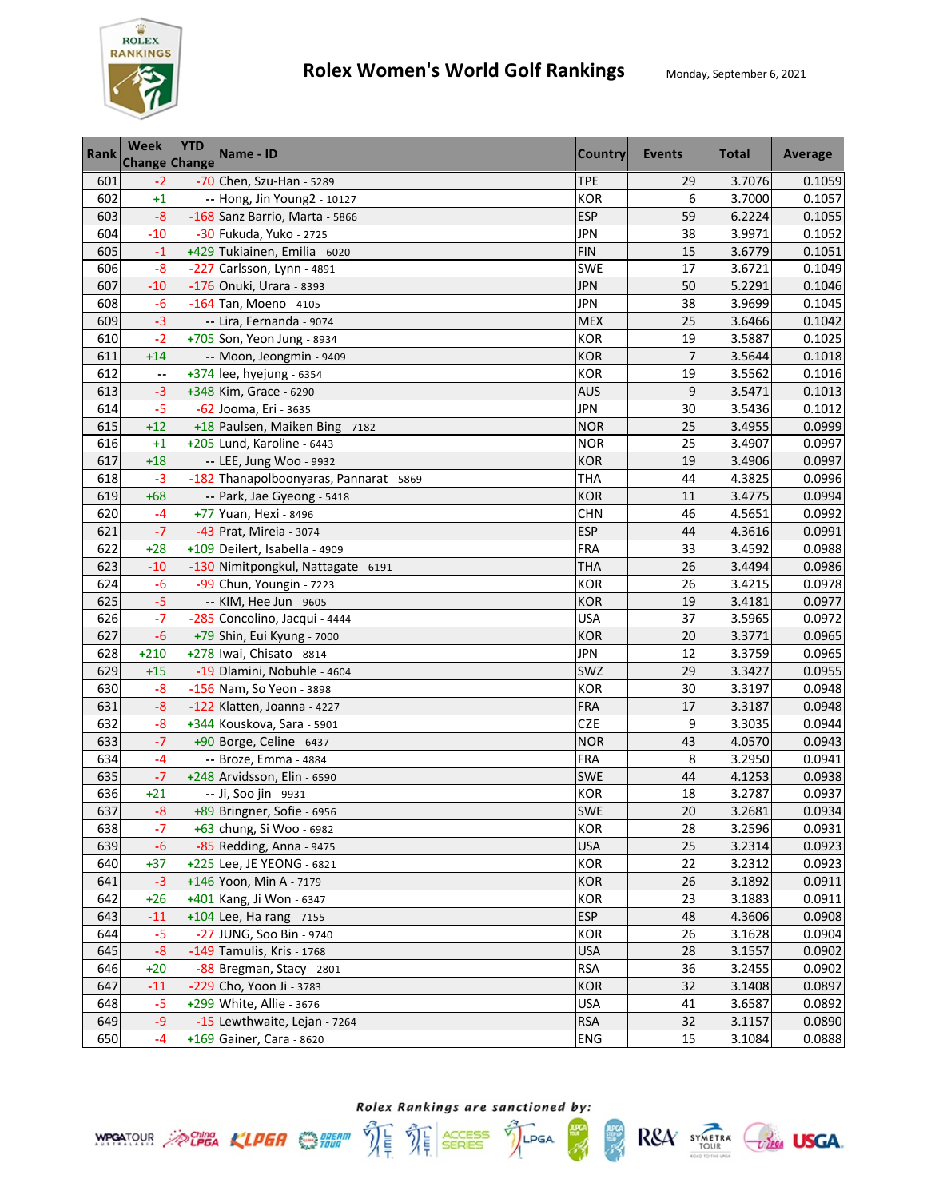# Rolex Women's World Golf Rankings

Monday, September 6, 2021

| Rank | Week Change | YTD Change | Name - ID | Country | Events | Total | Average |
|---|---|---|---|---|---|---|---|
| 601 | -2 | -70 | Chen, Szu-Han - 5289 | TPE | 29 | 3.7076 | 0.1059 |
| 602 | +1 | -- | Hong, Jin Young2 - 10127 | KOR | 6 | 3.7000 | 0.1057 |
| 603 | -8 | -168 | Sanz Barrio, Marta - 5866 | ESP | 59 | 6.2224 | 0.1055 |
| 604 | -10 | -30 | Fukuda, Yuko - 2725 | JPN | 38 | 3.9971 | 0.1052 |
| 605 | -1 | +429 | Tukiainen, Emilia - 6020 | FIN | 15 | 3.6779 | 0.1051 |
| 606 | -8 | -227 | Carlsson, Lynn - 4891 | SWE | 17 | 3.6721 | 0.1049 |
| 607 | -10 | -176 | Onuki, Urara - 8393 | JPN | 50 | 5.2291 | 0.1046 |
| 608 | -6 | -164 | Tan, Moeno - 4105 | JPN | 38 | 3.9699 | 0.1045 |
| 609 | -3 | -- | Lira, Fernanda - 9074 | MEX | 25 | 3.6466 | 0.1042 |
| 610 | -2 | +705 | Son, Yeon Jung - 8934 | KOR | 19 | 3.5887 | 0.1025 |
| 611 | +14 | -- | Moon, Jeongmin - 9409 | KOR | 7 | 3.5644 | 0.1018 |
| 612 | -- | +374 | lee, hyejung - 6354 | KOR | 19 | 3.5562 | 0.1016 |
| 613 | -3 | +348 | Kim, Grace - 6290 | AUS | 9 | 3.5471 | 0.1013 |
| 614 | -5 | -62 | Jooma, Eri - 3635 | JPN | 30 | 3.5436 | 0.1012 |
| 615 | +12 | +18 | Paulsen, Maiken Bing - 7182 | NOR | 25 | 3.4955 | 0.0999 |
| 616 | +1 | +205 | Lund, Karoline - 6443 | NOR | 25 | 3.4907 | 0.0997 |
| 617 | +18 | -- | LEE, Jung Woo - 9932 | KOR | 19 | 3.4906 | 0.0997 |
| 618 | -3 | -182 | Thanapolboonyaras, Pannarat - 5869 | THA | 44 | 4.3825 | 0.0996 |
| 619 | +68 | -- | Park, Jae Gyeong - 5418 | KOR | 11 | 3.4775 | 0.0994 |
| 620 | -4 | +77 | Yuan, Hexi - 8496 | CHN | 46 | 4.5651 | 0.0992 |
| 621 | -7 | -43 | Prat, Mireia - 3074 | ESP | 44 | 4.3616 | 0.0991 |
| 622 | +28 | +109 | Deilert, Isabella - 4909 | FRA | 33 | 3.4592 | 0.0988 |
| 623 | -10 | -130 | Nimitpongkul, Nattagate - 6191 | THA | 26 | 3.4494 | 0.0986 |
| 624 | -6 | -99 | Chun, Youngin - 7223 | KOR | 26 | 3.4215 | 0.0978 |
| 625 | -5 | -- | KIM, Hee Jun - 9605 | KOR | 19 | 3.4181 | 0.0977 |
| 626 | -7 | -285 | Concolino, Jacqui - 4444 | USA | 37 | 3.5965 | 0.0972 |
| 627 | -6 | +79 | Shin, Eui Kyung - 7000 | KOR | 20 | 3.3771 | 0.0965 |
| 628 | +210 | +278 | Iwai, Chisato - 8814 | JPN | 12 | 3.3759 | 0.0965 |
| 629 | +15 | -19 | Dlamini, Nobuhle - 4604 | SWZ | 29 | 3.3427 | 0.0955 |
| 630 | -8 | -156 | Nam, So Yeon - 3898 | KOR | 30 | 3.3197 | 0.0948 |
| 631 | -8 | -122 | Klatten, Joanna - 4227 | FRA | 17 | 3.3187 | 0.0948 |
| 632 | -8 | +344 | Kouskova, Sara - 5901 | CZE | 9 | 3.3035 | 0.0944 |
| 633 | -7 | +90 | Borge, Celine - 6437 | NOR | 43 | 4.0570 | 0.0943 |
| 634 | -4 | -- | Broze, Emma - 4884 | FRA | 8 | 3.2950 | 0.0941 |
| 635 | -7 | +248 | Arvidsson, Elin - 6590 | SWE | 44 | 4.1253 | 0.0938 |
| 636 | +21 | -- | Ji, Soo jin - 9931 | KOR | 18 | 3.2787 | 0.0937 |
| 637 | -8 | +89 | Bringner, Sofie - 6956 | SWE | 20 | 3.2681 | 0.0934 |
| 638 | -7 | +63 | chung, Si Woo - 6982 | KOR | 28 | 3.2596 | 0.0931 |
| 639 | -6 | -85 | Redding, Anna - 9475 | USA | 25 | 3.2314 | 0.0923 |
| 640 | +37 | +225 | Lee, JE YEONG - 6821 | KOR | 22 | 3.2312 | 0.0923 |
| 641 | -3 | +146 | Yoon, Min A - 7179 | KOR | 26 | 3.1892 | 0.0911 |
| 642 | +26 | +401 | Kang, Ji Won - 6347 | KOR | 23 | 3.1883 | 0.0911 |
| 643 | -11 | +104 | Lee, Ha rang - 7155 | ESP | 48 | 4.3606 | 0.0908 |
| 644 | -5 | -27 | JUNG, Soo Bin - 9740 | KOR | 26 | 3.1628 | 0.0904 |
| 645 | -8 | -149 | Tamulis, Kris - 1768 | USA | 28 | 3.1557 | 0.0902 |
| 646 | +20 | -88 | Bregman, Stacy - 2801 | RSA | 36 | 3.2455 | 0.0902 |
| 647 | -11 | -229 | Cho, Yoon Ji - 3783 | KOR | 32 | 3.1408 | 0.0897 |
| 648 | -5 | +299 | White, Allie - 3676 | USA | 41 | 3.6587 | 0.0892 |
| 649 | -9 | -15 | Lewthwaite, Lejan - 7264 | RSA | 32 | 3.1157 | 0.0890 |
| 650 | -4 | +169 | Gainer, Cara - 8620 | ENG | 15 | 3.1084 | 0.0888 |

*Rolex Rankings are sanctioned by:*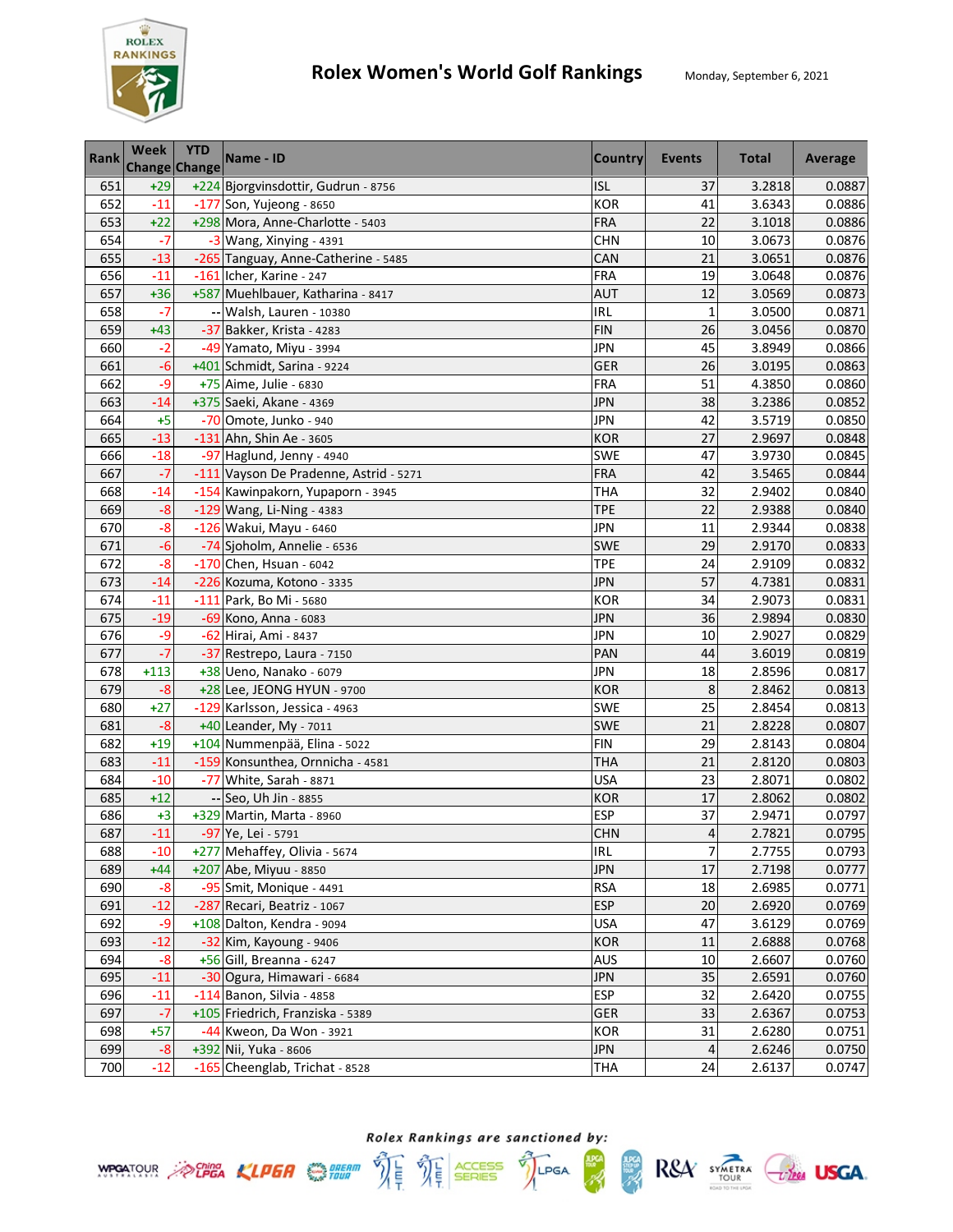# Rolex Women's World Golf Rankings

Monday, September 6, 2021

| Rank | Week Change | YTD Change | Name - ID | Country | Events | Total | Average |
|---|---|---|---|---|---|---|---|
| 651 | +29 | +224 | Bjorgvinsdottir, Gudrun - 8756 | ISL | 37 | 3.2818 | 0.0887 |
| 652 | -11 | -177 | Son, Yujeong - 8650 | KOR | 41 | 3.6343 | 0.0886 |
| 653 | +22 | +298 | Mora, Anne-Charlotte - 5403 | FRA | 22 | 3.1018 | 0.0886 |
| 654 | -7 | -3 | Wang, Xinying - 4391 | CHN | 10 | 3.0673 | 0.0876 |
| 655 | -13 | -265 | Tanguay, Anne-Catherine - 5485 | CAN | 21 | 3.0651 | 0.0876 |
| 656 | -11 | -161 | Icher, Karine - 247 | FRA | 19 | 3.0648 | 0.0876 |
| 657 | +36 | +587 | Muehlbauer, Katharina - 8417 | AUT | 12 | 3.0569 | 0.0873 |
| 658 | -7 | -- | Walsh, Lauren - 10380 | IRL | 1 | 3.0500 | 0.0871 |
| 659 | +43 | -37 | Bakker, Krista - 4283 | FIN | 26 | 3.0456 | 0.0870 |
| 660 | -2 | -49 | Yamato, Miyu - 3994 | JPN | 45 | 3.8949 | 0.0866 |
| 661 | -6 | +401 | Schmidt, Sarina - 9224 | GER | 26 | 3.0195 | 0.0863 |
| 662 | -9 | +75 | Aime, Julie - 6830 | FRA | 51 | 4.3850 | 0.0860 |
| 663 | -14 | +375 | Saeki, Akane - 4369 | JPN | 38 | 3.2386 | 0.0852 |
| 664 | +5 | -70 | Omote, Junko - 940 | JPN | 42 | 3.5719 | 0.0850 |
| 665 | -13 | -131 | Ahn, Shin Ae - 3605 | KOR | 27 | 2.9697 | 0.0848 |
| 666 | -18 | -97 | Haglund, Jenny - 4940 | SWE | 47 | 3.9730 | 0.0845 |
| 667 | -7 | -111 | Vayson De Pradenne, Astrid - 5271 | FRA | 42 | 3.5465 | 0.0844 |
| 668 | -14 | -154 | Kawinpakorn, Yupaporn - 3945 | THA | 32 | 2.9402 | 0.0840 |
| 669 | -8 | -129 | Wang, Li-Ning - 4383 | TPE | 22 | 2.9388 | 0.0840 |
| 670 | -8 | -126 | Wakui, Mayu - 6460 | JPN | 11 | 2.9344 | 0.0838 |
| 671 | -6 | -74 | Sjoholm, Annelie - 6536 | SWE | 29 | 2.9170 | 0.0833 |
| 672 | -8 | -170 | Chen, Hsuan - 6042 | TPE | 24 | 2.9109 | 0.0832 |
| 673 | -14 | -226 | Kozuma, Kotono - 3335 | JPN | 57 | 4.7381 | 0.0831 |
| 674 | -11 | -111 | Park, Bo Mi - 5680 | KOR | 34 | 2.9073 | 0.0831 |
| 675 | -19 | -69 | Kono, Anna - 6083 | JPN | 36 | 2.9894 | 0.0830 |
| 676 | -9 | -62 | Hirai, Ami - 8437 | JPN | 10 | 2.9027 | 0.0829 |
| 677 | -7 | -37 | Restrepo, Laura - 7150 | PAN | 44 | 3.6019 | 0.0819 |
| 678 | +113 | +38 | Ueno, Nanako - 6079 | JPN | 18 | 2.8596 | 0.0817 |
| 679 | -8 | +28 | Lee, JEONG HYUN - 9700 | KOR | 8 | 2.8462 | 0.0813 |
| 680 | +27 | -129 | Karlsson, Jessica - 4963 | SWE | 25 | 2.8454 | 0.0813 |
| 681 | -8 | +40 | Leander, My - 7011 | SWE | 21 | 2.8228 | 0.0807 |
| 682 | +19 | +104 | Nummenpää, Elina - 5022 | FIN | 29 | 2.8143 | 0.0804 |
| 683 | -11 | -159 | Konsunthea, Ornnicha - 4581 | THA | 21 | 2.8120 | 0.0803 |
| 684 | -10 | -77 | White, Sarah - 8871 | USA | 23 | 2.8071 | 0.0802 |
| 685 | +12 | -- | Seo, Uh Jin - 8855 | KOR | 17 | 2.8062 | 0.0802 |
| 686 | +3 | +329 | Martin, Marta - 8960 | ESP | 37 | 2.9471 | 0.0797 |
| 687 | -11 | -97 | Ye, Lei - 5791 | CHN | 4 | 2.7821 | 0.0795 |
| 688 | -10 | +277 | Mehaffey, Olivia - 5674 | IRL | 7 | 2.7755 | 0.0793 |
| 689 | +44 | +207 | Abe, Miyuu - 8850 | JPN | 17 | 2.7198 | 0.0777 |
| 690 | -8 | -95 | Smit, Monique - 4491 | RSA | 18 | 2.6985 | 0.0771 |
| 691 | -12 | -287 | Recari, Beatriz - 1067 | ESP | 20 | 2.6920 | 0.0769 |
| 692 | -9 | +108 | Dalton, Kendra - 9094 | USA | 47 | 3.6129 | 0.0769 |
| 693 | -12 | -32 | Kim, Kayoung - 9406 | KOR | 11 | 2.6888 | 0.0768 |
| 694 | -8 | +56 | Gill, Breanna - 6247 | AUS | 10 | 2.6607 | 0.0760 |
| 695 | -11 | -30 | Ogura, Himawari - 6684 | JPN | 35 | 2.6591 | 0.0760 |
| 696 | -11 | -114 | Banon, Silvia - 4858 | ESP | 32 | 2.6420 | 0.0755 |
| 697 | -7 | +105 | Friedrich, Franziska - 5389 | GER | 33 | 2.6367 | 0.0753 |
| 698 | +57 | -44 | Kweon, Da Won - 3921 | KOR | 31 | 2.6280 | 0.0751 |
| 699 | -8 | +392 | Nii, Yuka - 8606 | JPN | 4 | 2.6246 | 0.0750 |
| 700 | -12 | -165 | Cheenglab, Trichat - 8528 | THA | 24 | 2.6137 | 0.0747 |

*Rolex Rankings are sanctioned by:*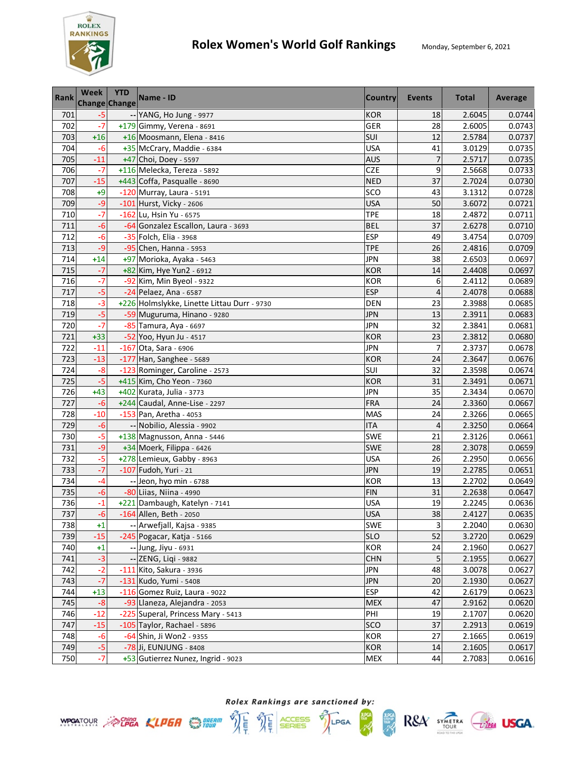# Rolex Women's World Golf Rankings

Monday, September 6, 2021

| Rank | Week Change | YTD Change | Name - ID | Country | Events | Total | Average |
|---|---|---|---|---|---|---|---|
| 701 | -5 | -- | YANG, Ho Jung - 9977 | KOR | 18 | 2.6045 | 0.0744 |
| 702 | -7 | +179 | Gimmy, Verena - 8691 | GER | 28 | 2.6005 | 0.0743 |
| 703 | +16 | +16 | Moosmann, Elena - 8416 | SUI | 12 | 2.5784 | 0.0737 |
| 704 | -6 | +35 | McCrary, Maddie - 6384 | USA | 41 | 3.0129 | 0.0735 |
| 705 | -11 | +47 | Choi, Doey - 5597 | AUS | 7 | 2.5717 | 0.0735 |
| 706 | -7 | +116 | Melecka, Tereza - 5892 | CZE | 9 | 2.5668 | 0.0733 |
| 707 | -15 | +443 | Coffa, Pasqualle - 8690 | NED | 37 | 2.7024 | 0.0730 |
| 708 | +9 | -120 | Murray, Laura - 5191 | SCO | 43 | 3.1312 | 0.0728 |
| 709 | -9 | -101 | Hurst, Vicky - 2606 | USA | 50 | 3.6072 | 0.0721 |
| 710 | -7 | -162 | Lu, Hsin Yu - 6575 | TPE | 18 | 2.4872 | 0.0711 |
| 711 | -6 | -64 | Gonzalez Escallon, Laura - 3693 | BEL | 37 | 2.6278 | 0.0710 |
| 712 | -6 | -35 | Folch, Elia - 3968 | ESP | 49 | 3.4754 | 0.0709 |
| 713 | -9 | -95 | Chen, Hanna - 5953 | TPE | 26 | 2.4816 | 0.0709 |
| 714 | +14 | +97 | Morioka, Ayaka - 5463 | JPN | 38 | 2.6503 | 0.0697 |
| 715 | -7 | +82 | Kim, Hye Yun2 - 6912 | KOR | 14 | 2.4408 | 0.0697 |
| 716 | -7 | -92 | Kim, Min Byeol - 9322 | KOR | 6 | 2.4112 | 0.0689 |
| 717 | -5 | -24 | Pelaez, Ana - 6587 | ESP | 4 | 2.4078 | 0.0688 |
| 718 | -3 | +226 | Holmslykke, Linette Littau Durr - 9730 | DEN | 23 | 2.3988 | 0.0685 |
| 719 | -5 | -59 | Muguruma, Hinano - 9280 | JPN | 13 | 2.3911 | 0.0683 |
| 720 | -7 | -85 | Tamura, Aya - 6697 | JPN | 32 | 2.3841 | 0.0681 |
| 721 | +33 | -52 | Yoo, Hyun Ju - 4517 | KOR | 23 | 2.3812 | 0.0680 |
| 722 | -11 | -167 | Ota, Sara - 6906 | JPN | 7 | 2.3737 | 0.0678 |
| 723 | -13 | -177 | Han, Sanghee - 5689 | KOR | 24 | 2.3647 | 0.0676 |
| 724 | -8 | -123 | Rominger, Caroline - 2573 | SUI | 32 | 2.3598 | 0.0674 |
| 725 | -5 | +415 | Kim, Cho Yeon - 7360 | KOR | 31 | 2.3491 | 0.0671 |
| 726 | +43 | +402 | Kurata, Julia - 3773 | JPN | 35 | 2.3434 | 0.0670 |
| 727 | -6 | +244 | Caudal, Anne-Lise - 2297 | FRA | 24 | 2.3360 | 0.0667 |
| 728 | -10 | -153 | Pan, Aretha - 4053 | MAS | 24 | 2.3266 | 0.0665 |
| 729 | -6 | -- | Nobilio, Alessia - 9902 | ITA | 4 | 2.3250 | 0.0664 |
| 730 | -5 | +138 | Magnusson, Anna - 5446 | SWE | 21 | 2.3126 | 0.0661 |
| 731 | -9 | +34 | Moerk, Filippa - 6426 | SWE | 28 | 2.3078 | 0.0659 |
| 732 | -5 | +278 | Lemieux, Gabby - 8963 | USA | 26 | 2.2950 | 0.0656 |
| 733 | -7 | -107 | Fudoh, Yuri - 21 | JPN | 19 | 2.2785 | 0.0651 |
| 734 | -4 | -- | Jeon, hyo min - 6788 | KOR | 13 | 2.2702 | 0.0649 |
| 735 | -6 | -80 | Liias, Niina - 4990 | FIN | 31 | 2.2638 | 0.0647 |
| 736 | -1 | +221 | Dambaugh, Katelyn - 7141 | USA | 19 | 2.2245 | 0.0636 |
| 737 | -6 | -164 | Allen, Beth - 2050 | USA | 38 | 2.4127 | 0.0635 |
| 738 | +1 | -- | Arwefjall, Kajsa - 9385 | SWE | 3 | 2.2040 | 0.0630 |
| 739 | -15 | -245 | Pogacar, Katja - 5166 | SLO | 52 | 3.2720 | 0.0629 |
| 740 | +1 | -- | Jung, Jiyu - 6931 | KOR | 24 | 2.1960 | 0.0627 |
| 741 | -3 | -- | ZENG, Liqi - 9882 | CHN | 5 | 2.1955 | 0.0627 |
| 742 | -2 | -111 | Kito, Sakura - 3936 | JPN | 48 | 3.0078 | 0.0627 |
| 743 | -7 | -131 | Kudo, Yumi - 5408 | JPN | 20 | 2.1930 | 0.0627 |
| 744 | +13 | -116 | Gomez Ruiz, Laura - 9022 | ESP | 42 | 2.6179 | 0.0623 |
| 745 | -8 | -93 | Llaneza, Alejandra - 2053 | MEX | 47 | 2.9162 | 0.0620 |
| 746 | -12 | -225 | Superal, Princess Mary - 5413 | PHI | 19 | 2.1707 | 0.0620 |
| 747 | -15 | -105 | Taylor, Rachael - 5896 | SCO | 37 | 2.2913 | 0.0619 |
| 748 | -6 | -64 | Shin, Ji Won2 - 9355 | KOR | 27 | 2.1665 | 0.0619 |
| 749 | -5 | -78 | Ji, EUNJUNG - 8408 | KOR | 14 | 2.1605 | 0.0617 |
| 750 | -7 | +53 | Gutierrez Nunez, Ingrid - 9023 | MEX | 44 | 2.7083 | 0.0616 |

*Rolex Rankings are sanctioned by:*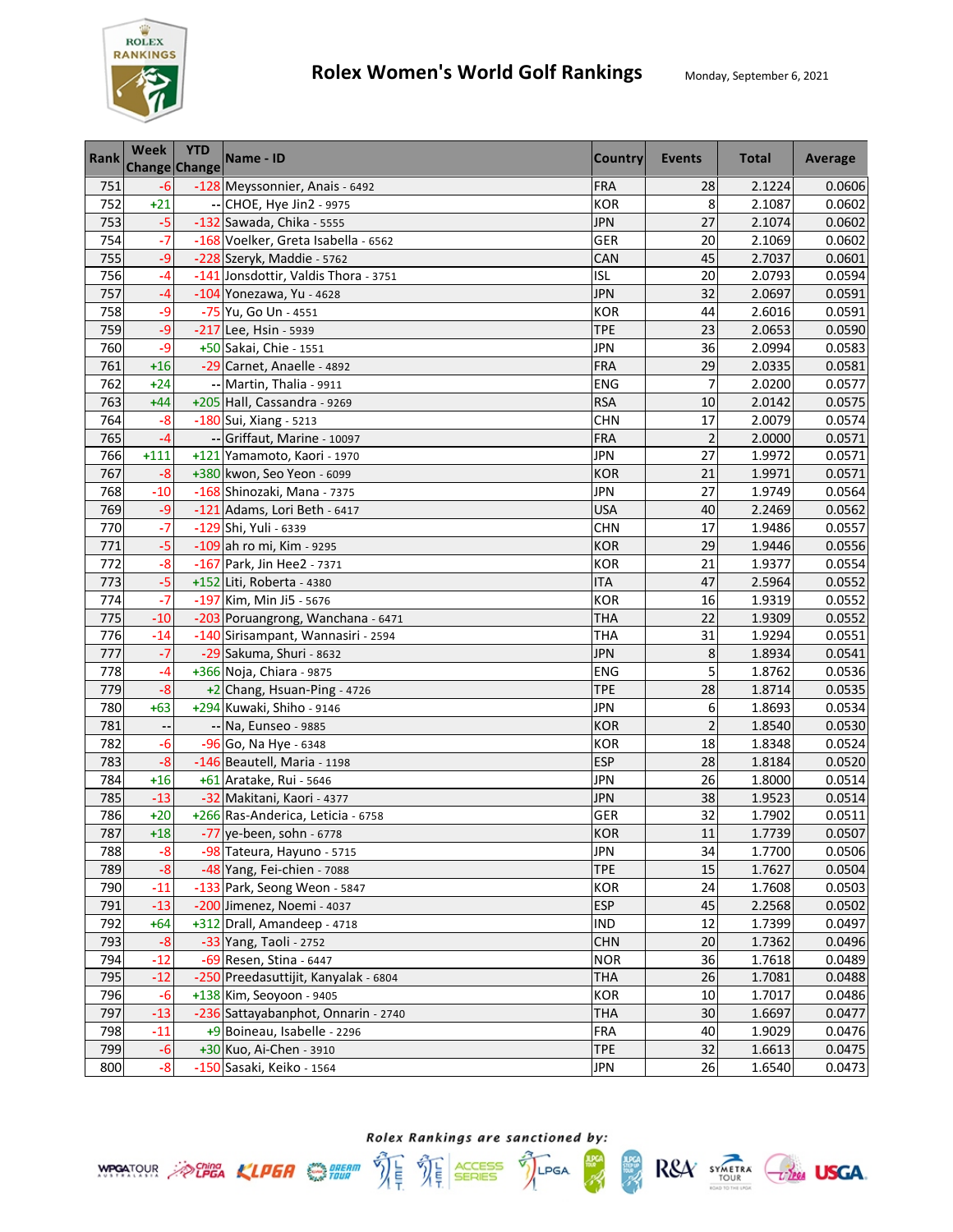# Rolex Women's World Golf Rankings

Monday, September 6, 2021

| Rank | Week Change | YTD Change | Name - ID | Country | Events | Total | Average |
|---|---|---|---|---|---|---|---|
| 751 | -6 | -128 | Meyssonnier, Anais - 6492 | FRA | 28 | 2.1224 | 0.0606 |
| 752 | +21 | -- | CHOE, Hye Jin2 - 9975 | KOR | 8 | 2.1087 | 0.0602 |
| 753 | -5 | -132 | Sawada, Chika - 5555 | JPN | 27 | 2.1074 | 0.0602 |
| 754 | -7 | -168 | Voelker, Greta Isabella - 6562 | GER | 20 | 2.1069 | 0.0602 |
| 755 | -9 | -228 | Szeryk, Maddie - 5762 | CAN | 45 | 2.7037 | 0.0601 |
| 756 | -4 | -141 | Jonsdottir, Valdis Thora - 3751 | ISL | 20 | 2.0793 | 0.0594 |
| 757 | -4 | -104 | Yonezawa, Yu - 4628 | JPN | 32 | 2.0697 | 0.0591 |
| 758 | -9 | -75 | Yu, Go Un - 4551 | KOR | 44 | 2.6016 | 0.0591 |
| 759 | -9 | -217 | Lee, Hsin - 5939 | TPE | 23 | 2.0653 | 0.0590 |
| 760 | -9 | +50 | Sakai, Chie - 1551 | JPN | 36 | 2.0994 | 0.0583 |
| 761 | +16 | -29 | Carnet, Anaelle - 4892 | FRA | 29 | 2.0335 | 0.0581 |
| 762 | +24 | -- | Martin, Thalia - 9911 | ENG | 7 | 2.0200 | 0.0577 |
| 763 | +44 | +205 | Hall, Cassandra - 9269 | RSA | 10 | 2.0142 | 0.0575 |
| 764 | -8 | -180 | Sui, Xiang - 5213 | CHN | 17 | 2.0079 | 0.0574 |
| 765 | -4 | -- | Griffaut, Marine - 10097 | FRA | 2 | 2.0000 | 0.0571 |
| 766 | +111 | +121 | Yamamoto, Kaori - 1970 | JPN | 27 | 1.9972 | 0.0571 |
| 767 | -8 | +380 | kwon, Seo Yeon - 6099 | KOR | 21 | 1.9971 | 0.0571 |
| 768 | -10 | -168 | Shinozaki, Mana - 7375 | JPN | 27 | 1.9749 | 0.0564 |
| 769 | -9 | -121 | Adams, Lori Beth - 6417 | USA | 40 | 2.2469 | 0.0562 |
| 770 | -7 | -129 | Shi, Yuli - 6339 | CHN | 17 | 1.9486 | 0.0557 |
| 771 | -5 | -109 | ah ro mi, Kim - 9295 | KOR | 29 | 1.9446 | 0.0556 |
| 772 | -8 | -167 | Park, Jin Hee2 - 7371 | KOR | 21 | 1.9377 | 0.0554 |
| 773 | -5 | +152 | Liti, Roberta - 4380 | ITA | 47 | 2.5964 | 0.0552 |
| 774 | -7 | -197 | Kim, Min Ji5 - 5676 | KOR | 16 | 1.9319 | 0.0552 |
| 775 | -10 | -203 | Poruangrong, Wanchana - 6471 | THA | 22 | 1.9309 | 0.0552 |
| 776 | -14 | -140 | Sirisampant, Wannasiri - 2594 | THA | 31 | 1.9294 | 0.0551 |
| 777 | -7 | -29 | Sakuma, Shuri - 8632 | JPN | 8 | 1.8934 | 0.0541 |
| 778 | -4 | +366 | Noja, Chiara - 9875 | ENG | 5 | 1.8762 | 0.0536 |
| 779 | -8 | +2 | Chang, Hsuan-Ping - 4726 | TPE | 28 | 1.8714 | 0.0535 |
| 780 | +63 | +294 | Kuwaki, Shiho - 9146 | JPN | 6 | 1.8693 | 0.0534 |
| 781 | -- | -- | Na, Eunseo - 9885 | KOR | 2 | 1.8540 | 0.0530 |
| 782 | -6 | -96 | Go, Na Hye - 6348 | KOR | 18 | 1.8348 | 0.0524 |
| 783 | -8 | -146 | Beautell, Maria - 1198 | ESP | 28 | 1.8184 | 0.0520 |
| 784 | +16 | +61 | Aratake, Rui - 5646 | JPN | 26 | 1.8000 | 0.0514 |
| 785 | -13 | -32 | Makitani, Kaori - 4377 | JPN | 38 | 1.9523 | 0.0514 |
| 786 | +20 | +266 | Ras-Anderica, Leticia - 6758 | GER | 32 | 1.7902 | 0.0511 |
| 787 | +18 | -77 | ye-been, sohn - 6778 | KOR | 11 | 1.7739 | 0.0507 |
| 788 | -8 | -98 | Tateura, Hayuno - 5715 | JPN | 34 | 1.7700 | 0.0506 |
| 789 | -8 | -48 | Yang, Fei-chien - 7088 | TPE | 15 | 1.7627 | 0.0504 |
| 790 | -11 | -133 | Park, Seong Weon - 5847 | KOR | 24 | 1.7608 | 0.0503 |
| 791 | -13 | -200 | Jimenez, Noemi - 4037 | ESP | 45 | 2.2568 | 0.0502 |
| 792 | +64 | +312 | Drall, Amandeep - 4718 | IND | 12 | 1.7399 | 0.0497 |
| 793 | -8 | -33 | Yang, Taoli - 2752 | CHN | 20 | 1.7362 | 0.0496 |
| 794 | -12 | -69 | Resen, Stina - 6447 | NOR | 36 | 1.7618 | 0.0489 |
| 795 | -12 | -250 | Preedasuttijit, Kanyalak - 6804 | THA | 26 | 1.7081 | 0.0488 |
| 796 | -6 | +138 | Kim, Seoyoon - 9405 | KOR | 10 | 1.7017 | 0.0486 |
| 797 | -13 | -236 | Sattayabanphot, Onnarin - 2740 | THA | 30 | 1.6697 | 0.0477 |
| 798 | -11 | +9 | Boineau, Isabelle - 2296 | FRA | 40 | 1.9029 | 0.0476 |
| 799 | -6 | +30 | Kuo, Ai-Chen - 3910 | TPE | 32 | 1.6613 | 0.0475 |
| 800 | -8 | -150 | Sasaki, Keiko - 1564 | JPN | 26 | 1.6540 | 0.0473 |

*Rolex Rankings are sanctioned by:*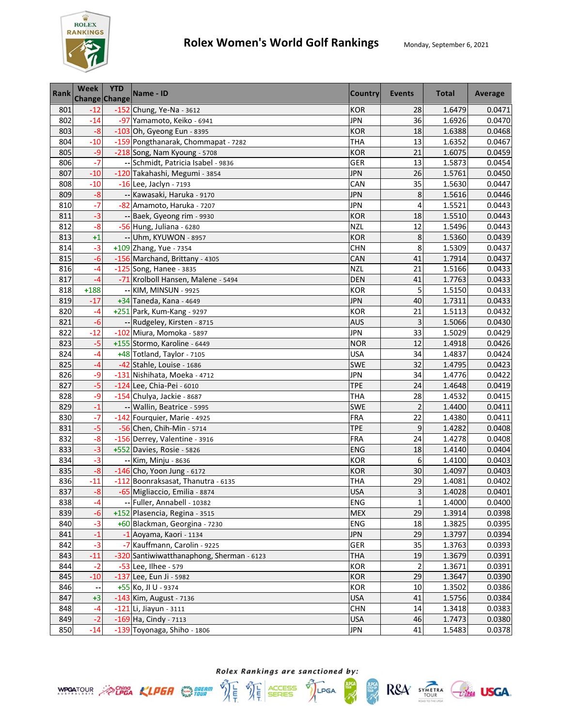# Rolex Women's World Golf Rankings

Monday, September 6, 2021

| Rank | Week Change | YTD Change | Name - ID | Country | Events | Total | Average |
|---|---|---|---|---|---|---|---|
| 801 | -12 | -152 | Chung, Ye-Na - 3612 | KOR | 28 | 1.6479 | 0.0471 |
| 802 | -14 | -97 | Yamamoto, Keiko - 6941 | JPN | 36 | 1.6926 | 0.0470 |
| 803 | -8 | -103 | Oh, Gyeong Eun - 8395 | KOR | 18 | 1.6388 | 0.0468 |
| 804 | -10 | -159 | Pongthanarak, Chommapat - 7282 | THA | 13 | 1.6352 | 0.0467 |
| 805 | -9 | -218 | Song, Nam Kyoung - 5708 | KOR | 21 | 1.6075 | 0.0459 |
| 806 | -7 | -- | Schmidt, Patricia Isabel - 9836 | GER | 13 | 1.5873 | 0.0454 |
| 807 | -10 | -120 | Takahashi, Megumi - 3854 | JPN | 26 | 1.5761 | 0.0450 |
| 808 | -10 | -16 | Lee, Jaclyn - 7193 | CAN | 35 | 1.5630 | 0.0447 |
| 809 | -8 | -- | Kawasaki, Haruka - 9170 | JPN | 8 | 1.5616 | 0.0446 |
| 810 | -7 | -82 | Amamoto, Haruka - 7207 | JPN | 4 | 1.5521 | 0.0443 |
| 811 | -3 | -- | Baek, Gyeong rim - 9930 | KOR | 18 | 1.5510 | 0.0443 |
| 812 | -8 | -56 | Hung, Juliana - 6280 | NZL | 12 | 1.5496 | 0.0443 |
| 813 | +1 | -- | Uhm, KYUWON - 8957 | KOR | 8 | 1.5360 | 0.0439 |
| 814 | -3 | +109 | Zhang, Yue - 7354 | CHN | 8 | 1.5309 | 0.0437 |
| 815 | -6 | -156 | Marchand, Brittany - 4305 | CAN | 41 | 1.7914 | 0.0437 |
| 816 | -4 | -125 | Song, Hanee - 3835 | NZL | 21 | 1.5166 | 0.0433 |
| 817 | -4 | -71 | Krolboll Hansen, Malene - 5494 | DEN | 41 | 1.7763 | 0.0433 |
| 818 | +188 | -- | KIM, MINSUN - 9925 | KOR | 5 | 1.5150 | 0.0433 |
| 819 | -17 | +34 | Taneda, Kana - 4649 | JPN | 40 | 1.7311 | 0.0433 |
| 820 | -4 | +251 | Park, Kum-Kang - 9297 | KOR | 21 | 1.5113 | 0.0432 |
| 821 | -6 | -- | Rudgeley, Kirsten - 8715 | AUS | 3 | 1.5066 | 0.0430 |
| 822 | -12 | -102 | Miura, Momoka - 5897 | JPN | 33 | 1.5029 | 0.0429 |
| 823 | -5 | +155 | Stormo, Karoline - 6449 | NOR | 12 | 1.4918 | 0.0426 |
| 824 | -4 | +48 | Totland, Taylor - 7105 | USA | 34 | 1.4837 | 0.0424 |
| 825 | -4 | -42 | Stahle, Louise - 1686 | SWE | 32 | 1.4795 | 0.0423 |
| 826 | -9 | -131 | Nishihata, Moeka - 4712 | JPN | 34 | 1.4776 | 0.0422 |
| 827 | -5 | -124 | Lee, Chia-Pei - 6010 | TPE | 24 | 1.4648 | 0.0419 |
| 828 | -9 | -154 | Chulya, Jackie - 8687 | THA | 28 | 1.4532 | 0.0415 |
| 829 | -1 | -- | Wallin, Beatrice - 5995 | SWE | 2 | 1.4400 | 0.0411 |
| 830 | -7 | -142 | Fourquier, Marie - 4925 | FRA | 22 | 1.4380 | 0.0411 |
| 831 | -5 | -56 | Chen, Chih-Min - 5714 | TPE | 9 | 1.4282 | 0.0408 |
| 832 | -8 | -156 | Derrey, Valentine - 3916 | FRA | 24 | 1.4278 | 0.0408 |
| 833 | -3 | +552 | Davies, Rosie - 5826 | ENG | 18 | 1.4140 | 0.0404 |
| 834 | -3 | -- | Kim, Minju - 8636 | KOR | 6 | 1.4100 | 0.0403 |
| 835 | -8 | -146 | Cho, Yoon Jung - 6172 | KOR | 30 | 1.4097 | 0.0403 |
| 836 | -11 | -112 | Boonraksasat, Thanutra - 6135 | THA | 29 | 1.4081 | 0.0402 |
| 837 | -8 | -65 | Migliaccio, Emilia - 8874 | USA | 3 | 1.4028 | 0.0401 |
| 838 | -4 | -- | Fuller, Annabell - 10382 | ENG | 1 | 1.4000 | 0.0400 |
| 839 | -6 | +152 | Plasencia, Regina - 3515 | MEX | 29 | 1.3914 | 0.0398 |
| 840 | -3 | +60 | Blackman, Georgina - 7230 | ENG | 18 | 1.3825 | 0.0395 |
| 841 | -1 | -1 | Aoyama, Kaori - 1134 | JPN | 29 | 1.3797 | 0.0394 |
| 842 | -3 | -7 | Kauffmann, Carolin - 9225 | GER | 35 | 1.3763 | 0.0393 |
| 843 | -11 | -320 | Santiwiwatthanaphong, Sherman - 6123 | THA | 19 | 1.3679 | 0.0391 |
| 844 | -2 | -53 | Lee, Ilhee - 579 | KOR | 2 | 1.3671 | 0.0391 |
| 845 | -10 | -137 | Lee, Eun Ji - 5982 | KOR | 29 | 1.3647 | 0.0390 |
| 846 | -- | +55 | Ko, JI U - 9374 | KOR | 10 | 1.3502 | 0.0386 |
| 847 | +3 | -143 | Kim, August - 7136 | USA | 41 | 1.5756 | 0.0384 |
| 848 | -4 | -121 | Li, Jiayun - 3111 | CHN | 14 | 1.3418 | 0.0383 |
| 849 | -2 | -169 | Ha, Cindy - 7113 | USA | 46 | 1.7473 | 0.0380 |
| 850 | -14 | -139 | Toyonaga, Shiho - 1806 | JPN | 41 | 1.5483 | 0.0378 |

*Rolex Rankings are sanctioned by:*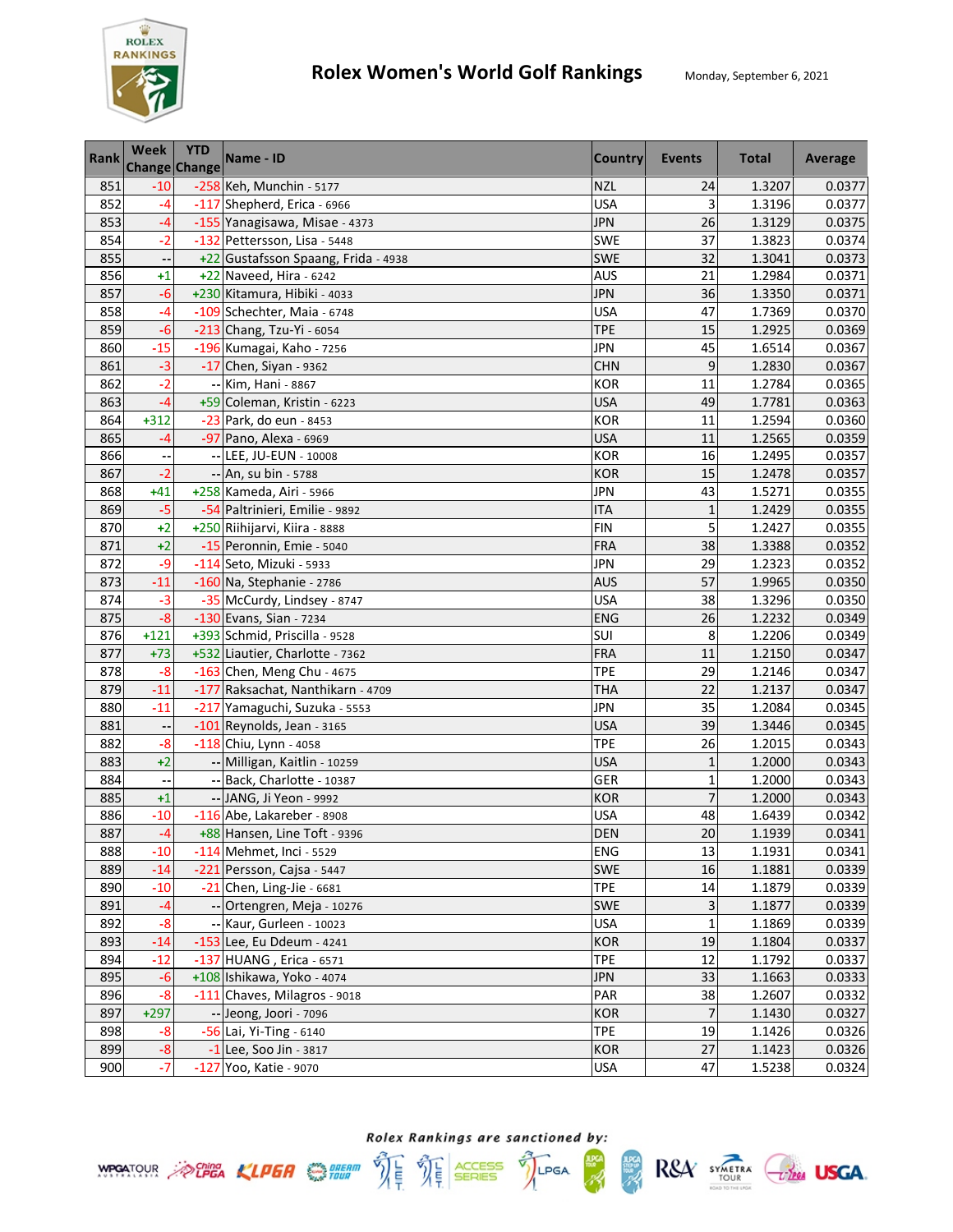# Rolex Women's World Golf Rankings

Monday, September 6, 2021

| Rank | Week Change | YTD Change | Name - ID | Country | Events | Total | Average |
|---|---|---|---|---|---|---|---|
| 851 | -10 | -258 | Keh, Munchin - 5177 | NZL | 24 | 1.3207 | 0.0377 |
| 852 | -4 | -117 | Shepherd, Erica - 6966 | USA | 3 | 1.3196 | 0.0377 |
| 853 | -4 | -155 | Yanagisawa, Misae - 4373 | JPN | 26 | 1.3129 | 0.0375 |
| 854 | -2 | -132 | Pettersson, Lisa - 5448 | SWE | 37 | 1.3823 | 0.0374 |
| 855 | -- | +22 | Gustafsson Spaang, Frida - 4938 | SWE | 32 | 1.3041 | 0.0373 |
| 856 | +1 | +22 | Naveed, Hira - 6242 | AUS | 21 | 1.2984 | 0.0371 |
| 857 | -6 | +230 | Kitamura, Hibiki - 4033 | JPN | 36 | 1.3350 | 0.0371 |
| 858 | -4 | -109 | Schechter, Maia - 6748 | USA | 47 | 1.7369 | 0.0370 |
| 859 | -6 | -213 | Chang, Tzu-Yi - 6054 | TPE | 15 | 1.2925 | 0.0369 |
| 860 | -15 | -196 | Kumagai, Kaho - 7256 | JPN | 45 | 1.6514 | 0.0367 |
| 861 | -3 | -17 | Chen, Siyan - 9362 | CHN | 9 | 1.2830 | 0.0367 |
| 862 | -2 | -- | Kim, Hani - 8867 | KOR | 11 | 1.2784 | 0.0365 |
| 863 | -4 | +59 | Coleman, Kristin - 6223 | USA | 49 | 1.7781 | 0.0363 |
| 864 | +312 | -23 | Park, do eun - 8453 | KOR | 11 | 1.2594 | 0.0360 |
| 865 | -4 | -97 | Pano, Alexa - 6969 | USA | 11 | 1.2565 | 0.0359 |
| 866 | -- | -- | LEE, JU-EUN - 10008 | KOR | 16 | 1.2495 | 0.0357 |
| 867 | -2 | -- | An, su bin - 5788 | KOR | 15 | 1.2478 | 0.0357 |
| 868 | +41 | +258 | Kameda, Airi - 5966 | JPN | 43 | 1.5271 | 0.0355 |
| 869 | -5 | -54 | Paltrinieri, Emilie - 9892 | ITA | 1 | 1.2429 | 0.0355 |
| 870 | +2 | +250 | Riihijarvi, Kiira - 8888 | FIN | 5 | 1.2427 | 0.0355 |
| 871 | +2 | -15 | Peronnin, Emie - 5040 | FRA | 38 | 1.3388 | 0.0352 |
| 872 | -9 | -114 | Seto, Mizuki - 5933 | JPN | 29 | 1.2323 | 0.0352 |
| 873 | -11 | -160 | Na, Stephanie - 2786 | AUS | 57 | 1.9965 | 0.0350 |
| 874 | -3 | -35 | McCurdy, Lindsey - 8747 | USA | 38 | 1.3296 | 0.0350 |
| 875 | -8 | -130 | Evans, Sian - 7234 | ENG | 26 | 1.2232 | 0.0349 |
| 876 | +121 | +393 | Schmid, Priscilla - 9528 | SUI | 8 | 1.2206 | 0.0349 |
| 877 | +73 | +532 | Liautier, Charlotte - 7362 | FRA | 11 | 1.2150 | 0.0347 |
| 878 | -8 | -163 | Chen, Meng Chu - 4675 | TPE | 29 | 1.2146 | 0.0347 |
| 879 | -11 | -177 | Raksachat, Nanthikarn - 4709 | THA | 22 | 1.2137 | 0.0347 |
| 880 | -11 | -217 | Yamaguchi, Suzuka - 5553 | JPN | 35 | 1.2084 | 0.0345 |
| 881 | -- | -101 | Reynolds, Jean - 3165 | USA | 39 | 1.3446 | 0.0345 |
| 882 | -8 | -118 | Chiu, Lynn - 4058 | TPE | 26 | 1.2015 | 0.0343 |
| 883 | +2 | -- | Milligan, Kaitlin - 10259 | USA | 1 | 1.2000 | 0.0343 |
| 884 | -- | -- | Back, Charlotte - 10387 | GER | 1 | 1.2000 | 0.0343 |
| 885 | +1 | -- | JANG, Ji Yeon - 9992 | KOR | 7 | 1.2000 | 0.0343 |
| 886 | -10 | -116 | Abe, Lakareber - 8908 | USA | 48 | 1.6439 | 0.0342 |
| 887 | -4 | +88 | Hansen, Line Toft - 9396 | DEN | 20 | 1.1939 | 0.0341 |
| 888 | -10 | -114 | Mehmet, Inci - 5529 | ENG | 13 | 1.1931 | 0.0341 |
| 889 | -14 | -221 | Persson, Cajsa - 5447 | SWE | 16 | 1.1881 | 0.0339 |
| 890 | -10 | -21 | Chen, Ling-Jie - 6681 | TPE | 14 | 1.1879 | 0.0339 |
| 891 | -4 | -- | Ortengren, Meja - 10276 | SWE | 3 | 1.1877 | 0.0339 |
| 892 | -8 | -- | Kaur, Gurleen - 10023 | USA | 1 | 1.1869 | 0.0339 |
| 893 | -14 | -153 | Lee, Eu Ddeum - 4241 | KOR | 19 | 1.1804 | 0.0337 |
| 894 | -12 | -137 | HUANG , Erica - 6571 | TPE | 12 | 1.1792 | 0.0337 |
| 895 | -6 | +108 | Ishikawa, Yoko - 4074 | JPN | 33 | 1.1663 | 0.0333 |
| 896 | -8 | -111 | Chaves, Milagros - 9018 | PAR | 38 | 1.2607 | 0.0332 |
| 897 | +297 | -- | Jeong, Joori - 7096 | KOR | 7 | 1.1430 | 0.0327 |
| 898 | -8 | -56 | Lai, Yi-Ting - 6140 | TPE | 19 | 1.1426 | 0.0326 |
| 899 | -8 | -1 | Lee, Soo Jin - 3817 | KOR | 27 | 1.1423 | 0.0326 |
| 900 | -7 | -127 | Yoo, Katie - 9070 | USA | 47 | 1.5238 | 0.0324 |

*Rolex Rankings are sanctioned by:*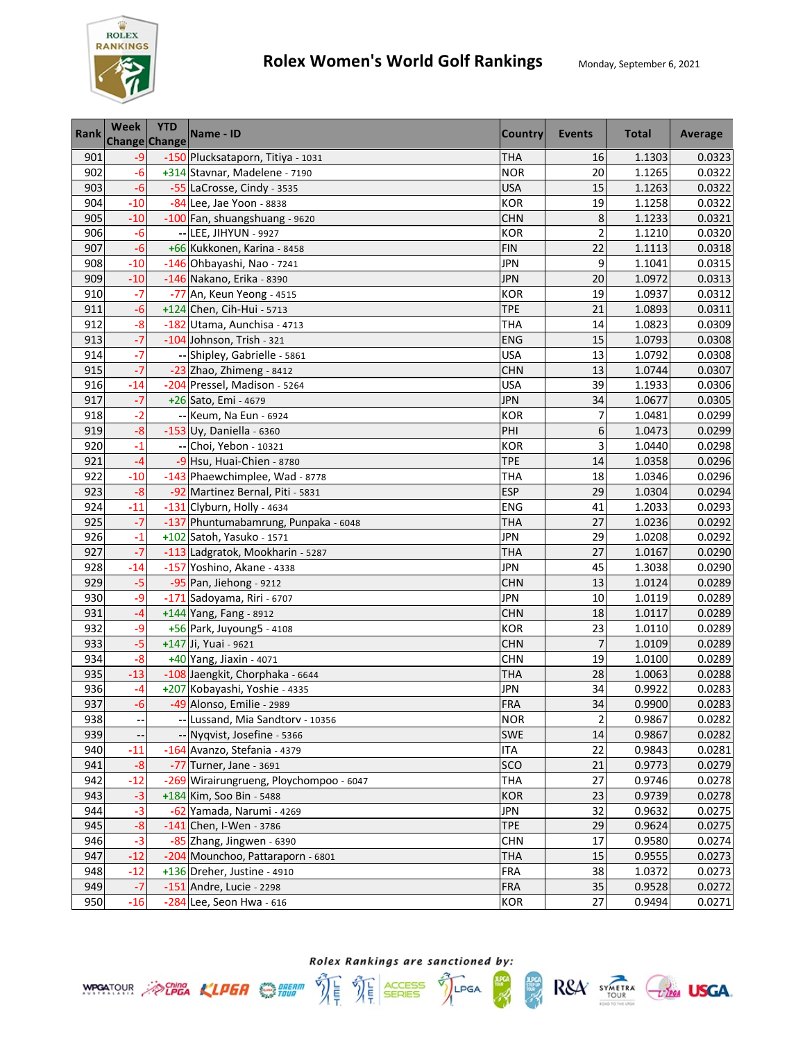# Rolex Women's World Golf Rankings

Monday, September 6, 2021

| Rank | Week Change | YTD Change | Name - ID | Country | Events | Total | Average |
|---|---|---|---|---|---|---|---|
| 901 | -9 | -150 | Plucksataporn, Titiya - 1031 | THA | 16 | 1.1303 | 0.0323 |
| 902 | -6 | +314 | Stavnar, Madelene - 7190 | NOR | 20 | 1.1265 | 0.0322 |
| 903 | -6 | -55 | LaCrosse, Cindy - 3535 | USA | 15 | 1.1263 | 0.0322 |
| 904 | -10 | -84 | Lee, Jae Yoon - 8838 | KOR | 19 | 1.1258 | 0.0322 |
| 905 | -10 | -100 | Fan, shuangshuang - 9620 | CHN | 8 | 1.1233 | 0.0321 |
| 906 | -6 | -- | LEE, JIHYUN - 9927 | KOR | 2 | 1.1210 | 0.0320 |
| 907 | -6 | +66 | Kukkonen, Karina - 8458 | FIN | 22 | 1.1113 | 0.0318 |
| 908 | -10 | -146 | Ohbayashi, Nao - 7241 | JPN | 9 | 1.1041 | 0.0315 |
| 909 | -10 | -146 | Nakano, Erika - 8390 | JPN | 20 | 1.0972 | 0.0313 |
| 910 | -7 | -77 | An, Keun Yeong - 4515 | KOR | 19 | 1.0937 | 0.0312 |
| 911 | -6 | +124 | Chen, Cih-Hui - 5713 | TPE | 21 | 1.0893 | 0.0311 |
| 912 | -8 | -182 | Utama, Aunchisa - 4713 | THA | 14 | 1.0823 | 0.0309 |
| 913 | -7 | -104 | Johnson, Trish - 321 | ENG | 15 | 1.0793 | 0.0308 |
| 914 | -7 | -- | Shipley, Gabrielle - 5861 | USA | 13 | 1.0792 | 0.0308 |
| 915 | -7 | -23 | Zhao, Zhimeng - 8412 | CHN | 13 | 1.0744 | 0.0307 |
| 916 | -14 | -204 | Pressel, Madison - 5264 | USA | 39 | 1.1933 | 0.0306 |
| 917 | -7 | +26 | Sato, Emi - 4679 | JPN | 34 | 1.0677 | 0.0305 |
| 918 | -2 | -- | Keum, Na Eun - 6924 | KOR | 7 | 1.0481 | 0.0299 |
| 919 | -8 | -153 | Uy, Daniella - 6360 | PHI | 6 | 1.0473 | 0.0299 |
| 920 | -1 | -- | Choi, Yebon - 10321 | KOR | 3 | 1.0440 | 0.0298 |
| 921 | -4 | -9 | Hsu, Huai-Chien - 8780 | TPE | 14 | 1.0358 | 0.0296 |
| 922 | -10 | -143 | Phaewchimplee, Wad - 8778 | THA | 18 | 1.0346 | 0.0296 |
| 923 | -8 | -92 | Martinez Bernal, Piti - 5831 | ESP | 29 | 1.0304 | 0.0294 |
| 924 | -11 | -131 | Clyburn, Holly - 4634 | ENG | 41 | 1.2033 | 0.0293 |
| 925 | -7 | -137 | Phuntumabamrung, Punpaka - 6048 | THA | 27 | 1.0236 | 0.0292 |
| 926 | -1 | +102 | Satoh, Yasuko - 1571 | JPN | 29 | 1.0208 | 0.0292 |
| 927 | -7 | -113 | Ladgratok, Mookharin - 5287 | THA | 27 | 1.0167 | 0.0290 |
| 928 | -14 | -157 | Yoshino, Akane - 4338 | JPN | 45 | 1.3038 | 0.0290 |
| 929 | -5 | -95 | Pan, Jiehong - 9212 | CHN | 13 | 1.0124 | 0.0289 |
| 930 | -9 | -171 | Sadoyama, Riri - 6707 | JPN | 10 | 1.0119 | 0.0289 |
| 931 | -4 | +144 | Yang, Fang - 8912 | CHN | 18 | 1.0117 | 0.0289 |
| 932 | -9 | +56 | Park, Juyoung5 - 4108 | KOR | 23 | 1.0110 | 0.0289 |
| 933 | -5 | +147 | Ji, Yuai - 9621 | CHN | 7 | 1.0109 | 0.0289 |
| 934 | -8 | +40 | Yang, Jiaxin - 4071 | CHN | 19 | 1.0100 | 0.0289 |
| 935 | -13 | -108 | Jaengkit, Chorphaka - 6644 | THA | 28 | 1.0063 | 0.0288 |
| 936 | -4 | +207 | Kobayashi, Yoshie - 4335 | JPN | 34 | 0.9922 | 0.0283 |
| 937 | -6 | -49 | Alonso, Emilie - 2989 | FRA | 34 | 0.9900 | 0.0283 |
| 938 | -- | -- | Lussand, Mia Sandtorv - 10356 | NOR | 2 | 0.9867 | 0.0282 |
| 939 | -- | -- | Nyqvist, Josefine - 5366 | SWE | 14 | 0.9867 | 0.0282 |
| 940 | -11 | -164 | Avanzo, Stefania - 4379 | ITA | 22 | 0.9843 | 0.0281 |
| 941 | -8 | -77 | Turner, Jane - 3691 | SCO | 21 | 0.9773 | 0.0279 |
| 942 | -12 | -269 | Wirairungrueng, Ploychompoo - 6047 | THA | 27 | 0.9746 | 0.0278 |
| 943 | -3 | +184 | Kim, Soo Bin - 5488 | KOR | 23 | 0.9739 | 0.0278 |
| 944 | -3 | -62 | Yamada, Narumi - 4269 | JPN | 32 | 0.9632 | 0.0275 |
| 945 | -8 | -141 | Chen, I-Wen - 3786 | TPE | 29 | 0.9624 | 0.0275 |
| 946 | -3 | -85 | Zhang, Jingwen - 6390 | CHN | 17 | 0.9580 | 0.0274 |
| 947 | -12 | -204 | Mounchoo, Pattaraporn - 6801 | THA | 15 | 0.9555 | 0.0273 |
| 948 | -12 | +136 | Dreher, Justine - 4910 | FRA | 38 | 1.0372 | 0.0273 |
| 949 | -7 | -151 | Andre, Lucie - 2298 | FRA | 35 | 0.9528 | 0.0272 |
| 950 | -16 | -284 | Lee, Seon Hwa - 616 | KOR | 27 | 0.9494 | 0.0271 |

*Rolex Rankings are sanctioned by:*

WPGA TOUR AUSTRALASIA, China LPGA, KLPGA, DREAM TOUR, LET, LET ACCESS SERIES, LPGA, JLPGA, JLPGA STEP UP TOUR, R&A, SYMETRA TOUR, LPGA, USGA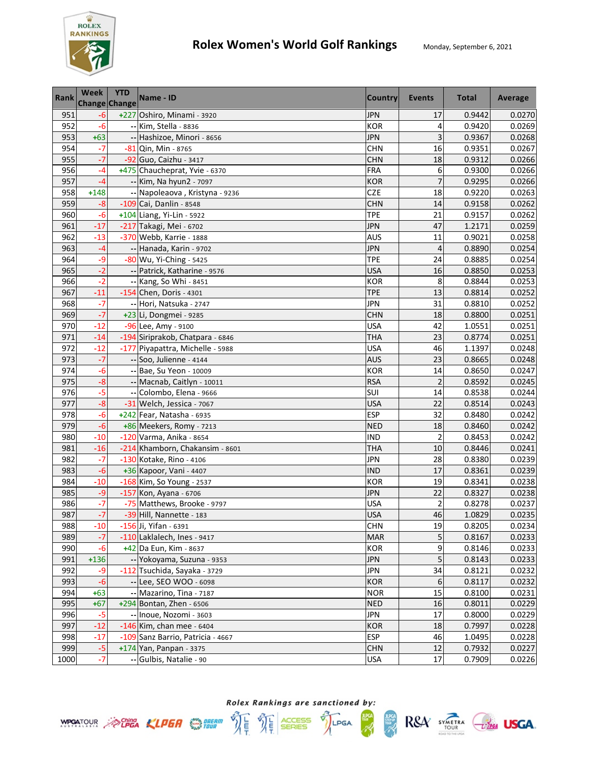# Rolex Women's World Golf Rankings

Monday, September 6, 2021

| Rank | Week Change | YTD Change | Name - ID | Country | Events | Total | Average |
|---|---|---|---|---|---|---|---|
| 951 | -6 | +227 | Oshiro, Minami - 3920 | JPN | 17 | 0.9442 | 0.0270 |
| 952 | -6 | -- | Kim, Stella - 8836 | KOR | 4 | 0.9420 | 0.0269 |
| 953 | +63 | -- | Hashizoe, Minori - 8656 | JPN | 3 | 0.9367 | 0.0268 |
| 954 | -7 | -81 | Qin, Min - 8765 | CHN | 16 | 0.9351 | 0.0267 |
| 955 | -7 | -92 | Guo, Caizhu - 3417 | CHN | 18 | 0.9312 | 0.0266 |
| 956 | -4 | +475 | Chauchepraт, Yvie - 6370 | FRA | 6 | 0.9300 | 0.0266 |
| 957 | -4 | -- | Kim, Na hyun2 - 7097 | KOR | 7 | 0.9295 | 0.0266 |
| 958 | +148 | -- | Napoleaova , Kristyna - 9236 | CZE | 18 | 0.9220 | 0.0263 |
| 959 | -8 | -109 | Cai, Danlin - 8548 | CHN | 14 | 0.9158 | 0.0262 |
| 960 | -6 | +104 | Liang, Yi-Lin - 5922 | TPE | 21 | 0.9157 | 0.0262 |
| 961 | -17 | -217 | Takagi, Mei - 6702 | JPN | 47 | 1.2171 | 0.0259 |
| 962 | -13 | -370 | Webb, Karrie - 1888 | AUS | 11 | 0.9021 | 0.0258 |
| 963 | -4 | -- | Hanada, Karin - 9702 | JPN | 4 | 0.8890 | 0.0254 |
| 964 | -9 | -80 | Wu, Yi-Ching - 5425 | TPE | 24 | 0.8885 | 0.0254 |
| 965 | -2 | -- | Patrick, Katharine - 9576 | USA | 16 | 0.8850 | 0.0253 |
| 966 | -2 | -- | Kang, So Whi - 8451 | KOR | 8 | 0.8844 | 0.0253 |
| 967 | -11 | -154 | Chen, Doris - 4301 | TPE | 13 | 0.8814 | 0.0252 |
| 968 | -7 | -- | Hori, Natsuka - 2747 | JPN | 31 | 0.8810 | 0.0252 |
| 969 | -7 | +23 | Li, Dongmei - 9285 | CHN | 18 | 0.8800 | 0.0251 |
| 970 | -12 | -96 | Lee, Amy - 9100 | USA | 42 | 1.0551 | 0.0251 |
| 971 | -14 | -194 | Siriprakob, Chatpara - 6846 | THA | 23 | 0.8774 | 0.0251 |
| 972 | -12 | -177 | Piyapattra, Michelle - 5988 | USA | 46 | 1.1397 | 0.0248 |
| 973 | -7 | -- | Soo, Julienne - 4144 | AUS | 23 | 0.8665 | 0.0248 |
| 974 | -6 | -- | Bae, Su Yeon - 10009 | KOR | 14 | 0.8650 | 0.0247 |
| 975 | -8 | -- | Macnab, Caitlyn - 10011 | RSA | 2 | 0.8592 | 0.0245 |
| 976 | -5 | -- | Colombo, Elena - 9666 | SUI | 14 | 0.8538 | 0.0244 |
| 977 | -8 | -31 | Welch, Jessica - 7067 | USA | 22 | 0.8514 | 0.0243 |
| 978 | -6 | +242 | Fear, Natasha - 6935 | ESP | 32 | 0.8480 | 0.0242 |
| 979 | -6 | +86 | Meekers, Romy - 7213 | NED | 18 | 0.8460 | 0.0242 |
| 980 | -10 | -120 | Varma, Anika - 8654 | IND | 2 | 0.8453 | 0.0242 |
| 981 | -16 | -214 | Khamborn, Chakansim - 8601 | THA | 10 | 0.8446 | 0.0241 |
| 982 | -7 | -130 | Kotake, Rino - 4106 | JPN | 28 | 0.8380 | 0.0239 |
| 983 | -6 | +36 | Kapoor, Vani - 4407 | IND | 17 | 0.8361 | 0.0239 |
| 984 | -10 | -168 | Kim, So Young - 2537 | KOR | 19 | 0.8341 | 0.0238 |
| 985 | -9 | -157 | Kon, Ayana - 6706 | JPN | 22 | 0.8327 | 0.0238 |
| 986 | -7 | -75 | Matthews, Brooke - 9797 | USA | 2 | 0.8278 | 0.0237 |
| 987 | -7 | -39 | Hill, Nannette - 183 | USA | 46 | 1.0829 | 0.0235 |
| 988 | -10 | -156 | Ji, Yifan - 6391 | CHN | 19 | 0.8205 | 0.0234 |
| 989 | -7 | -110 | Laklalech, Ines - 9417 | MAR | 5 | 0.8167 | 0.0233 |
| 990 | -6 | +42 | Da Eun, Kim - 8637 | KOR | 9 | 0.8146 | 0.0233 |
| 991 | +136 | -- | Yokoyama, Suzuna - 9353 | JPN | 5 | 0.8143 | 0.0233 |
| 992 | -9 | -112 | Tsuchida, Sayaka - 3729 | JPN | 34 | 0.8121 | 0.0232 |
| 993 | -6 | -- | Lee, SEO WOO - 6098 | KOR | 6 | 0.8117 | 0.0232 |
| 994 | +63 | -- | Mazarino, Tina - 7187 | NOR | 15 | 0.8100 | 0.0231 |
| 995 | +67 | +294 | Bontan, Zhen - 6506 | NED | 16 | 0.8011 | 0.0229 |
| 996 | -5 | -- | Inoue, Nozomi - 3603 | JPN | 17 | 0.8000 | 0.0229 |
| 997 | -12 | -146 | Kim, chan mee - 6404 | KOR | 18 | 0.7997 | 0.0228 |
| 998 | -17 | -109 | Sanz Barrio, Patricia - 4667 | ESP | 46 | 1.0495 | 0.0228 |
| 999 | -5 | +174 | Yan, Panpan - 3375 | CHN | 12 | 0.7932 | 0.0227 |
| 1000 | -7 | -- | Gulbis, Natalie - 90 | USA | 17 | 0.7909 | 0.0226 |

*Rolex Rankings are sanctioned by:*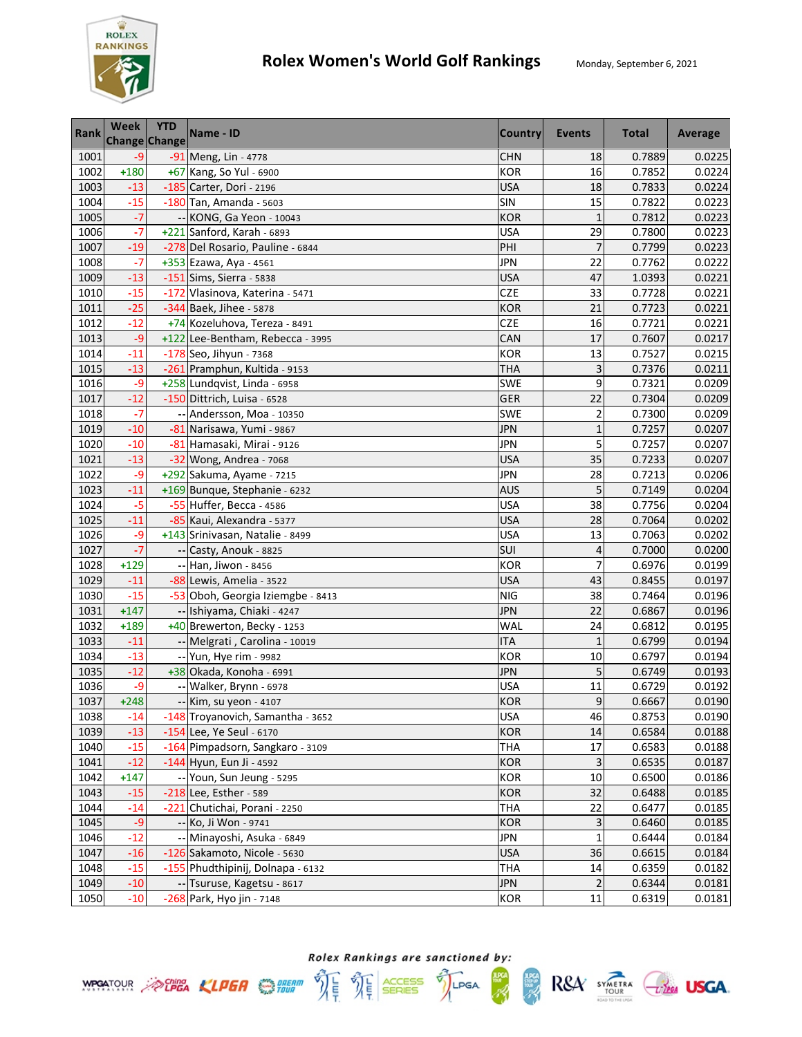# Rolex Women's World Golf Rankings

Monday, September 6, 2021

| Rank | Week Change | YTD Change | Name - ID | Country | Events | Total | Average |
|---|---|---|---|---|---|---|---|
| 1001 | -9 | -91 | Meng, Lin - 4778 | CHN | 18 | 0.7889 | 0.0225 |
| 1002 | +180 | +67 | Kang, So Yul - 6900 | KOR | 16 | 0.7852 | 0.0224 |
| 1003 | -13 | -185 | Carter, Dori - 2196 | USA | 18 | 0.7833 | 0.0224 |
| 1004 | -15 | -180 | Tan, Amanda - 5603 | SIN | 15 | 0.7822 | 0.0223 |
| 1005 | -7 | -- | KONG, Ga Yeon - 10043 | KOR | 1 | 0.7812 | 0.0223 |
| 1006 | -7 | +221 | Sanford, Karah - 6893 | USA | 29 | 0.7800 | 0.0223 |
| 1007 | -19 | -278 | Del Rosario, Pauline - 6844 | PHI | 7 | 0.7799 | 0.0223 |
| 1008 | -7 | +353 | Ezawa, Aya - 4561 | JPN | 22 | 0.7762 | 0.0222 |
| 1009 | -13 | -151 | Sims, Sierra - 5838 | USA | 47 | 1.0393 | 0.0221 |
| 1010 | -15 | -172 | Vlasinova, Katerina - 5471 | CZE | 33 | 0.7728 | 0.0221 |
| 1011 | -25 | -344 | Baek, Jihee - 5878 | KOR | 21 | 0.7723 | 0.0221 |
| 1012 | -12 | +74 | Kozeluhova, Tereza - 8491 | CZE | 16 | 0.7721 | 0.0221 |
| 1013 | -9 | +122 | Lee-Bentham, Rebecca - 3995 | CAN | 17 | 0.7607 | 0.0217 |
| 1014 | -11 | -178 | Seo, Jihyun - 7368 | KOR | 13 | 0.7527 | 0.0215 |
| 1015 | -13 | -261 | Pramphun, Kultida - 9153 | THA | 3 | 0.7376 | 0.0211 |
| 1016 | -9 | +258 | Lundqvist, Linda - 6958 | SWE | 9 | 0.7321 | 0.0209 |
| 1017 | -12 | -150 | Dittrich, Luisa - 6528 | GER | 22 | 0.7304 | 0.0209 |
| 1018 | -7 | -- | Andersson, Moa - 10350 | SWE | 2 | 0.7300 | 0.0209 |
| 1019 | -10 | -81 | Narisawa, Yumi - 9867 | JPN | 1 | 0.7257 | 0.0207 |
| 1020 | -10 | -81 | Hamasaki, Mirai - 9126 | JPN | 5 | 0.7257 | 0.0207 |
| 1021 | -13 | -32 | Wong, Andrea - 7068 | USA | 35 | 0.7233 | 0.0207 |
| 1022 | -9 | +292 | Sakuma, Ayame - 7215 | JPN | 28 | 0.7213 | 0.0206 |
| 1023 | -11 | +169 | Bunque, Stephanie - 6232 | AUS | 5 | 0.7149 | 0.0204 |
| 1024 | -5 | -55 | Huffer, Becca - 4586 | USA | 38 | 0.7756 | 0.0204 |
| 1025 | -11 | -85 | Kaui, Alexandra - 5377 | USA | 28 | 0.7064 | 0.0202 |
| 1026 | -9 | +143 | Srinivasan, Natalie - 8499 | USA | 13 | 0.7063 | 0.0202 |
| 1027 | -7 | -- | Casty, Anouk - 8825 | SUI | 4 | 0.7000 | 0.0200 |
| 1028 | +129 | -- | Han, Jiwon - 8456 | KOR | 7 | 0.6976 | 0.0199 |
| 1029 | -11 | -88 | Lewis, Amelia - 3522 | USA | 43 | 0.8455 | 0.0197 |
| 1030 | -15 | -53 | Oboh, Georgia Iziemgbe - 8413 | NIG | 38 | 0.7464 | 0.0196 |
| 1031 | +147 | -- | Ishiyama, Chiaki - 4247 | JPN | 22 | 0.6867 | 0.0196 |
| 1032 | +189 | +40 | Brewerton, Becky - 1253 | WAL | 24 | 0.6812 | 0.0195 |
| 1033 | -11 | -- | Melgrati , Carolina - 10019 | ITA | 1 | 0.6799 | 0.0194 |
| 1034 | -13 | -- | Yun, Hye rim - 9982 | KOR | 10 | 0.6797 | 0.0194 |
| 1035 | -12 | +38 | Okada, Konoha - 6991 | JPN | 5 | 0.6749 | 0.0193 |
| 1036 | -9 | -- | Walker, Brynn - 6978 | USA | 11 | 0.6729 | 0.0192 |
| 1037 | +248 | -- | Kim, su yeon - 4107 | KOR | 9 | 0.6667 | 0.0190 |
| 1038 | -14 | -148 | Troyanovich, Samantha - 3652 | USA | 46 | 0.8753 | 0.0190 |
| 1039 | -13 | -154 | Lee, Ye Seul - 6170 | KOR | 14 | 0.6584 | 0.0188 |
| 1040 | -15 | -164 | Pimpadsorn, Sangkaro - 3109 | THA | 17 | 0.6583 | 0.0188 |
| 1041 | -12 | -144 | Hyun, Eun Ji - 4592 | KOR | 3 | 0.6535 | 0.0187 |
| 1042 | +147 | -- | Youn, Sun Jeung - 5295 | KOR | 10 | 0.6500 | 0.0186 |
| 1043 | -15 | -218 | Lee, Esther - 589 | KOR | 32 | 0.6488 | 0.0185 |
| 1044 | -14 | -221 | Chutichai, Porani - 2250 | THA | 22 | 0.6477 | 0.0185 |
| 1045 | -9 | -- | Ko, Ji Won - 9741 | KOR | 3 | 0.6460 | 0.0185 |
| 1046 | -12 | -- | Minayoshi, Asuka - 6849 | JPN | 1 | 0.6444 | 0.0184 |
| 1047 | -16 | -126 | Sakamoto, Nicole - 5630 | USA | 36 | 0.6615 | 0.0184 |
| 1048 | -15 | -155 | Phudthipinij, Dolnapa - 6132 | THA | 14 | 0.6359 | 0.0182 |
| 1049 | -10 | -- | Tsuruse, Kagetsu - 8617 | JPN | 2 | 0.6344 | 0.0181 |
| 1050 | -10 | -268 | Park, Hyo jin - 7148 | KOR | 11 | 0.6319 | 0.0181 |

*Rolex Rankings are sanctioned by:*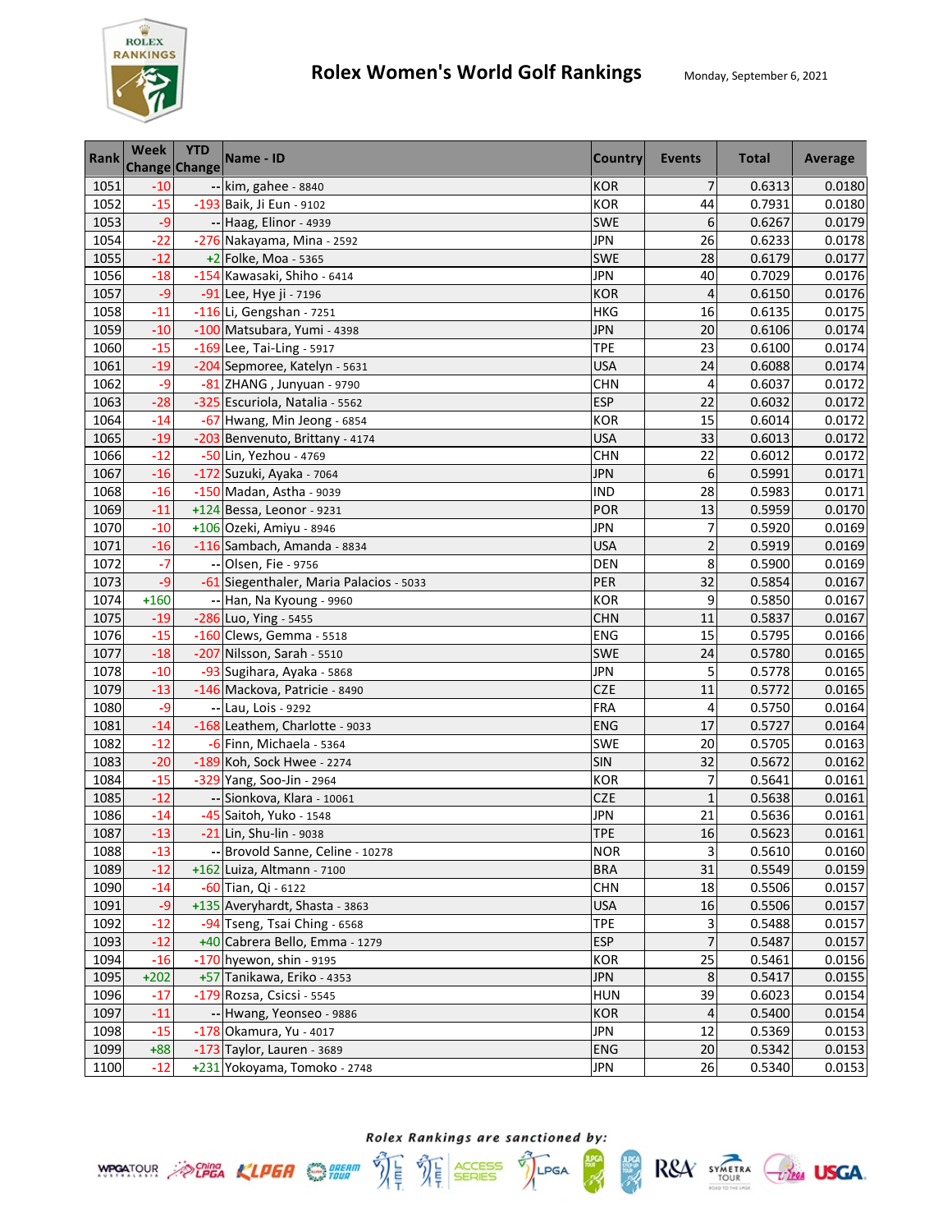# Rolex Women's World Golf Rankings

Monday, September 6, 2021

| Rank | Week Change | YTD Change | Name - ID | Country | Events | Total | Average |
|---|---|---|---|---|---|---|---|
| 1051 | -10 | -- | kim, gahee - 8840 | KOR | 7 | 0.6313 | 0.0180 |
| 1052 | -15 | -193 | Baik, Ji Eun - 9102 | KOR | 44 | 0.7931 | 0.0180 |
| 1053 | -9 | -- | Haag, Elinor - 4939 | SWE | 6 | 0.6267 | 0.0179 |
| 1054 | -22 | -276 | Nakayama, Mina - 2592 | JPN | 26 | 0.6233 | 0.0178 |
| 1055 | -12 | +2 | Folke, Moa - 5365 | SWE | 28 | 0.6179 | 0.0177 |
| 1056 | -18 | -154 | Kawasaki, Shiho - 6414 | JPN | 40 | 0.7029 | 0.0176 |
| 1057 | -9 | -91 | Lee, Hye ji - 7196 | KOR | 4 | 0.6150 | 0.0176 |
| 1058 | -11 | -116 | Li, Gengshan - 7251 | HKG | 16 | 0.6135 | 0.0175 |
| 1059 | -10 | -100 | Matsubara, Yumi - 4398 | JPN | 20 | 0.6106 | 0.0174 |
| 1060 | -15 | -169 | Lee, Tai-Ling - 5917 | TPE | 23 | 0.6100 | 0.0174 |
| 1061 | -19 | -204 | Sepmoree, Katelyn - 5631 | USA | 24 | 0.6088 | 0.0174 |
| 1062 | -9 | -81 | ZHANG , Junyuan - 9790 | CHN | 4 | 0.6037 | 0.0172 |
| 1063 | -28 | -325 | Escuriola, Natalia - 5562 | ESP | 22 | 0.6032 | 0.0172 |
| 1064 | -14 | -67 | Hwang, Min Jeong - 6854 | KOR | 15 | 0.6014 | 0.0172 |
| 1065 | -19 | -203 | Benvenuto, Brittany - 4174 | USA | 33 | 0.6013 | 0.0172 |
| 1066 | -12 | -50 | Lin, Yezhou - 4769 | CHN | 22 | 0.6012 | 0.0172 |
| 1067 | -16 | -172 | Suzuki, Ayaka - 7064 | JPN | 6 | 0.5991 | 0.0171 |
| 1068 | -16 | -150 | Madan, Astha - 9039 | IND | 28 | 0.5983 | 0.0171 |
| 1069 | -11 | +124 | Bessa, Leonor - 9231 | POR | 13 | 0.5959 | 0.0170 |
| 1070 | -10 | +106 | Ozeki, Amiyu - 8946 | JPN | 7 | 0.5920 | 0.0169 |
| 1071 | -16 | -116 | Sambach, Amanda - 8834 | USA | 2 | 0.5919 | 0.0169 |
| 1072 | -7 | -- | Olsen, Fie - 9756 | DEN | 8 | 0.5900 | 0.0169 |
| 1073 | -9 | -61 | Siegenthaler, Maria Palacios - 5033 | PER | 32 | 0.5854 | 0.0167 |
| 1074 | +160 | -- | Han, Na Kyoung - 9960 | KOR | 9 | 0.5850 | 0.0167 |
| 1075 | -19 | -286 | Luo, Ying - 5455 | CHN | 11 | 0.5837 | 0.0167 |
| 1076 | -15 | -160 | Clews, Gemma - 5518 | ENG | 15 | 0.5795 | 0.0166 |
| 1077 | -18 | -207 | Nilsson, Sarah - 5510 | SWE | 24 | 0.5780 | 0.0165 |
| 1078 | -10 | -93 | Sugihara, Ayaka - 5868 | JPN | 5 | 0.5778 | 0.0165 |
| 1079 | -13 | -146 | Mackova, Patricie - 8490 | CZE | 11 | 0.5772 | 0.0165 |
| 1080 | -9 | -- | Lau, Lois - 9292 | FRA | 4 | 0.5750 | 0.0164 |
| 1081 | -14 | -168 | Leathem, Charlotte - 9033 | ENG | 17 | 0.5727 | 0.0164 |
| 1082 | -12 | -6 | Finn, Michaela - 5364 | SWE | 20 | 0.5705 | 0.0163 |
| 1083 | -20 | -189 | Koh, Sock Hwee - 2274 | SIN | 32 | 0.5672 | 0.0162 |
| 1084 | -15 | -329 | Yang, Soo-Jin - 2964 | KOR | 7 | 0.5641 | 0.0161 |
| 1085 | -12 | -- | Sionkova, Klara - 10061 | CZE | 1 | 0.5638 | 0.0161 |
| 1086 | -14 | -45 | Saitoh, Yuko - 1548 | JPN | 21 | 0.5636 | 0.0161 |
| 1087 | -13 | -21 | Lin, Shu-lin - 9038 | TPE | 16 | 0.5623 | 0.0161 |
| 1088 | -13 | -- | Brovold Sanne, Celine - 10278 | NOR | 3 | 0.5610 | 0.0160 |
| 1089 | -12 | +162 | Luiza, Altmann - 7100 | BRA | 31 | 0.5549 | 0.0159 |
| 1090 | -14 | -60 | Tian, Qi - 6122 | CHN | 18 | 0.5506 | 0.0157 |
| 1091 | -9 | +135 | Averyhardt, Shasta - 3863 | USA | 16 | 0.5506 | 0.0157 |
| 1092 | -12 | -94 | Tseng, Tsai Ching - 6568 | TPE | 3 | 0.5488 | 0.0157 |
| 1093 | -12 | +40 | Cabrera Bello, Emma - 1279 | ESP | 7 | 0.5487 | 0.0157 |
| 1094 | -16 | -170 | hyewon, shin - 9195 | KOR | 25 | 0.5461 | 0.0156 |
| 1095 | +202 | +57 | Tanikawa, Eriko - 4353 | JPN | 8 | 0.5417 | 0.0155 |
| 1096 | -17 | -179 | Rozsa, Csicsi - 5545 | HUN | 39 | 0.6023 | 0.0154 |
| 1097 | -11 | -- | Hwang, Yeonseo - 9886 | KOR | 4 | 0.5400 | 0.0154 |
| 1098 | -15 | -178 | Okamura, Yu - 4017 | JPN | 12 | 0.5369 | 0.0153 |
| 1099 | +88 | -173 | Taylor, Lauren - 3689 | ENG | 20 | 0.5342 | 0.0153 |
| 1100 | -12 | +231 | Yokoyama, Tomoko - 2748 | JPN | 26 | 0.5340 | 0.0153 |

*Rolex Rankings are sanctioned by:*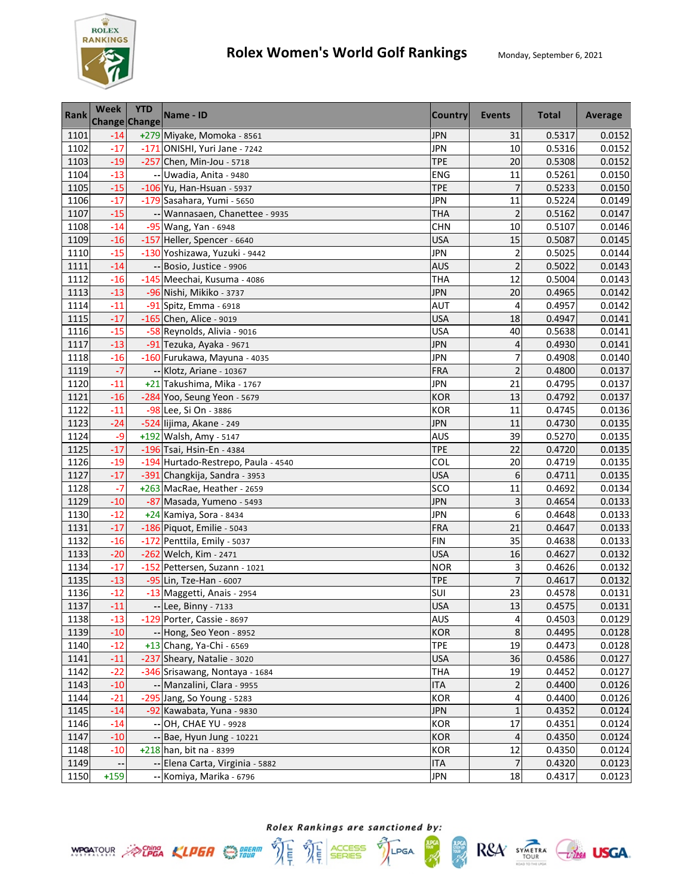# Rolex Women's World Golf Rankings

Monday, September 6, 2021

| Rank | Week Change | YTD Change | Name - ID | Country | Events | Total | Average |
|---|---|---|---|---|---|---|---|
| 1101 | -14 | +279 | Miyake, Momoka - 8561 | JPN | 31 | 0.5317 | 0.0152 |
| 1102 | -17 | -171 | ONISHI, Yuri Jane - 7242 | JPN | 10 | 0.5316 | 0.0152 |
| 1103 | -19 | -257 | Chen, Min-Jou - 5718 | TPE | 20 | 0.5308 | 0.0152 |
| 1104 | -13 | -- | Uwadia, Anita - 9480 | ENG | 11 | 0.5261 | 0.0150 |
| 1105 | -15 | -106 | Yu, Han-Hsuan - 5937 | TPE | 7 | 0.5233 | 0.0150 |
| 1106 | -17 | -179 | Sasahara, Yumi - 5650 | JPN | 11 | 0.5224 | 0.0149 |
| 1107 | -15 | -- | Wannasaen, Chanettee - 9935 | THA | 2 | 0.5162 | 0.0147 |
| 1108 | -14 | -95 | Wang, Yan - 6948 | CHN | 10 | 0.5107 | 0.0146 |
| 1109 | -16 | -157 | Heller, Spencer - 6640 | USA | 15 | 0.5087 | 0.0145 |
| 1110 | -15 | -130 | Yoshizawa, Yuzuki - 9442 | JPN | 2 | 0.5025 | 0.0144 |
| 1111 | -14 | -- | Bosio, Justice - 9906 | AUS | 2 | 0.5022 | 0.0143 |
| 1112 | -16 | -145 | Meechai, Kusuma - 4086 | THA | 12 | 0.5004 | 0.0143 |
| 1113 | -13 | -96 | Nishi, Mikiko - 3737 | JPN | 20 | 0.4965 | 0.0142 |
| 1114 | -11 | -91 | Spitz, Emma - 6918 | AUT | 4 | 0.4957 | 0.0142 |
| 1115 | -17 | -165 | Chen, Alice - 9019 | USA | 18 | 0.4947 | 0.0141 |
| 1116 | -15 | -58 | Reynolds, Alivia - 9016 | USA | 40 | 0.5638 | 0.0141 |
| 1117 | -13 | -91 | Tezuka, Ayaka - 9671 | JPN | 4 | 0.4930 | 0.0141 |
| 1118 | -16 | -160 | Furukawa, Mayuna - 4035 | JPN | 7 | 0.4908 | 0.0140 |
| 1119 | -7 | -- | Klotz, Ariane - 10367 | FRA | 2 | 0.4800 | 0.0137 |
| 1120 | -11 | +21 | Takushima, Mika - 1767 | JPN | 21 | 0.4795 | 0.0137 |
| 1121 | -16 | -284 | Yoo, Seung Yeon - 5679 | KOR | 13 | 0.4792 | 0.0137 |
| 1122 | -11 | -98 | Lee, Si On - 3886 | KOR | 11 | 0.4745 | 0.0136 |
| 1123 | -24 | -524 | Iijima, Akane - 249 | JPN | 11 | 0.4730 | 0.0135 |
| 1124 | -9 | +192 | Walsh, Amy - 5147 | AUS | 39 | 0.5270 | 0.0135 |
| 1125 | -17 | -196 | Tsai, Hsin-En - 4384 | TPE | 22 | 0.4720 | 0.0135 |
| 1126 | -19 | -194 | Hurtado-Restrepo, Paula - 4540 | COL | 20 | 0.4719 | 0.0135 |
| 1127 | -17 | -391 | Changkija, Sandra - 3953 | USA | 6 | 0.4711 | 0.0135 |
| 1128 | -7 | +263 | MacRae, Heather - 2659 | SCO | 11 | 0.4692 | 0.0134 |
| 1129 | -10 | -87 | Masada, Yumeno - 5493 | JPN | 3 | 0.4654 | 0.0133 |
| 1130 | -12 | +24 | Kamiya, Sora - 8434 | JPN | 6 | 0.4648 | 0.0133 |
| 1131 | -17 | -186 | Piquot, Emilie - 5043 | FRA | 21 | 0.4647 | 0.0133 |
| 1132 | -16 | -172 | Penttila, Emily - 5037 | FIN | 35 | 0.4638 | 0.0133 |
| 1133 | -20 | -262 | Welch, Kim - 2471 | USA | 16 | 0.4627 | 0.0132 |
| 1134 | -17 | -152 | Pettersen, Suzann - 1021 | NOR | 3 | 0.4626 | 0.0132 |
| 1135 | -13 | -95 | Lin, Tze-Han - 6007 | TPE | 7 | 0.4617 | 0.0132 |
| 1136 | -12 | -13 | Maggetti, Anais - 2954 | SUI | 23 | 0.4578 | 0.0131 |
| 1137 | -11 | -- | Lee, Binny - 7133 | USA | 13 | 0.4575 | 0.0131 |
| 1138 | -13 | -129 | Porter, Cassie - 8697 | AUS | 4 | 0.4503 | 0.0129 |
| 1139 | -10 | -- | Hong, Seo Yeon - 8952 | KOR | 8 | 0.4495 | 0.0128 |
| 1140 | -12 | +13 | Chang, Ya-Chi - 6569 | TPE | 19 | 0.4473 | 0.0128 |
| 1141 | -11 | -237 | Sheary, Natalie - 3020 | USA | 36 | 0.4586 | 0.0127 |
| 1142 | -22 | -346 | Srisawang, Nontaya - 1684 | THA | 19 | 0.4452 | 0.0127 |
| 1143 | -10 | -- | Manzalini, Clara - 9955 | ITA | 2 | 0.4400 | 0.0126 |
| 1144 | -21 | -295 | Jang, So Young - 5283 | KOR | 4 | 0.4400 | 0.0126 |
| 1145 | -14 | -92 | Kawabata, Yuna - 9830 | JPN | 1 | 0.4352 | 0.0124 |
| 1146 | -14 | -- | OH, CHAE YU - 9928 | KOR | 17 | 0.4351 | 0.0124 |
| 1147 | -10 | -- | Bae, Hyun Jung - 10221 | KOR | 4 | 0.4350 | 0.0124 |
| 1148 | -10 | +218 | han, bit na - 8399 | KOR | 12 | 0.4350 | 0.0124 |
| 1149 | -- | -- | Elena Carta, Virginia - 5882 | ITA | 7 | 0.4320 | 0.0123 |
| 1150 | +159 | -- | Komiya, Marika - 6796 | JPN | 18 | 0.4317 | 0.0123 |

*Rolex Rankings are sanctioned by:*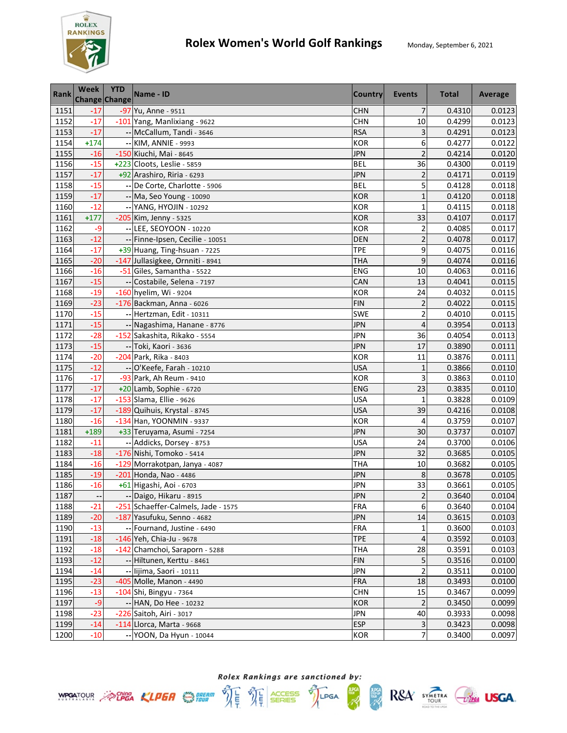# Rolex Women's World Golf Rankings

Monday, September 6, 2021

| Rank | Week Change | YTD Change | Name - ID | Country | Events | Total | Average |
|---|---|---|---|---|---|---|---|
| 1151 | -17 | -97 | Yu, Anne - 9511 | CHN | 7 | 0.4310 | 0.0123 |
| 1152 | -17 | -101 | Yang, Manlixiang - 9622 | CHN | 10 | 0.4299 | 0.0123 |
| 1153 | -17 | -- | McCallum, Tandi - 3646 | RSA | 3 | 0.4291 | 0.0123 |
| 1154 | +174 | -- | KIM, ANNIE - 9993 | KOR | 6 | 0.4277 | 0.0122 |
| 1155 | -16 | -150 | Kiuchi, Mai - 8645 | JPN | 2 | 0.4214 | 0.0120 |
| 1156 | -15 | +223 | Cloots, Leslie - 5859 | BEL | 36 | 0.4300 | 0.0119 |
| 1157 | -17 | +92 | Arashiro, Riria - 6293 | JPN | 2 | 0.4171 | 0.0119 |
| 1158 | -15 | -- | De Corte, Charlotte - 5906 | BEL | 5 | 0.4128 | 0.0118 |
| 1159 | -17 | -- | Ma, Seo Young - 10090 | KOR | 1 | 0.4120 | 0.0118 |
| 1160 | -12 | -- | YANG, HYOJIN - 10292 | KOR | 1 | 0.4115 | 0.0118 |
| 1161 | +177 | -205 | Kim, Jenny - 5325 | KOR | 33 | 0.4107 | 0.0117 |
| 1162 | -9 | -- | LEE, SEOYOON - 10220 | KOR | 2 | 0.4085 | 0.0117 |
| 1163 | -12 | -- | Finne-Ipsen, Cecilie - 10051 | DEN | 2 | 0.4078 | 0.0117 |
| 1164 | -17 | +39 | Huang, Ting-hsuan - 7225 | TPE | 9 | 0.4075 | 0.0116 |
| 1165 | -20 | -147 | Jullasigkee, Ornniti - 8941 | THA | 9 | 0.4074 | 0.0116 |
| 1166 | -16 | -51 | Giles, Samantha - 5522 | ENG | 10 | 0.4063 | 0.0116 |
| 1167 | -15 | -- | Costabile, Selena - 7197 | CAN | 13 | 0.4041 | 0.0115 |
| 1168 | -19 | -160 | hyelim, Wi - 9204 | KOR | 24 | 0.4032 | 0.0115 |
| 1169 | -23 | -176 | Backman, Anna - 6026 | FIN | 2 | 0.4022 | 0.0115 |
| 1170 | -15 | -- | Hertzman, Edit - 10311 | SWE | 2 | 0.4010 | 0.0115 |
| 1171 | -15 | -- | Nagashima, Hanane - 8776 | JPN | 4 | 0.3954 | 0.0113 |
| 1172 | -28 | -152 | Sakashita, Rikako - 5554 | JPN | 36 | 0.4054 | 0.0113 |
| 1173 | -15 | -- | Toki, Kaori - 3636 | JPN | 17 | 0.3890 | 0.0111 |
| 1174 | -20 | -204 | Park, Rika - 8403 | KOR | 11 | 0.3876 | 0.0111 |
| 1175 | -12 | -- | O'Keefe, Farah - 10210 | USA | 1 | 0.3866 | 0.0110 |
| 1176 | -17 | -93 | Park, Ah Reum - 9410 | KOR | 3 | 0.3863 | 0.0110 |
| 1177 | -17 | +20 | Lamb, Sophie - 6720 | ENG | 23 | 0.3835 | 0.0110 |
| 1178 | -17 | -153 | Slama, Ellie - 9626 | USA | 1 | 0.3828 | 0.0109 |
| 1179 | -17 | -189 | Quihuis, Krystal - 8745 | USA | 39 | 0.4216 | 0.0108 |
| 1180 | -16 | -134 | Han, YOONMIN - 9337 | KOR | 4 | 0.3759 | 0.0107 |
| 1181 | +189 | +33 | Teruyama, Asumi - 7254 | JPN | 30 | 0.3737 | 0.0107 |
| 1182 | -11 | -- | Addicks, Dorsey - 8753 | USA | 24 | 0.3700 | 0.0106 |
| 1183 | -18 | -176 | Nishi, Tomoko - 5414 | JPN | 32 | 0.3685 | 0.0105 |
| 1184 | -16 | -129 | Morrakotpan, Janya - 4087 | THA | 10 | 0.3682 | 0.0105 |
| 1185 | -19 | -201 | Honda, Nao - 4486 | JPN | 8 | 0.3678 | 0.0105 |
| 1186 | -16 | +61 | Higashi, Aoi - 6703 | JPN | 33 | 0.3661 | 0.0105 |
| 1187 | -- | -- | Daigo, Hikaru - 8915 | JPN | 2 | 0.3640 | 0.0104 |
| 1188 | -21 | -251 | Schaeffer-Calmels, Jade - 1575 | FRA | 6 | 0.3640 | 0.0104 |
| 1189 | -20 | -187 | Yasufuku, Senno - 4682 | JPN | 14 | 0.3615 | 0.0103 |
| 1190 | -13 | -- | Fournand, Justine - 6490 | FRA | 1 | 0.3600 | 0.0103 |
| 1191 | -18 | -146 | Yeh, Chia-Ju - 9678 | TPE | 4 | 0.3592 | 0.0103 |
| 1192 | -18 | -142 | Chamchoi, Saraporn - 5288 | THA | 28 | 0.3591 | 0.0103 |
| 1193 | -12 | -- | Hiltunen, Kerttu - 8461 | FIN | 5 | 0.3516 | 0.0100 |
| 1194 | -14 | -- | Iijima, Saori - 10111 | JPN | 2 | 0.3511 | 0.0100 |
| 1195 | -23 | -405 | Molle, Manon - 4490 | FRA | 18 | 0.3493 | 0.0100 |
| 1196 | -13 | -104 | Shi, Bingyu - 7364 | CHN | 15 | 0.3467 | 0.0099 |
| 1197 | -9 | -- | HAN, Do Hee - 10232 | KOR | 2 | 0.3450 | 0.0099 |
| 1198 | -23 | -226 | Saitoh, Airi - 3017 | JPN | 40 | 0.3933 | 0.0098 |
| 1199 | -14 | -114 | Llorca, Marta - 9668 | ESP | 3 | 0.3423 | 0.0098 |
| 1200 | -10 | -- | YOON, Da Hyun - 10044 | KOR | 7 | 0.3400 | 0.0097 |

*Rolex Rankings are sanctioned by:*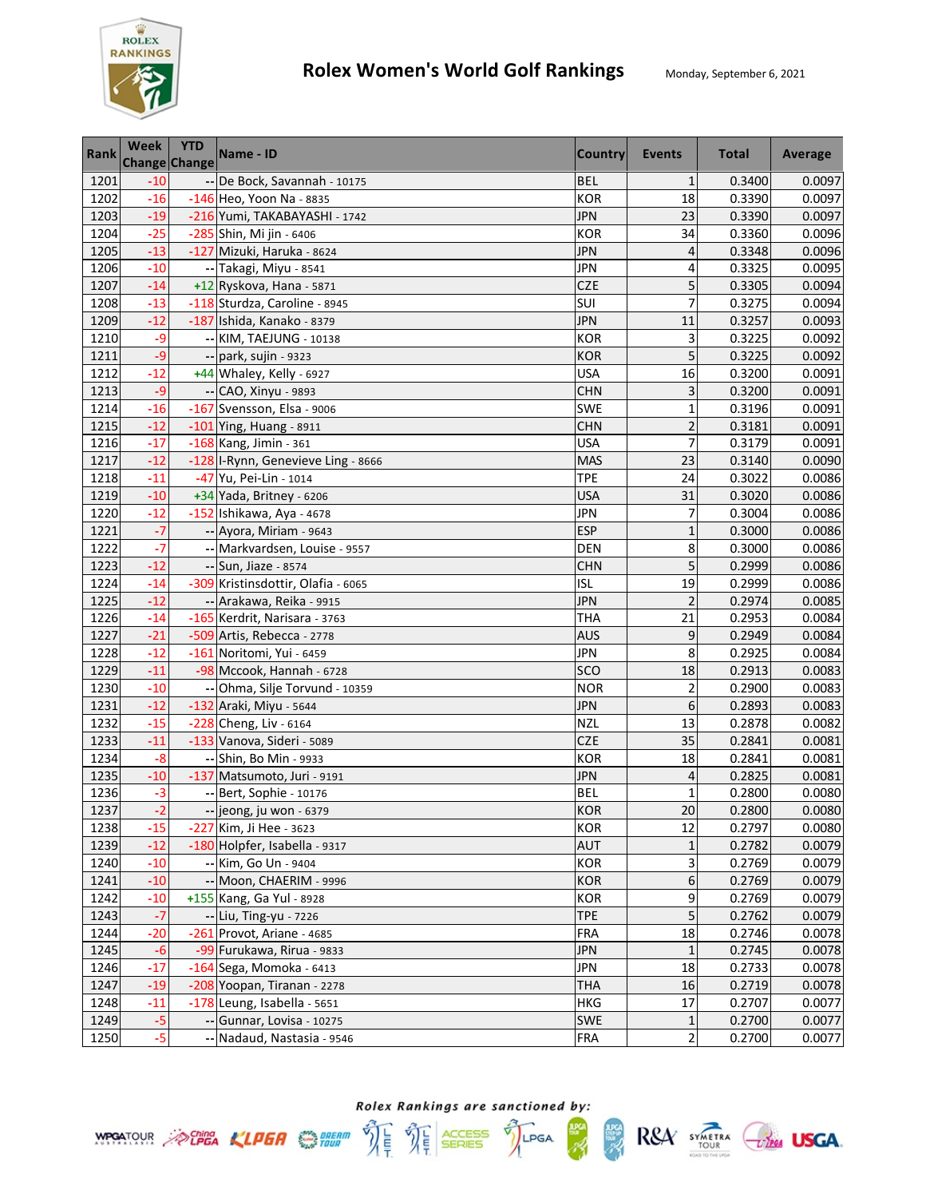# Rolex Women's World Golf Rankings

Monday, September 6, 2021

| Rank | Week Change | YTD Change | Name - ID | Country | Events | Total | Average |
|---|---|---|---|---|---|---|---|
| 1201 | -10 | -- | De Bock, Savannah - 10175 | BEL | 1 | 0.3400 | 0.0097 |
| 1202 | -16 | -146 | Heo, Yoon Na - 8835 | KOR | 18 | 0.3390 | 0.0097 |
| 1203 | -19 | -216 | Yumi, TAKABAYASHI - 1742 | JPN | 23 | 0.3390 | 0.0097 |
| 1204 | -25 | -285 | Shin, Mi jin - 6406 | KOR | 34 | 0.3360 | 0.0096 |
| 1205 | -13 | -127 | Mizuki, Haruka - 8624 | JPN | 4 | 0.3348 | 0.0096 |
| 1206 | -10 | -- | Takagi, Miyu - 8541 | JPN | 4 | 0.3325 | 0.0095 |
| 1207 | -14 | +12 | Ryskova, Hana - 5871 | CZE | 5 | 0.3305 | 0.0094 |
| 1208 | -13 | -118 | Sturdza, Caroline - 8945 | SUI | 7 | 0.3275 | 0.0094 |
| 1209 | -12 | -187 | Ishida, Kanako - 8379 | JPN | 11 | 0.3257 | 0.0093 |
| 1210 | -9 | -- | KIM, TAEJUNG - 10138 | KOR | 3 | 0.3225 | 0.0092 |
| 1211 | -9 | -- | park, sujin - 9323 | KOR | 5 | 0.3225 | 0.0092 |
| 1212 | -12 | +44 | Whaley, Kelly - 6927 | USA | 16 | 0.3200 | 0.0091 |
| 1213 | -9 | -- | CAO, Xinyu - 9893 | CHN | 3 | 0.3200 | 0.0091 |
| 1214 | -16 | -167 | Svensson, Elsa - 9006 | SWE | 1 | 0.3196 | 0.0091 |
| 1215 | -12 | -101 | Ying, Huang - 8911 | CHN | 2 | 0.3181 | 0.0091 |
| 1216 | -17 | -168 | Kang, Jimin - 361 | USA | 7 | 0.3179 | 0.0091 |
| 1217 | -12 | -128 | I-Rynn, Genevieve Ling - 8666 | MAS | 23 | 0.3140 | 0.0090 |
| 1218 | -11 | -47 | Yu, Pei-Lin - 1014 | TPE | 24 | 0.3022 | 0.0086 |
| 1219 | -10 | +34 | Yada, Britney - 6206 | USA | 31 | 0.3020 | 0.0086 |
| 1220 | -12 | -152 | Ishikawa, Aya - 4678 | JPN | 7 | 0.3004 | 0.0086 |
| 1221 | -7 | -- | Ayora, Miriam - 9643 | ESP | 1 | 0.3000 | 0.0086 |
| 1222 | -7 | -- | Markvardsen, Louise - 9557 | DEN | 8 | 0.3000 | 0.0086 |
| 1223 | -12 | -- | Sun, Jiaze - 8574 | CHN | 5 | 0.2999 | 0.0086 |
| 1224 | -14 | -309 | Kristinsdottir, Olafia - 6065 | ISL | 19 | 0.2999 | 0.0086 |
| 1225 | -12 | -- | Arakawa, Reika - 9915 | JPN | 2 | 0.2974 | 0.0085 |
| 1226 | -14 | -165 | Kerdrit, Narisara - 3763 | THA | 21 | 0.2953 | 0.0084 |
| 1227 | -21 | -509 | Artis, Rebecca - 2778 | AUS | 9 | 0.2949 | 0.0084 |
| 1228 | -12 | -161 | Noritomi, Yui - 6459 | JPN | 8 | 0.2925 | 0.0084 |
| 1229 | -11 | -98 | Mccook, Hannah - 6728 | SCO | 18 | 0.2913 | 0.0083 |
| 1230 | -10 | -- | Ohma, Silje Torvund - 10359 | NOR | 2 | 0.2900 | 0.0083 |
| 1231 | -12 | -132 | Araki, Miyu - 5644 | JPN | 6 | 0.2893 | 0.0083 |
| 1232 | -15 | -228 | Cheng, Liv - 6164 | NZL | 13 | 0.2878 | 0.0082 |
| 1233 | -11 | -133 | Vanova, Sideri - 5089 | CZE | 35 | 0.2841 | 0.0081 |
| 1234 | -8 | -- | Shin, Bo Min - 9933 | KOR | 18 | 0.2841 | 0.0081 |
| 1235 | -10 | -137 | Matsumoto, Juri - 9191 | JPN | 4 | 0.2825 | 0.0081 |
| 1236 | -3 | -- | Bert, Sophie - 10176 | BEL | 1 | 0.2800 | 0.0080 |
| 1237 | -2 | -- | jeong, ju won - 6379 | KOR | 20 | 0.2800 | 0.0080 |
| 1238 | -15 | -227 | Kim, Ji Hee - 3623 | KOR | 12 | 0.2797 | 0.0080 |
| 1239 | -12 | -180 | Holpfer, Isabella - 9317 | AUT | 1 | 0.2782 | 0.0079 |
| 1240 | -10 | -- | Kim, Go Un - 9404 | KOR | 3 | 0.2769 | 0.0079 |
| 1241 | -10 | -- | Moon, CHAERIM - 9996 | KOR | 6 | 0.2769 | 0.0079 |
| 1242 | -10 | +155 | Kang, Ga Yul - 8928 | KOR | 9 | 0.2769 | 0.0079 |
| 1243 | -7 | -- | Liu, Ting-yu - 7226 | TPE | 5 | 0.2762 | 0.0079 |
| 1244 | -20 | -261 | Provot, Ariane - 4685 | FRA | 18 | 0.2746 | 0.0078 |
| 1245 | -6 | -99 | Furukawa, Rirua - 9833 | JPN | 1 | 0.2745 | 0.0078 |
| 1246 | -17 | -164 | Sega, Momoka - 6413 | JPN | 18 | 0.2733 | 0.0078 |
| 1247 | -19 | -208 | Yoopan, Tiranan - 2278 | THA | 16 | 0.2719 | 0.0078 |
| 1248 | -11 | -178 | Leung, Isabella - 5651 | HKG | 17 | 0.2707 | 0.0077 |
| 1249 | -5 | -- | Gunnar, Lovisa - 10275 | SWE | 1 | 0.2700 | 0.0077 |
| 1250 | -5 | -- | Nadaud, Nastasia - 9546 | FRA | 2 | 0.2700 | 0.0077 |

*Rolex Rankings are sanctioned by:*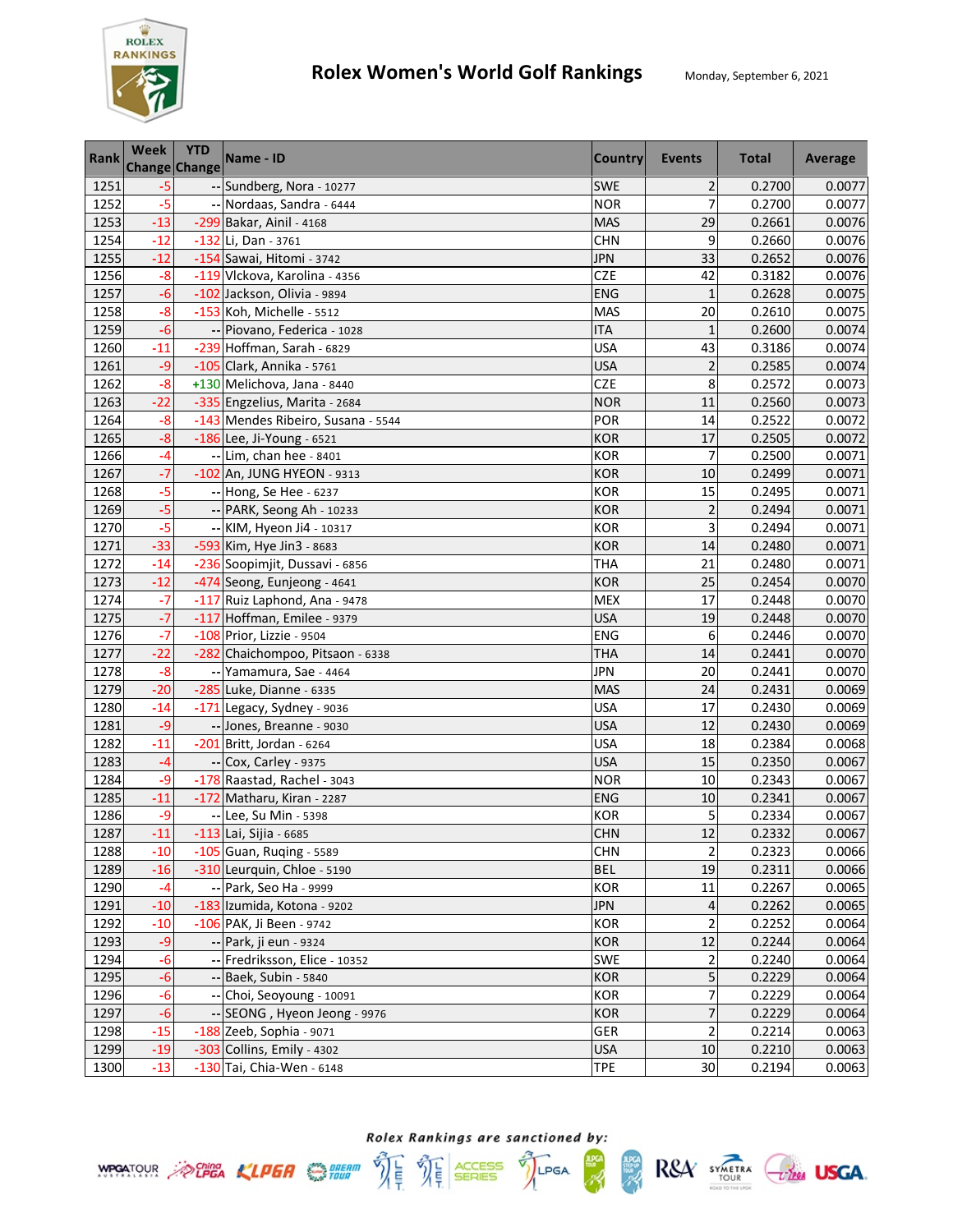# Rolex Women's World Golf Rankings

Monday, September 6, 2021

| Rank | Week Change | YTD Change | Name - ID | Country | Events | Total | Average |
|---|---|---|---|---|---|---|---|
| 1251 | -5 | -- | Sundberg, Nora - 10277 | SWE | 2 | 0.2700 | 0.0077 |
| 1252 | -5 | -- | Nordaas, Sandra - 6444 | NOR | 7 | 0.2700 | 0.0077 |
| 1253 | -13 | -299 | Bakar, Ainil - 4168 | MAS | 29 | 0.2661 | 0.0076 |
| 1254 | -12 | -132 | Li, Dan - 3761 | CHN | 9 | 0.2660 | 0.0076 |
| 1255 | -12 | -154 | Sawai, Hitomi - 3742 | JPN | 33 | 0.2652 | 0.0076 |
| 1256 | -8 | -119 | Vlckova, Karolina - 4356 | CZE | 42 | 0.3182 | 0.0076 |
| 1257 | -6 | -102 | Jackson, Olivia - 9894 | ENG | 1 | 0.2628 | 0.0075 |
| 1258 | -8 | -153 | Koh, Michelle - 5512 | MAS | 20 | 0.2610 | 0.0075 |
| 1259 | -6 | -- | Piovano, Federica - 1028 | ITA | 1 | 0.2600 | 0.0074 |
| 1260 | -11 | -239 | Hoffman, Sarah - 6829 | USA | 43 | 0.3186 | 0.0074 |
| 1261 | -9 | -105 | Clark, Annika - 5761 | USA | 2 | 0.2585 | 0.0074 |
| 1262 | -8 | +130 | Melichova, Jana - 8440 | CZE | 8 | 0.2572 | 0.0073 |
| 1263 | -22 | -335 | Engzelius, Marita - 2684 | NOR | 11 | 0.2560 | 0.0073 |
| 1264 | -8 | -143 | Mendes Ribeiro, Susana - 5544 | POR | 14 | 0.2522 | 0.0072 |
| 1265 | -8 | -186 | Lee, Ji-Young - 6521 | KOR | 17 | 0.2505 | 0.0072 |
| 1266 | -4 | -- | Lim, chan hee - 8401 | KOR | 7 | 0.2500 | 0.0071 |
| 1267 | -7 | -102 | An, JUNG HYEON - 9313 | KOR | 10 | 0.2499 | 0.0071 |
| 1268 | -5 | -- | Hong, Se Hee - 6237 | KOR | 15 | 0.2495 | 0.0071 |
| 1269 | -5 | -- | PARK, Seong Ah - 10233 | KOR | 2 | 0.2494 | 0.0071 |
| 1270 | -5 | -- | KIM, Hyeon Ji4 - 10317 | KOR | 3 | 0.2494 | 0.0071 |
| 1271 | -33 | -593 | Kim, Hye Jin3 - 8683 | KOR | 14 | 0.2480 | 0.0071 |
| 1272 | -14 | -236 | Soopimjit, Dussavi - 6856 | THA | 21 | 0.2480 | 0.0071 |
| 1273 | -12 | -474 | Seong, Eunjeong - 4641 | KOR | 25 | 0.2454 | 0.0070 |
| 1274 | -7 | -117 | Ruiz Laphond, Ana - 9478 | MEX | 17 | 0.2448 | 0.0070 |
| 1275 | -7 | -117 | Hoffman, Emilee - 9379 | USA | 19 | 0.2448 | 0.0070 |
| 1276 | -7 | -108 | Prior, Lizzie - 9504 | ENG | 6 | 0.2446 | 0.0070 |
| 1277 | -22 | -282 | Chaichompoo, Pitsaon - 6338 | THA | 14 | 0.2441 | 0.0070 |
| 1278 | -8 | -- | Yamamura, Sae - 4464 | JPN | 20 | 0.2441 | 0.0070 |
| 1279 | -20 | -285 | Luke, Dianne - 6335 | MAS | 24 | 0.2431 | 0.0069 |
| 1280 | -14 | -171 | Legacy, Sydney - 9036 | USA | 17 | 0.2430 | 0.0069 |
| 1281 | -9 | -- | Jones, Breanne - 9030 | USA | 12 | 0.2430 | 0.0069 |
| 1282 | -11 | -201 | Britt, Jordan - 6264 | USA | 18 | 0.2384 | 0.0068 |
| 1283 | -4 | -- | Cox, Carley - 9375 | USA | 15 | 0.2350 | 0.0067 |
| 1284 | -9 | -178 | Raastad, Rachel - 3043 | NOR | 10 | 0.2343 | 0.0067 |
| 1285 | -11 | -172 | Matharu, Kiran - 2287 | ENG | 10 | 0.2341 | 0.0067 |
| 1286 | -9 | -- | Lee, Su Min - 5398 | KOR | 5 | 0.2334 | 0.0067 |
| 1287 | -11 | -113 | Lai, Sijia - 6685 | CHN | 12 | 0.2332 | 0.0067 |
| 1288 | -10 | -105 | Guan, Ruqing - 5589 | CHN | 2 | 0.2323 | 0.0066 |
| 1289 | -16 | -310 | Leurquin, Chloe - 5190 | BEL | 19 | 0.2311 | 0.0066 |
| 1290 | -4 | -- | Park, Seo Ha - 9999 | KOR | 11 | 0.2267 | 0.0065 |
| 1291 | -10 | -183 | Izumida, Kotona - 9202 | JPN | 4 | 0.2262 | 0.0065 |
| 1292 | -10 | -106 | PAK, Ji Been - 9742 | KOR | 2 | 0.2252 | 0.0064 |
| 1293 | -9 | -- | Park, ji eun - 9324 | KOR | 12 | 0.2244 | 0.0064 |
| 1294 | -6 | -- | Fredriksson, Elice - 10352 | SWE | 2 | 0.2240 | 0.0064 |
| 1295 | -6 | -- | Baek, Subin - 5840 | KOR | 5 | 0.2229 | 0.0064 |
| 1296 | -6 | -- | Choi, Seoyoung - 10091 | KOR | 7 | 0.2229 | 0.0064 |
| 1297 | -6 | -- | SEONG , Hyeon Jeong - 9976 | KOR | 7 | 0.2229 | 0.0064 |
| 1298 | -15 | -188 | Zeeb, Sophia - 9071 | GER | 2 | 0.2214 | 0.0063 |
| 1299 | -19 | -303 | Collins, Emily - 4302 | USA | 10 | 0.2210 | 0.0063 |
| 1300 | -13 | -130 | Tai, Chia-Wen - 6148 | TPE | 30 | 0.2194 | 0.0063 |

*Rolex Rankings are sanctioned by:*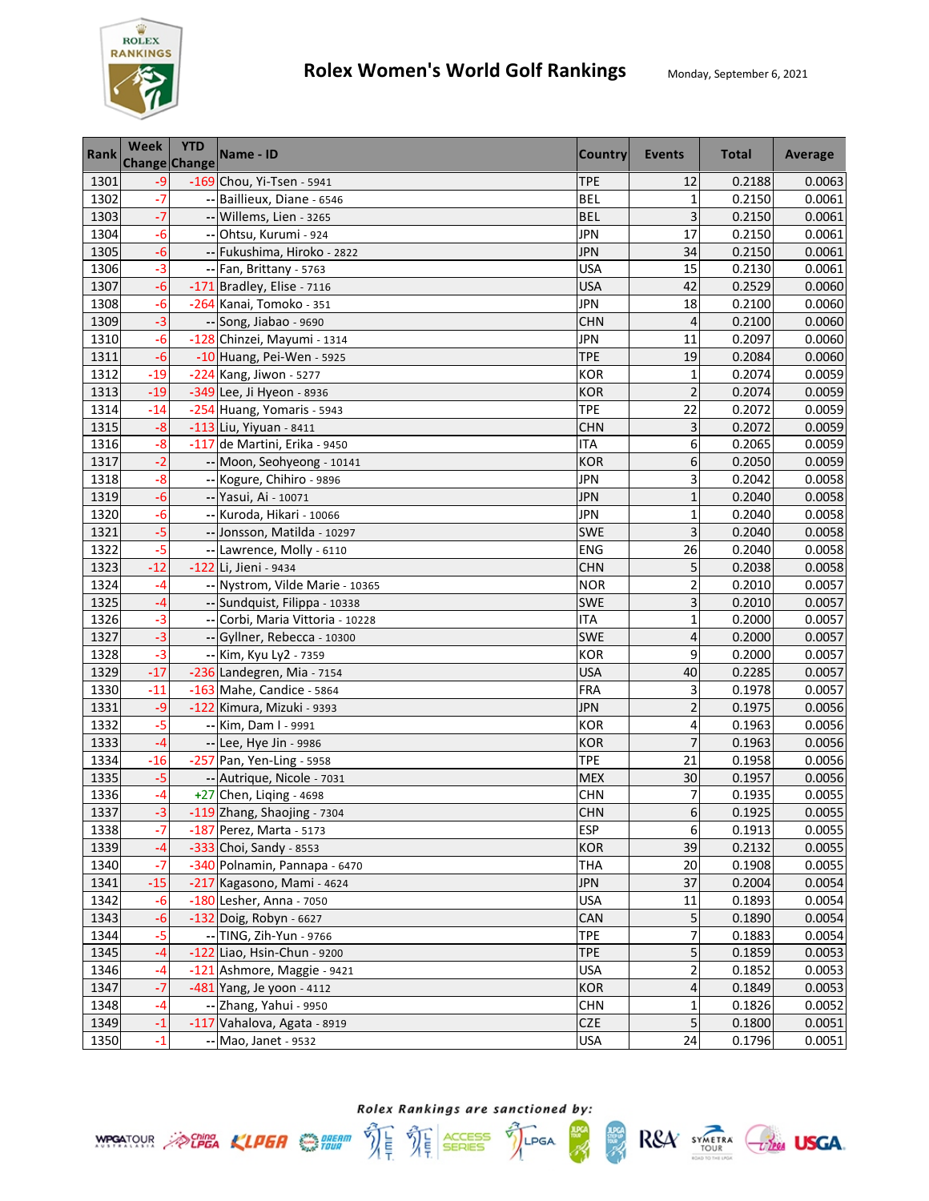# Rolex Women's World Golf Rankings

Monday, September 6, 2021

| Rank | Week Change | YTD Change | Name - ID | Country | Events | Total | Average |
|---|---|---|---|---|---|---|---|
| 1301 | -9 | -169 | Chou, Yi-Tsen - 5941 | TPE | 12 | 0.2188 | 0.0063 |
| 1302 | -7 | -- | Baillieux, Diane - 6546 | BEL | 1 | 0.2150 | 0.0061 |
| 1303 | -7 | -- | Willems, Lien - 3265 | BEL | 3 | 0.2150 | 0.0061 |
| 1304 | -6 | -- | Ohtsu, Kurumi - 924 | JPN | 17 | 0.2150 | 0.0061 |
| 1305 | -6 | -- | Fukushima, Hiroko - 2822 | JPN | 34 | 0.2150 | 0.0061 |
| 1306 | -3 | -- | Fan, Brittany - 5763 | USA | 15 | 0.2130 | 0.0061 |
| 1307 | -6 | -171 | Bradley, Elise - 7116 | USA | 42 | 0.2529 | 0.0060 |
| 1308 | -6 | -264 | Kanai, Tomoko - 351 | JPN | 18 | 0.2100 | 0.0060 |
| 1309 | -3 | -- | Song, Jiabao - 9690 | CHN | 4 | 0.2100 | 0.0060 |
| 1310 | -6 | -128 | Chinzei, Mayumi - 1314 | JPN | 11 | 0.2097 | 0.0060 |
| 1311 | -6 | -10 | Huang, Pei-Wen - 5925 | TPE | 19 | 0.2084 | 0.0060 |
| 1312 | -19 | -224 | Kang, Jiwon - 5277 | KOR | 1 | 0.2074 | 0.0059 |
| 1313 | -19 | -349 | Lee, Ji Hyeon - 8936 | KOR | 2 | 0.2074 | 0.0059 |
| 1314 | -14 | -254 | Huang, Yomaris - 5943 | TPE | 22 | 0.2072 | 0.0059 |
| 1315 | -8 | -113 | Liu, Yiyuan - 8411 | CHN | 3 | 0.2072 | 0.0059 |
| 1316 | -8 | -117 | de Martini, Erika - 9450 | ITA | 6 | 0.2065 | 0.0059 |
| 1317 | -2 | -- | Moon, Seohyeong - 10141 | KOR | 6 | 0.2050 | 0.0059 |
| 1318 | -8 | -- | Kogure, Chihiro - 9896 | JPN | 3 | 0.2042 | 0.0058 |
| 1319 | -6 | -- | Yasui, Ai - 10071 | JPN | 1 | 0.2040 | 0.0058 |
| 1320 | -6 | -- | Kuroda, Hikari - 10066 | JPN | 1 | 0.2040 | 0.0058 |
| 1321 | -5 | -- | Jonsson, Matilda - 10297 | SWE | 3 | 0.2040 | 0.0058 |
| 1322 | -5 | -- | Lawrence, Molly - 6110 | ENG | 26 | 0.2040 | 0.0058 |
| 1323 | -12 | -122 | Li, Jieni - 9434 | CHN | 5 | 0.2038 | 0.0058 |
| 1324 | -4 | -- | Nystrom, Vilde Marie - 10365 | NOR | 2 | 0.2010 | 0.0057 |
| 1325 | -4 | -- | Sundquist, Filippa - 10338 | SWE | 3 | 0.2010 | 0.0057 |
| 1326 | -3 | -- | Corbi, Maria Vittoria - 10228 | ITA | 1 | 0.2000 | 0.0057 |
| 1327 | -3 | -- | Gyllner, Rebecca - 10300 | SWE | 4 | 0.2000 | 0.0057 |
| 1328 | -3 | -- | Kim, Kyu Ly2 - 7359 | KOR | 9 | 0.2000 | 0.0057 |
| 1329 | -17 | -236 | Landegren, Mia - 7154 | USA | 40 | 0.2285 | 0.0057 |
| 1330 | -11 | -163 | Mahe, Candice - 5864 | FRA | 3 | 0.1978 | 0.0057 |
| 1331 | -9 | -122 | Kimura, Mizuki - 9393 | JPN | 2 | 0.1975 | 0.0056 |
| 1332 | -5 | -- | Kim, Dam I - 9991 | KOR | 4 | 0.1963 | 0.0056 |
| 1333 | -4 | -- | Lee, Hye Jin - 9986 | KOR | 7 | 0.1963 | 0.0056 |
| 1334 | -16 | -257 | Pan, Yen-Ling - 5958 | TPE | 21 | 0.1958 | 0.0056 |
| 1335 | -5 | -- | Autrique, Nicole - 7031 | MEX | 30 | 0.1957 | 0.0056 |
| 1336 | -4 | +27 | Chen, Liqing - 4698 | CHN | 7 | 0.1935 | 0.0055 |
| 1337 | -3 | -119 | Zhang, Shaojing - 7304 | CHN | 6 | 0.1925 | 0.0055 |
| 1338 | -7 | -187 | Perez, Marta - 5173 | ESP | 6 | 0.1913 | 0.0055 |
| 1339 | -4 | -333 | Choi, Sandy - 8553 | KOR | 39 | 0.2132 | 0.0055 |
| 1340 | -7 | -340 | Polnamin, Pannapa - 6470 | THA | 20 | 0.1908 | 0.0055 |
| 1341 | -15 | -217 | Kagasono, Mami - 4624 | JPN | 37 | 0.2004 | 0.0054 |
| 1342 | -6 | -180 | Lesher, Anna - 7050 | USA | 11 | 0.1893 | 0.0054 |
| 1343 | -6 | -132 | Doig, Robyn - 6627 | CAN | 5 | 0.1890 | 0.0054 |
| 1344 | -5 | -- | TING, Zih-Yun - 9766 | TPE | 7 | 0.1883 | 0.0054 |
| 1345 | -4 | -122 | Liao, Hsin-Chun - 9200 | TPE | 5 | 0.1859 | 0.0053 |
| 1346 | -4 | -121 | Ashmore, Maggie - 9421 | USA | 2 | 0.1852 | 0.0053 |
| 1347 | -7 | -481 | Yang, Je yoon - 4112 | KOR | 4 | 0.1849 | 0.0053 |
| 1348 | -4 | -- | Zhang, Yahui - 9950 | CHN | 1 | 0.1826 | 0.0052 |
| 1349 | -1 | -117 | Vahalova, Agata - 8919 | CZE | 5 | 0.1800 | 0.0051 |
| 1350 | -1 | -- | Mao, Janet - 9532 | USA | 24 | 0.1796 | 0.0051 |

*Rolex Rankings are sanctioned by:*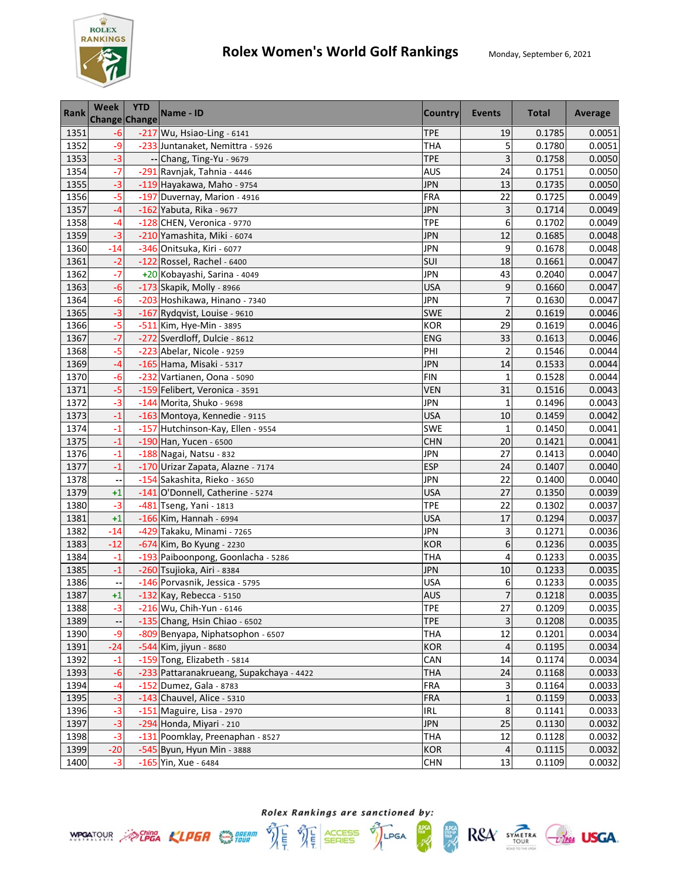# Rolex Women's World Golf Rankings

Monday, September 6, 2021

| Rank | Week Change | YTD Change | Name - ID | Country | Events | Total | Average |
|---|---|---|---|---|---|---|---|
| 1351 | -6 | -217 | Wu, Hsiao-Ling - 6141 | TPE | 19 | 0.1785 | 0.0051 |
| 1352 | -9 | -233 | Juntanaket, Nemittra - 5926 | THA | 5 | 0.1780 | 0.0051 |
| 1353 | -3 | -- | Chang, Ting-Yu - 9679 | TPE | 3 | 0.1758 | 0.0050 |
| 1354 | -7 | -291 | Ravnjak, Tahnia - 4446 | AUS | 24 | 0.1751 | 0.0050 |
| 1355 | -3 | -119 | Hayakawa, Maho - 9754 | JPN | 13 | 0.1735 | 0.0050 |
| 1356 | -5 | -197 | Duvernay, Marion - 4916 | FRA | 22 | 0.1725 | 0.0049 |
| 1357 | -4 | -162 | Yabuta, Rika - 9677 | JPN | 3 | 0.1714 | 0.0049 |
| 1358 | -4 | -128 | CHEN, Veronica - 9770 | TPE | 6 | 0.1702 | 0.0049 |
| 1359 | -3 | -210 | Yamashita, Miki - 6074 | JPN | 12 | 0.1685 | 0.0048 |
| 1360 | -14 | -346 | Onitsuka, Kiri - 6077 | JPN | 9 | 0.1678 | 0.0048 |
| 1361 | -2 | -122 | Rossel, Rachel - 6400 | SUI | 18 | 0.1661 | 0.0047 |
| 1362 | -7 | +20 | Kobayashi, Sarina - 4049 | JPN | 43 | 0.2040 | 0.0047 |
| 1363 | -6 | -173 | Skapik, Molly - 8966 | USA | 9 | 0.1660 | 0.0047 |
| 1364 | -6 | -203 | Hoshikawa, Hinano - 7340 | JPN | 7 | 0.1630 | 0.0047 |
| 1365 | -3 | -167 | Rydqvist, Louise - 9610 | SWE | 2 | 0.1619 | 0.0046 |
| 1366 | -5 | -511 | Kim, Hye-Min - 3895 | KOR | 29 | 0.1619 | 0.0046 |
| 1367 | -7 | -272 | Sverdloff, Dulcie - 8612 | ENG | 33 | 0.1613 | 0.0046 |
| 1368 | -5 | -223 | Abelar, Nicole - 9259 | PHI | 2 | 0.1546 | 0.0044 |
| 1369 | -4 | -165 | Hama, Misaki - 5317 | JPN | 14 | 0.1533 | 0.0044 |
| 1370 | -6 | -232 | Vartianen, Oona - 5090 | FIN | 1 | 0.1528 | 0.0044 |
| 1371 | -5 | -159 | Felibert, Veronica - 3591 | VEN | 31 | 0.1516 | 0.0043 |
| 1372 | -3 | -144 | Morita, Shuko - 9698 | JPN | 1 | 0.1496 | 0.0043 |
| 1373 | -1 | -163 | Montoya, Kennedie - 9115 | USA | 10 | 0.1459 | 0.0042 |
| 1374 | -1 | -157 | Hutchinson-Kay, Ellen - 9554 | SWE | 1 | 0.1450 | 0.0041 |
| 1375 | -1 | -190 | Han, Yucen - 6500 | CHN | 20 | 0.1421 | 0.0041 |
| 1376 | -1 | -188 | Nagai, Natsu - 832 | JPN | 27 | 0.1413 | 0.0040 |
| 1377 | -1 | -170 | Urizar Zapata, Alazne - 7174 | ESP | 24 | 0.1407 | 0.0040 |
| 1378 | -- | -154 | Sakashita, Rieko - 3650 | JPN | 22 | 0.1400 | 0.0040 |
| 1379 | +1 | -141 | O'Donnell, Catherine - 5274 | USA | 27 | 0.1350 | 0.0039 |
| 1380 | -3 | -481 | Tseng, Yani - 1813 | TPE | 22 | 0.1302 | 0.0037 |
| 1381 | +1 | -166 | Kim, Hannah - 6994 | USA | 17 | 0.1294 | 0.0037 |
| 1382 | -14 | -429 | Takaku, Minami - 7265 | JPN | 3 | 0.1271 | 0.0036 |
| 1383 | -12 | -674 | Kim, Bo Kyung - 2230 | KOR | 6 | 0.1236 | 0.0035 |
| 1384 | -1 | -193 | Paiboonpong, Goonlacha - 5286 | THA | 4 | 0.1233 | 0.0035 |
| 1385 | -1 | -260 | Tsujioka, Airi - 8384 | JPN | 10 | 0.1233 | 0.0035 |
| 1386 | -- | -146 | Porvasnik, Jessica - 5795 | USA | 6 | 0.1233 | 0.0035 |
| 1387 | +1 | -132 | Kay, Rebecca - 5150 | AUS | 7 | 0.1218 | 0.0035 |
| 1388 | -3 | -216 | Wu, Chih-Yun - 6146 | TPE | 27 | 0.1209 | 0.0035 |
| 1389 | -- | -135 | Chang, Hsin Chiao - 6502 | TPE | 3 | 0.1208 | 0.0035 |
| 1390 | -9 | -809 | Benyapa, Niphatsophon - 6507 | THA | 12 | 0.1201 | 0.0034 |
| 1391 | -24 | -544 | Kim, jiyun - 8680 | KOR | 4 | 0.1195 | 0.0034 |
| 1392 | -1 | -159 | Tong, Elizabeth - 5814 | CAN | 14 | 0.1174 | 0.0034 |
| 1393 | -6 | -233 | Pattaranakrueang, Supakchaya - 4422 | THA | 24 | 0.1168 | 0.0033 |
| 1394 | -4 | -152 | Dumez, Gala - 8783 | FRA | 3 | 0.1164 | 0.0033 |
| 1395 | -3 | -143 | Chauvel, Alice - 5310 | FRA | 1 | 0.1159 | 0.0033 |
| 1396 | -3 | -151 | Maguire, Lisa - 2970 | IRL | 8 | 0.1141 | 0.0033 |
| 1397 | -3 | -294 | Honda, Miyari - 210 | JPN | 25 | 0.1130 | 0.0032 |
| 1398 | -3 | -131 | Poomklay, Preenaphan - 8527 | THA | 12 | 0.1128 | 0.0032 |
| 1399 | -20 | -545 | Byun, Hyun Min - 3888 | KOR | 4 | 0.1115 | 0.0032 |
| 1400 | -3 | -165 | Yin, Xue - 6484 | CHN | 13 | 0.1109 | 0.0032 |

*Rolex Rankings are sanctioned by:*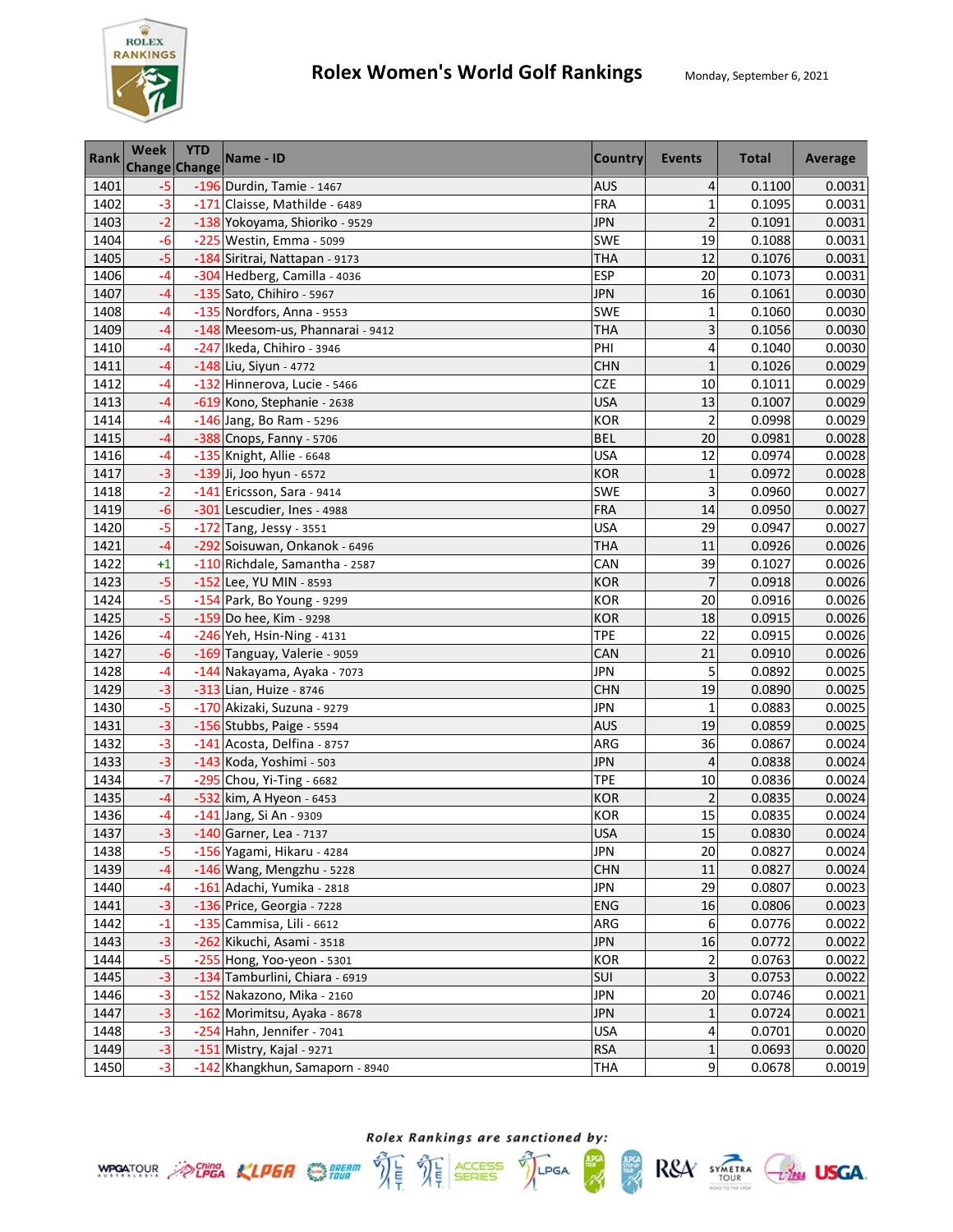# Rolex Women's World Golf Rankings

Monday, September 6, 2021

| Rank | Week Change | YTD Change | Name - ID | Country | Events | Total | Average |
|---|---|---|---|---|---|---|---|
| 1401 | -5 | -196 | Durdin, Tamie - 1467 | AUS | 4 | 0.1100 | 0.0031 |
| 1402 | -3 | -171 | Claisse, Mathilde - 6489 | FRA | 1 | 0.1095 | 0.0031 |
| 1403 | -2 | -138 | Yokoyama, Shioriko - 9529 | JPN | 2 | 0.1091 | 0.0031 |
| 1404 | -6 | -225 | Westin, Emma - 5099 | SWE | 19 | 0.1088 | 0.0031 |
| 1405 | -5 | -184 | Siritrai, Nattapan - 9173 | THA | 12 | 0.1076 | 0.0031 |
| 1406 | -4 | -304 | Hedberg, Camilla - 4036 | ESP | 20 | 0.1073 | 0.0031 |
| 1407 | -4 | -135 | Sato, Chihiro - 5967 | JPN | 16 | 0.1061 | 0.0030 |
| 1408 | -4 | -135 | Nordfors, Anna - 9553 | SWE | 1 | 0.1060 | 0.0030 |
| 1409 | -4 | -148 | Meesom-us, Phannarai - 9412 | THA | 3 | 0.1056 | 0.0030 |
| 1410 | -4 | -247 | Ikeda, Chihiro - 3946 | PHI | 4 | 0.1040 | 0.0030 |
| 1411 | -4 | -148 | Liu, Siyun - 4772 | CHN | 1 | 0.1026 | 0.0029 |
| 1412 | -4 | -132 | Hinnerova, Lucie - 5466 | CZE | 10 | 0.1011 | 0.0029 |
| 1413 | -4 | -619 | Kono, Stephanie - 2638 | USA | 13 | 0.1007 | 0.0029 |
| 1414 | -4 | -146 | Jang, Bo Ram - 5296 | KOR | 2 | 0.0998 | 0.0029 |
| 1415 | -4 | -388 | Cnops, Fanny - 5706 | BEL | 20 | 0.0981 | 0.0028 |
| 1416 | -4 | -135 | Knight, Allie - 6648 | USA | 12 | 0.0974 | 0.0028 |
| 1417 | -3 | -139 | Ji, Joo hyun - 6572 | KOR | 1 | 0.0972 | 0.0028 |
| 1418 | -2 | -141 | Ericsson, Sara - 9414 | SWE | 3 | 0.0960 | 0.0027 |
| 1419 | -6 | -301 | Lescudier, Ines - 4988 | FRA | 14 | 0.0950 | 0.0027 |
| 1420 | -5 | -172 | Tang, Jessy - 3551 | USA | 29 | 0.0947 | 0.0027 |
| 1421 | -4 | -292 | Soisuwan, Onkanok - 6496 | THA | 11 | 0.0926 | 0.0026 |
| 1422 | +1 | -110 | Richdale, Samantha - 2587 | CAN | 39 | 0.1027 | 0.0026 |
| 1423 | -5 | -152 | Lee, YU MIN - 8593 | KOR | 7 | 0.0918 | 0.0026 |
| 1424 | -5 | -154 | Park, Bo Young - 9299 | KOR | 20 | 0.0916 | 0.0026 |
| 1425 | -5 | -159 | Do hee, Kim - 9298 | KOR | 18 | 0.0915 | 0.0026 |
| 1426 | -4 | -246 | Yeh, Hsin-Ning - 4131 | TPE | 22 | 0.0915 | 0.0026 |
| 1427 | -6 | -169 | Tanguay, Valerie - 9059 | CAN | 21 | 0.0910 | 0.0026 |
| 1428 | -4 | -144 | Nakayama, Ayaka - 7073 | JPN | 5 | 0.0892 | 0.0025 |
| 1429 | -3 | -313 | Lian, Huize - 8746 | CHN | 19 | 0.0890 | 0.0025 |
| 1430 | -5 | -170 | Akizaki, Suzuna - 9279 | JPN | 1 | 0.0883 | 0.0025 |
| 1431 | -3 | -156 | Stubbs, Paige - 5594 | AUS | 19 | 0.0859 | 0.0025 |
| 1432 | -3 | -141 | Acosta, Delfina - 8757 | ARG | 36 | 0.0867 | 0.0024 |
| 1433 | -3 | -143 | Koda, Yoshimi - 503 | JPN | 4 | 0.0838 | 0.0024 |
| 1434 | -7 | -295 | Chou, Yi-Ting - 6682 | TPE | 10 | 0.0836 | 0.0024 |
| 1435 | -4 | -532 | kim, A Hyeon - 6453 | KOR | 2 | 0.0835 | 0.0024 |
| 1436 | -4 | -141 | Jang, Si An - 9309 | KOR | 15 | 0.0835 | 0.0024 |
| 1437 | -3 | -140 | Garner, Lea - 7137 | USA | 15 | 0.0830 | 0.0024 |
| 1438 | -5 | -156 | Yagami, Hikaru - 4284 | JPN | 20 | 0.0827 | 0.0024 |
| 1439 | -4 | -146 | Wang, Mengzhu - 5228 | CHN | 11 | 0.0827 | 0.0024 |
| 1440 | -4 | -161 | Adachi, Yumika - 2818 | JPN | 29 | 0.0807 | 0.0023 |
| 1441 | -3 | -136 | Price, Georgia - 7228 | ENG | 16 | 0.0806 | 0.0023 |
| 1442 | -1 | -135 | Cammisa, Lili - 6612 | ARG | 6 | 0.0776 | 0.0022 |
| 1443 | -3 | -262 | Kikuchi, Asami - 3518 | JPN | 16 | 0.0772 | 0.0022 |
| 1444 | -5 | -255 | Hong, Yoo-yeon - 5301 | KOR | 2 | 0.0763 | 0.0022 |
| 1445 | -3 | -134 | Tamburlini, Chiara - 6919 | SUI | 3 | 0.0753 | 0.0022 |
| 1446 | -3 | -152 | Nakazono, Mika - 2160 | JPN | 20 | 0.0746 | 0.0021 |
| 1447 | -3 | -162 | Morimitsu, Ayaka - 8678 | JPN | 1 | 0.0724 | 0.0021 |
| 1448 | -3 | -254 | Hahn, Jennifer - 7041 | USA | 4 | 0.0701 | 0.0020 |
| 1449 | -3 | -151 | Mistry, Kajal - 9271 | RSA | 1 | 0.0693 | 0.0020 |
| 1450 | -3 | -142 | Khangkhun, Samaporn - 8940 | THA | 9 | 0.0678 | 0.0019 |

*Rolex Rankings are sanctioned by:*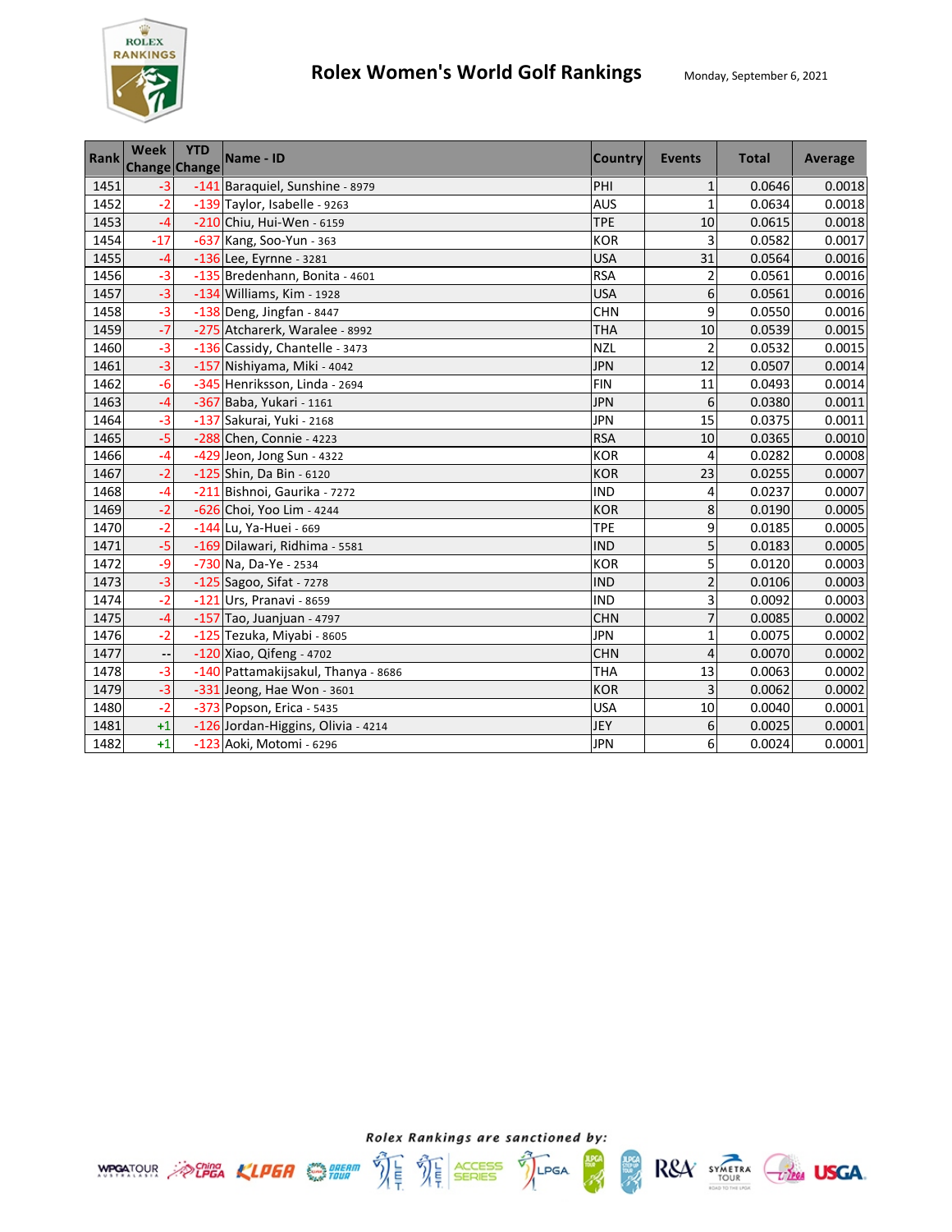# Rolex Women's World Golf Rankings

Monday, September 6, 2021

| Rank | Week Change | YTD Change | Name - ID | Country | Events | Total | Average |
|---|---|---|---|---|---|---|---|
| 1451 | -3 | -141 | Baraquiel, Sunshine - 8979 | PHI | 1 | 0.0646 | 0.0018 |
| 1452 | -2 | -139 | Taylor, Isabelle - 9263 | AUS | 1 | 0.0634 | 0.0018 |
| 1453 | -4 | -210 | Chiu, Hui-Wen - 6159 | TPE | 10 | 0.0615 | 0.0018 |
| 1454 | -17 | -637 | Kang, Soo-Yun - 363 | KOR | 3 | 0.0582 | 0.0017 |
| 1455 | -4 | -136 | Lee, Eyrnne - 3281 | USA | 31 | 0.0564 | 0.0016 |
| 1456 | -3 | -135 | Bredenhann, Bonita - 4601 | RSA | 2 | 0.0561 | 0.0016 |
| 1457 | -3 | -134 | Williams, Kim - 1928 | USA | 6 | 0.0561 | 0.0016 |
| 1458 | -3 | -138 | Deng, Jingfan - 8447 | CHN | 9 | 0.0550 | 0.0016 |
| 1459 | -7 | -275 | Atcharerk, Waralee - 8992 | THA | 10 | 0.0539 | 0.0015 |
| 1460 | -3 | -136 | Cassidy, Chantelle - 3473 | NZL | 2 | 0.0532 | 0.0015 |
| 1461 | -3 | -157 | Nishiyama, Miki - 4042 | JPN | 12 | 0.0507 | 0.0014 |
| 1462 | -6 | -345 | Henriksson, Linda - 2694 | FIN | 11 | 0.0493 | 0.0014 |
| 1463 | -4 | -367 | Baba, Yukari - 1161 | JPN | 6 | 0.0380 | 0.0011 |
| 1464 | -3 | -137 | Sakurai, Yuki - 2168 | JPN | 15 | 0.0375 | 0.0011 |
| 1465 | -5 | -288 | Chen, Connie - 4223 | RSA | 10 | 0.0365 | 0.0010 |
| 1466 | -4 | -429 | Jeon, Jong Sun - 4322 | KOR | 4 | 0.0282 | 0.0008 |
| 1467 | -2 | -125 | Shin, Da Bin - 6120 | KOR | 23 | 0.0255 | 0.0007 |
| 1468 | -4 | -211 | Bishnoi, Gaurika - 7272 | IND | 4 | 0.0237 | 0.0007 |
| 1469 | -2 | -626 | Choi, Yoo Lim - 4244 | KOR | 8 | 0.0190 | 0.0005 |
| 1470 | -2 | -144 | Lu, Ya-Huei - 669 | TPE | 9 | 0.0185 | 0.0005 |
| 1471 | -5 | -169 | Dilawari, Ridhima - 5581 | IND | 5 | 0.0183 | 0.0005 |
| 1472 | -9 | -730 | Na, Da-Ye - 2534 | KOR | 5 | 0.0120 | 0.0003 |
| 1473 | -3 | -125 | Sagoo, Sifat - 7278 | IND | 2 | 0.0106 | 0.0003 |
| 1474 | -2 | -121 | Urs, Pranavi - 8659 | IND | 3 | 0.0092 | 0.0003 |
| 1475 | -4 | -157 | Tao, Juanjuan - 4797 | CHN | 7 | 0.0085 | 0.0002 |
| 1476 | -2 | -125 | Tezuka, Miyabi - 8605 | JPN | 1 | 0.0075 | 0.0002 |
| 1477 | -- | -120 | Xiao, Qifeng - 4702 | CHN | 4 | 0.0070 | 0.0002 |
| 1478 | -3 | -140 | Pattamakijsakul, Thanya - 8686 | THA | 13 | 0.0063 | 0.0002 |
| 1479 | -3 | -331 | Jeong, Hae Won - 3601 | KOR | 3 | 0.0062 | 0.0002 |
| 1480 | -2 | -373 | Popson, Erica - 5435 | USA | 10 | 0.0040 | 0.0001 |
| 1481 | +1 | -126 | Jordan-Higgins, Olivia - 4214 | JEY | 6 | 0.0025 | 0.0001 |
| 1482 | +1 | -123 | Aoki, Motomi - 6296 | JPN | 6 | 0.0024 | 0.0001 |

*Rolex Rankings are sanctioned by:*